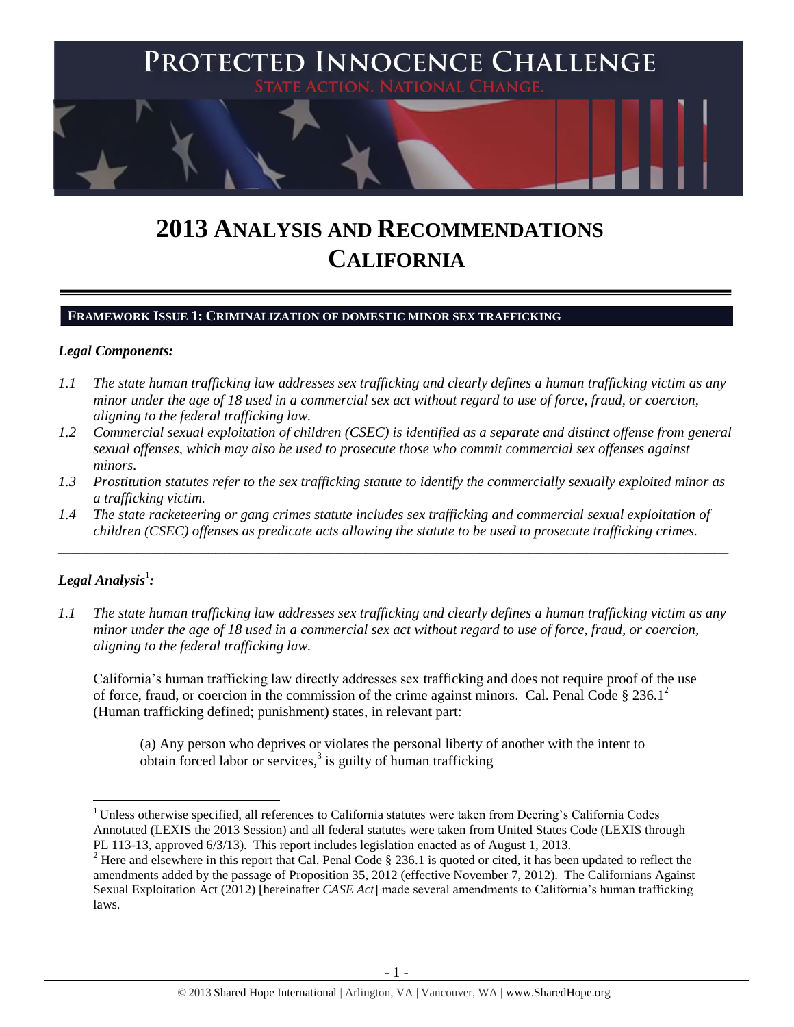# PROTECTED INNOCENCE CHALLENGE

STATE ACTION. NATIONAL CHANGE.

# 2013 ANALYSIS AND RECOMMENDATIONS CALIFORNIA

## FRAMEWORK ISSUE 1: CRIMINALIZATION OF DOMESTIC MINOR SEX TRAFFICKING

### *Legal Components:*

*1.1 The state human trafficking law addresses sex trafficking and clearly defines a human trafficking victim as any minor under the age of 18 used in a commercial sex act without regard to use of force, fraud, or coercion, aligning to the federal trafficking law.*

*1.2 Commercial sexual exploitation of children (CSEC) is identified as a separate and distinct offense from general sexual offenses, which may also be used to prosecute those who commit commercial sex offenses against minors.*

*1.3 Prostitution statutes refer to the sex trafficking statute to identify the commercially sexually exploited minor as a trafficking victim.*

*1.4 The state racketeering or gang crimes statute includes sex trafficking and commercial sexual exploitation of children (CSEC) offenses as predicate acts allowing the statute to be used to prosecute trafficking crimes.*

---

### *Legal Analysis*[1]*:*

*1.1 The state human trafficking law addresses sex trafficking and clearly defines a human trafficking victim as any minor under the age of 18 used in a commercial sex act without regard to use of force, fraud, or coercion, aligning to the federal trafficking law.*

California's human trafficking law directly addresses sex trafficking and does not require proof of the use of force, fraud, or coercion in the commission of the crime against minors. Cal. Penal Code § 236.1[2] (Human trafficking defined; punishment) states, in relevant part:

> (a) Any person who deprives or violates the personal liberty of another with the intent to obtain forced labor or services,[3] is guilty of human trafficking

---

[1] Unless otherwise specified, all references to California statutes were taken from Deering's California Codes Annotated (LEXIS the 2013 Session) and all federal statutes were taken from United States Code (LEXIS through PL 113-13, approved 6/3/13). This report includes legislation enacted as of August 1, 2013.

[2] Here and elsewhere in this report that Cal. Penal Code § 236.1 is quoted or cited, it has been updated to reflect the amendments added by the passage of Proposition 35, 2012 (effective November 7, 2012). The Californians Against Sexual Exploitation Act (2012) [hereinafter *CASE Act*] made several amendments to California's human trafficking laws.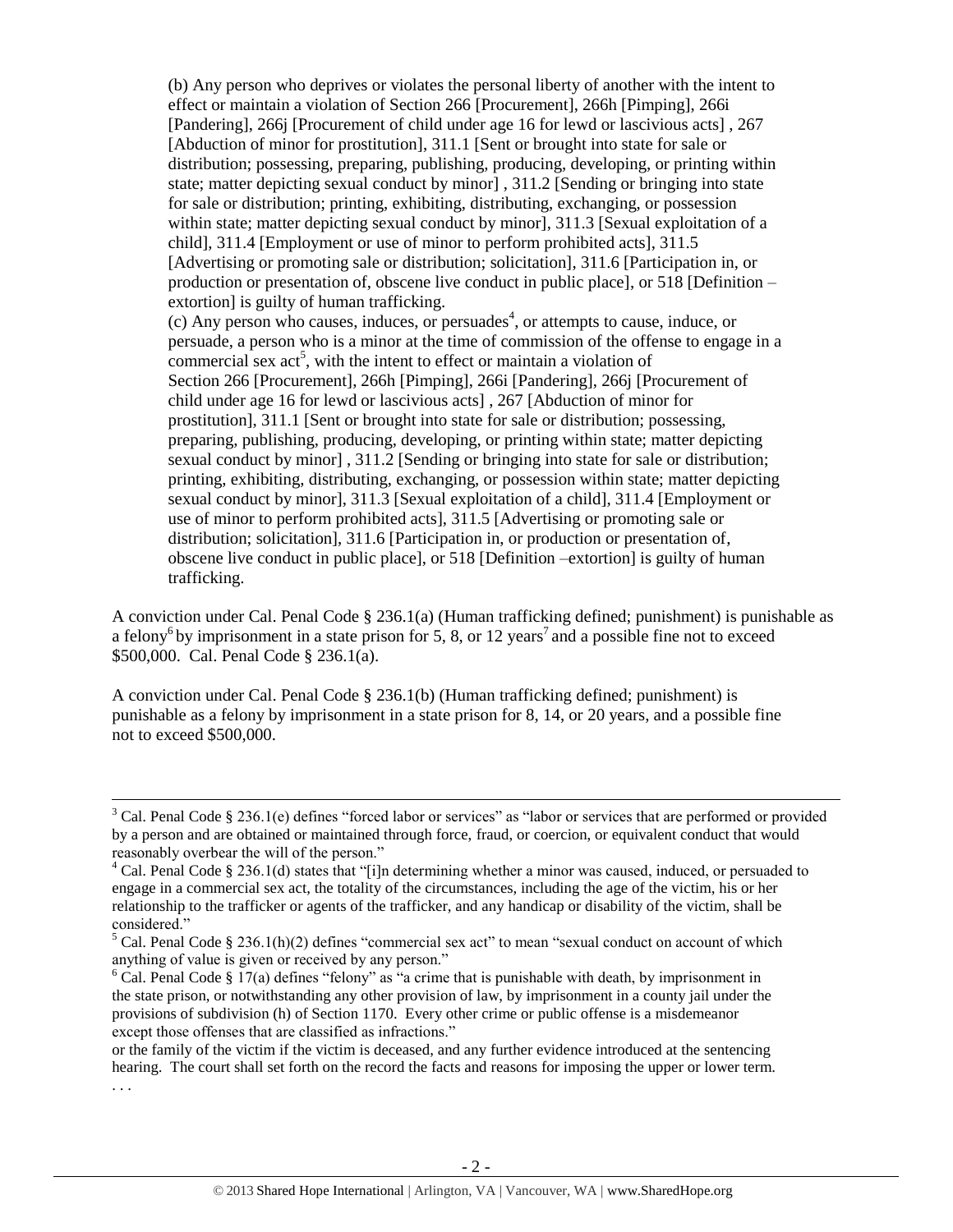> (b) Any person who deprives or violates the personal liberty of another with the intent to effect or maintain a violation of Section 266 [Procurement], 266h [Pimping], 266i [Pandering], 266j [Procurement of child under age 16 for lewd or lascivious acts] , 267 [Abduction of minor for prostitution], 311.1 [Sent or brought into state for sale or distribution; possessing, preparing, publishing, producing, developing, or printing within state; matter depicting sexual conduct by minor] , 311.2 [Sending or bringing into state for sale or distribution; printing, exhibiting, distributing, exchanging, or possession within state; matter depicting sexual conduct by minor], 311.3 [Sexual exploitation of a child], 311.4 [Employment or use of minor to perform prohibited acts], 311.5 [Advertising or promoting sale or distribution; solicitation], 311.6 [Participation in, or production or presentation of, obscene live conduct in public place], or 518 [Definition – extortion] is guilty of human trafficking.
>
> (c) Any person who causes, induces, or persuades[4], or attempts to cause, induce, or persuade, a person who is a minor at the time of commission of the offense to engage in a commercial sex act[5], with the intent to effect or maintain a violation of Section 266 [Procurement], 266h [Pimping], 266i [Pandering], 266j [Procurement of child under age 16 for lewd or lascivious acts] , 267 [Abduction of minor for prostitution], 311.1 [Sent or brought into state for sale or distribution; possessing, preparing, publishing, producing, developing, or printing within state; matter depicting sexual conduct by minor] , 311.2 [Sending or bringing into state for sale or distribution; printing, exhibiting, distributing, exchanging, or possession within state; matter depicting sexual conduct by minor], 311.3 [Sexual exploitation of a child], 311.4 [Employment or use of minor to perform prohibited acts], 311.5 [Advertising or promoting sale or distribution; solicitation], 311.6 [Participation in, or production or presentation of, obscene live conduct in public place], or 518 [Definition –extortion] is guilty of human trafficking.

A conviction under Cal. Penal Code § 236.1(a) (Human trafficking defined; punishment) is punishable as a felony[6] by imprisonment in a state prison for 5, 8, or 12 years[7] and a possible fine not to exceed $500,000. Cal. Penal Code § 236.1(a).

A conviction under Cal. Penal Code § 236.1(b) (Human trafficking defined; punishment) is punishable as a felony by imprisonment in a state prison for 8, 14, or 20 years, and a possible fine not to exceed $500,000.

---

[3] Cal. Penal Code § 236.1(e) defines "forced labor or services" as "labor or services that are performed or provided by a person and are obtained or maintained through force, fraud, or coercion, or equivalent conduct that would reasonably overbear the will of the person."

[4] Cal. Penal Code § 236.1(d) states that "[i]n determining whether a minor was caused, induced, or persuaded to engage in a commercial sex act, the totality of the circumstances, including the age of the victim, his or her relationship to the trafficker or agents of the trafficker, and any handicap or disability of the victim, shall be considered."

[5] Cal. Penal Code § 236.1(h)(2) defines "commercial sex act" to mean "sexual conduct on account of which anything of value is given or received by any person."

[6] Cal. Penal Code § 17(a) defines "felony" as "a crime that is punishable with death, by imprisonment in the state prison, or notwithstanding any other provision of law, by imprisonment in a county jail under the provisions of subdivision (h) of Section 1170. Every other crime or public offense is a misdemeanor except those offenses that are classified as infractions."

or the family of the victim if the victim is deceased, and any further evidence introduced at the sentencing hearing. The court shall set forth on the record the facts and reasons for imposing the upper or lower term. . . .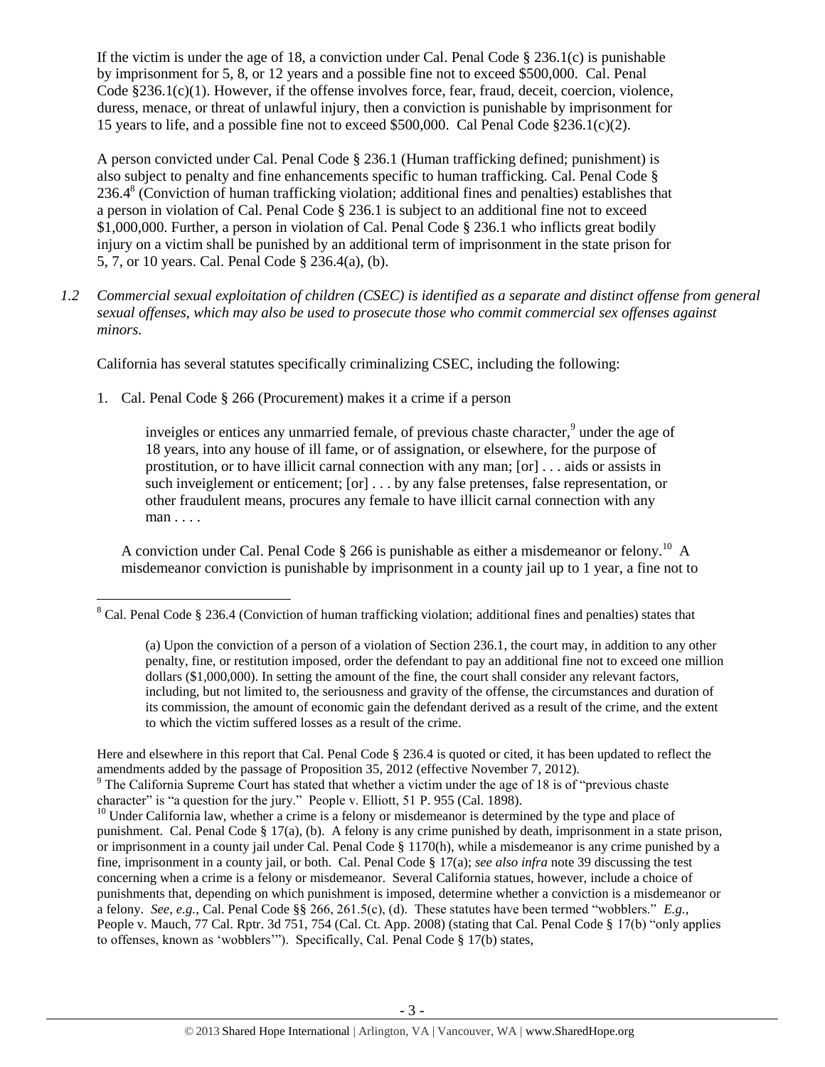If the victim is under the age of 18, a conviction under Cal. Penal Code § 236.1(c) is punishable by imprisonment for 5, 8, or 12 years and a possible fine not to exceed $500,000. Cal. Penal Code §236.1(c)(1). However, if the offense involves force, fear, fraud, deceit, coercion, violence, duress, menace, or threat of unlawful injury, then a conviction is punishable by imprisonment for 15 years to life, and a possible fine not to exceed $500,000. Cal Penal Code §236.1(c)(2).

A person convicted under Cal. Penal Code § 236.1 (Human trafficking defined; punishment) is also subject to penalty and fine enhancements specific to human trafficking. Cal. Penal Code § 236.4[8] (Conviction of human trafficking violation; additional fines and penalties) establishes that a person in violation of Cal. Penal Code § 236.1 is subject to an additional fine not to exceed $1,000,000. Further, a person in violation of Cal. Penal Code § 236.1 who inflicts great bodily injury on a victim shall be punished by an additional term of imprisonment in the state prison for 5, 7, or 10 years. Cal. Penal Code § 236.4(a), (b).

*1.2 Commercial sexual exploitation of children (CSEC) is identified as a separate and distinct offense from general sexual offenses, which may also be used to prosecute those who commit commercial sex offenses against minors.*

California has several statutes specifically criminalizing CSEC, including the following:

1. Cal. Penal Code § 266 (Procurement) makes it a crime if a person

   > inveigles or entices any unmarried female, of previous chaste character,[9] under the age of 18 years, into any house of ill fame, or of assignation, or elsewhere, for the purpose of prostitution, or to have illicit carnal connection with any man; [or] . . . aids or assists in such inveiglement or enticement; [or] . . . by any false pretenses, false representation, or other fraudulent means, procures any female to have illicit carnal connection with any man . . . .

   A conviction under Cal. Penal Code § 266 is punishable as either a misdemeanor or felony.[10] A misdemeanor conviction is punishable by imprisonment in a county jail up to 1 year, a fine not to

---

[8] Cal. Penal Code § 236.4 (Conviction of human trafficking violation; additional fines and penalties) states that

> (a) Upon the conviction of a person of a violation of Section 236.1, the court may, in addition to any other penalty, fine, or restitution imposed, order the defendant to pay an additional fine not to exceed one million dollars ($1,000,000). In setting the amount of the fine, the court shall consider any relevant factors, including, but not limited to, the seriousness and gravity of the offense, the circumstances and duration of its commission, the amount of economic gain the defendant derived as a result of the crime, and the extent to which the victim suffered losses as a result of the crime.

Here and elsewhere in this report that Cal. Penal Code § 236.4 is quoted or cited, it has been updated to reflect the amendments added by the passage of Proposition 35, 2012 (effective November 7, 2012).

[9] The California Supreme Court has stated that whether a victim under the age of 18 is of "previous chaste character" is "a question for the jury." People v. Elliott, 51 P. 955 (Cal. 1898).

[10] Under California law, whether a crime is a felony or misdemeanor is determined by the type and place of punishment. Cal. Penal Code § 17(a), (b). A felony is any crime punished by death, imprisonment in a state prison, or imprisonment in a county jail under Cal. Penal Code § 1170(h), while a misdemeanor is any crime punished by a fine, imprisonment in a county jail, or both. Cal. Penal Code § 17(a); *see also infra* note 39 discussing the test concerning when a crime is a felony or misdemeanor. Several California statues, however, include a choice of punishments that, depending on which punishment is imposed, determine whether a conviction is a misdemeanor or a felony. *See, e.g.*, Cal. Penal Code §§ 266, 261.5(c), (d). These statutes have been termed "wobblers." *E.g.*, People v. Mauch, 77 Cal. Rptr. 3d 751, 754 (Cal. Ct. App. 2008) (stating that Cal. Penal Code § 17(b) "only applies to offenses, known as 'wobblers'"). Specifically, Cal. Penal Code § 17(b) states,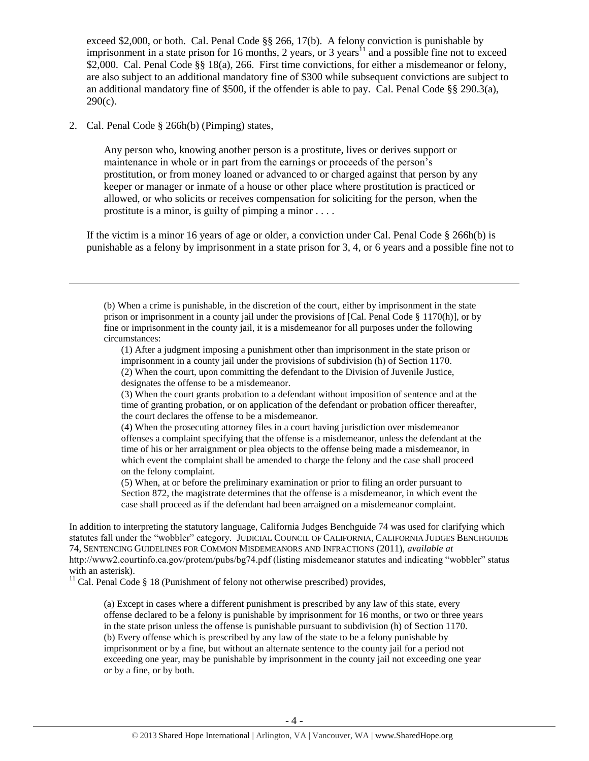exceed $2,000, or both. Cal. Penal Code §§ 266, 17(b). A felony conviction is punishable by imprisonment in a state prison for 16 months, 2 years, or 3 years[11] and a possible fine not to exceed $2,000. Cal. Penal Code §§ 18(a), 266. First time convictions, for either a misdemeanor or felony, are also subject to an additional mandatory fine of $300 while subsequent convictions are subject to an additional mandatory fine of $500, if the offender is able to pay. Cal. Penal Code §§ 290.3(a), 290(c).

2. Cal. Penal Code § 266h(b) (Pimping) states,

> Any person who, knowing another person is a prostitute, lives or derives support or maintenance in whole or in part from the earnings or proceeds of the person's prostitution, or from money loaned or advanced to or charged against that person by any keeper or manager or inmate of a house or other place where prostitution is practiced or allowed, or who solicits or receives compensation for soliciting for the person, when the prostitute is a minor, is guilty of pimping a minor . . . .

If the victim is a minor 16 years of age or older, a conviction under Cal. Penal Code § 266h(b) is punishable as a felony by imprisonment in a state prison for 3, 4, or 6 years and a possible fine not to

---

> (b) When a crime is punishable, in the discretion of the court, either by imprisonment in the state prison or imprisonment in a county jail under the provisions of [Cal. Penal Code § 1170(h)], or by fine or imprisonment in the county jail, it is a misdemeanor for all purposes under the following circumstances:
>
> (1) After a judgment imposing a punishment other than imprisonment in the state prison or imprisonment in a county jail under the provisions of subdivision (h) of Section 1170.
> (2) When the court, upon committing the defendant to the Division of Juvenile Justice, designates the offense to be a misdemeanor.
> (3) When the court grants probation to a defendant without imposition of sentence and at the time of granting probation, or on application of the defendant or probation officer thereafter, the court declares the offense to be a misdemeanor.
> (4) When the prosecuting attorney files in a court having jurisdiction over misdemeanor offenses a complaint specifying that the offense is a misdemeanor, unless the defendant at the time of his or her arraignment or plea objects to the offense being made a misdemeanor, in which event the complaint shall be amended to charge the felony and the case shall proceed on the felony complaint.
> (5) When, at or before the preliminary examination or prior to filing an order pursuant to Section 872, the magistrate determines that the offense is a misdemeanor, in which event the case shall proceed as if the defendant had been arraigned on a misdemeanor complaint.

In addition to interpreting the statutory language, California Judges Benchguide 74 was used for clarifying which statutes fall under the "wobbler" category. JUDICIAL COUNCIL OF CALIFORNIA, CALIFORNIA JUDGES BENCHGUIDE 74, SENTENCING GUIDELINES FOR COMMON MISDEMEANORS AND INFRACTIONS (2011), *available at* http://www2.courtinfo.ca.gov/protem/pubs/bg74.pdf (listing misdemeanor statutes and indicating "wobbler" status with an asterisk).

[11] Cal. Penal Code § 18 (Punishment of felony not otherwise prescribed) provides,

> (a) Except in cases where a different punishment is prescribed by any law of this state, every offense declared to be a felony is punishable by imprisonment for 16 months, or two or three years in the state prison unless the offense is punishable pursuant to subdivision (h) of Section 1170.
> (b) Every offense which is prescribed by any law of the state to be a felony punishable by imprisonment or by a fine, but without an alternate sentence to the county jail for a period not exceeding one year, may be punishable by imprisonment in the county jail not exceeding one year or by a fine, or by both.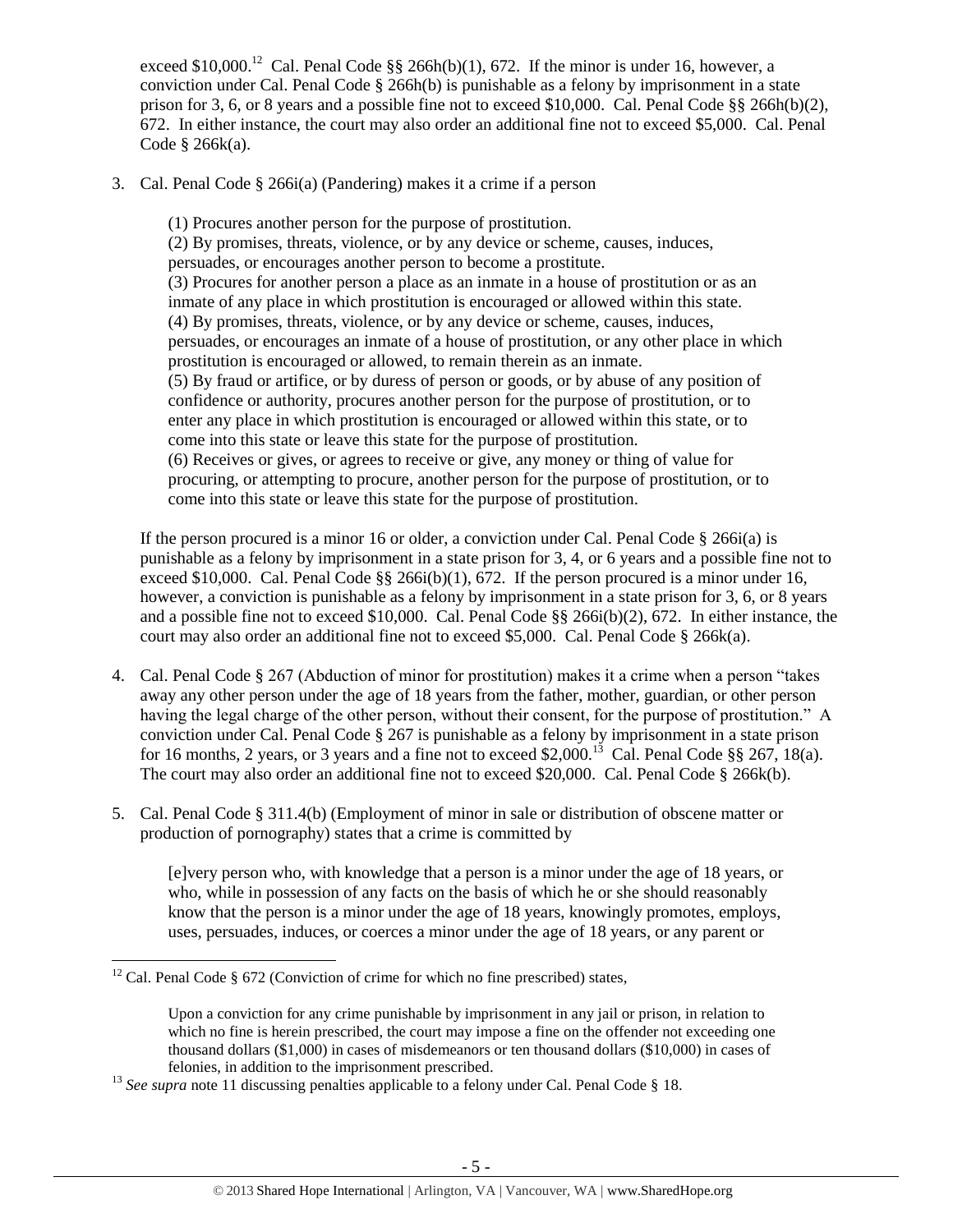exceed $10,000.[12] Cal. Penal Code §§ 266h(b)(1), 672. If the minor is under 16, however, a conviction under Cal. Penal Code § 266h(b) is punishable as a felony by imprisonment in a state prison for 3, 6, or 8 years and a possible fine not to exceed $10,000. Cal. Penal Code §§ 266h(b)(2), 672. In either instance, the court may also order an additional fine not to exceed $5,000. Cal. Penal Code § 266k(a).

3. Cal. Penal Code § 266i(a) (Pandering) makes it a crime if a person

   (1) Procures another person for the purpose of prostitution.
   (2) By promises, threats, violence, or by any device or scheme, causes, induces, persuades, or encourages another person to become a prostitute.
   (3) Procures for another person a place as an inmate in a house of prostitution or as an inmate of any place in which prostitution is encouraged or allowed within this state.
   (4) By promises, threats, violence, or by any device or scheme, causes, induces, persuades, or encourages an inmate of a house of prostitution, or any other place in which prostitution is encouraged or allowed, to remain therein as an inmate.
   (5) By fraud or artifice, or by duress of person or goods, or by abuse of any position of confidence or authority, procures another person for the purpose of prostitution, or to enter any place in which prostitution is encouraged or allowed within this state, or to come into this state or leave this state for the purpose of prostitution.
   (6) Receives or gives, or agrees to receive or give, any money or thing of value for procuring, or attempting to procure, another person for the purpose of prostitution, or to come into this state or leave this state for the purpose of prostitution.

   If the person procured is a minor 16 or older, a conviction under Cal. Penal Code § 266i(a) is punishable as a felony by imprisonment in a state prison for 3, 4, or 6 years and a possible fine not to exceed $10,000. Cal. Penal Code §§ 266i(b)(1), 672. If the person procured is a minor under 16, however, a conviction is punishable as a felony by imprisonment in a state prison for 3, 6, or 8 years and a possible fine not to exceed $10,000. Cal. Penal Code §§ 266i(b)(2), 672. In either instance, the court may also order an additional fine not to exceed $5,000. Cal. Penal Code § 266k(a).

4. Cal. Penal Code § 267 (Abduction of minor for prostitution) makes it a crime when a person "takes away any other person under the age of 18 years from the father, mother, guardian, or other person having the legal charge of the other person, without their consent, for the purpose of prostitution." A conviction under Cal. Penal Code § 267 is punishable as a felony by imprisonment in a state prison for 16 months, 2 years, or 3 years and a fine not to exceed $2,000.[13] Cal. Penal Code §§ 267, 18(a). The court may also order an additional fine not to exceed $20,000. Cal. Penal Code § 266k(b).

5. Cal. Penal Code § 311.4(b) (Employment of minor in sale or distribution of obscene matter or production of pornography) states that a crime is committed by

   [e]very person who, with knowledge that a person is a minor under the age of 18 years, or who, while in possession of any facts on the basis of which he or she should reasonably know that the person is a minor under the age of 18 years, knowingly promotes, employs, uses, persuades, induces, or coerces a minor under the age of 18 years, or any parent or

---

[12] Cal. Penal Code § 672 (Conviction of crime for which no fine prescribed) states,

> Upon a conviction for any crime punishable by imprisonment in any jail or prison, in relation to which no fine is herein prescribed, the court may impose a fine on the offender not exceeding one thousand dollars ($1,000) in cases of misdemeanors or ten thousand dollars ($10,000) in cases of felonies, in addition to the imprisonment prescribed.

[13] *See supra* note 11 discussing penalties applicable to a felony under Cal. Penal Code § 18.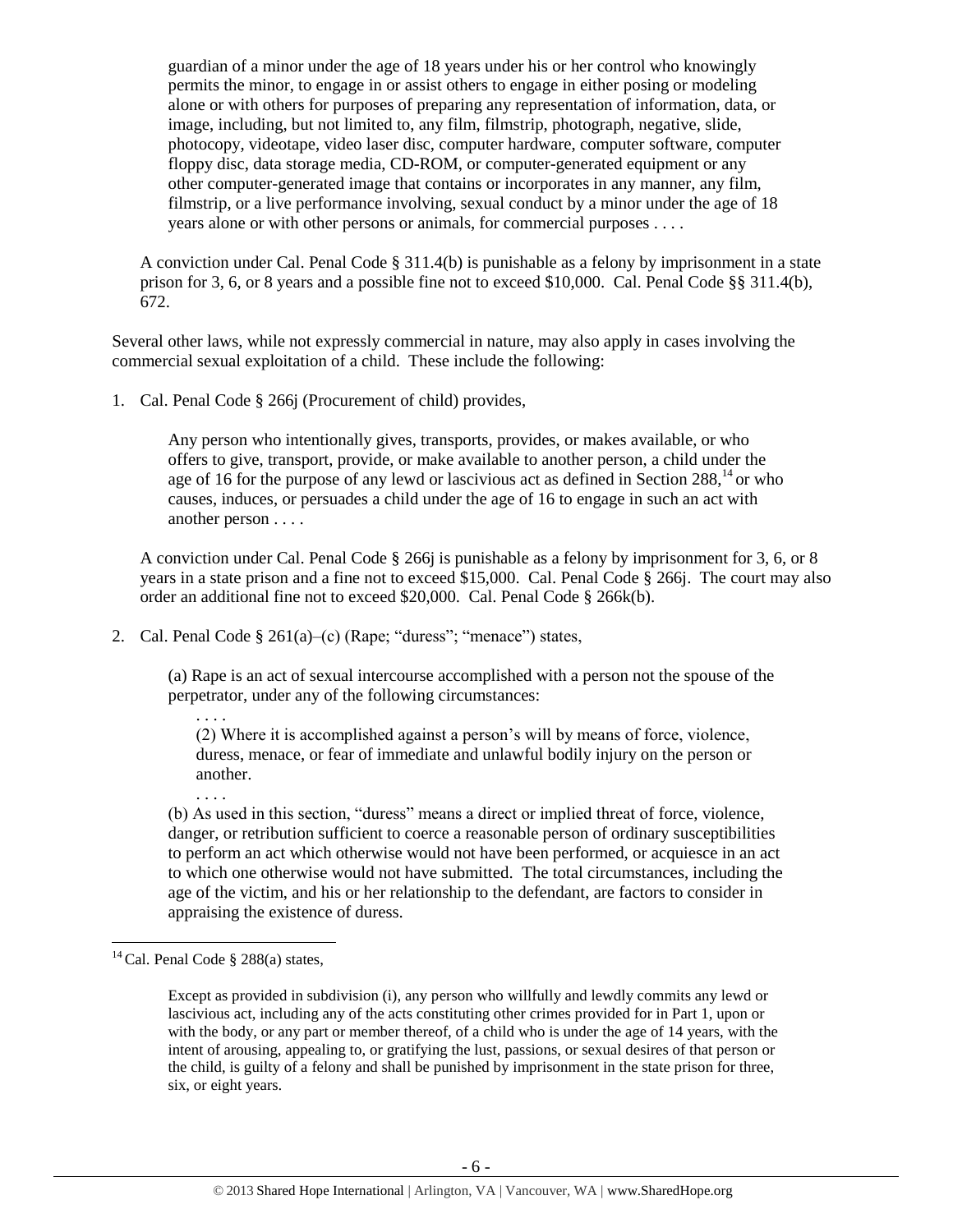> guardian of a minor under the age of 18 years under his or her control who knowingly permits the minor, to engage in or assist others to engage in either posing or modeling alone or with others for purposes of preparing any representation of information, data, or image, including, but not limited to, any film, filmstrip, photograph, negative, slide, photocopy, videotape, video laser disc, computer hardware, computer software, computer floppy disc, data storage media, CD-ROM, or computer-generated equipment or any other computer-generated image that contains or incorporates in any manner, any film, filmstrip, or a live performance involving, sexual conduct by a minor under the age of 18 years alone or with other persons or animals, for commercial purposes . . . .

A conviction under Cal. Penal Code § 311.4(b) is punishable as a felony by imprisonment in a state prison for 3, 6, or 8 years and a possible fine not to exceed $10,000. Cal. Penal Code §§ 311.4(b), 672.

Several other laws, while not expressly commercial in nature, may also apply in cases involving the commercial sexual exploitation of a child. These include the following:

1. Cal. Penal Code § 266j (Procurement of child) provides,

   > Any person who intentionally gives, transports, provides, or makes available, or who offers to give, transport, provide, or make available to another person, a child under the age of 16 for the purpose of any lewd or lascivious act as defined in Section 288,[14] or who causes, induces, or persuades a child under the age of 16 to engage in such an act with another person . . . .

   A conviction under Cal. Penal Code § 266j is punishable as a felony by imprisonment for 3, 6, or 8 years in a state prison and a fine not to exceed $15,000. Cal. Penal Code § 266j. The court may also order an additional fine not to exceed $20,000. Cal. Penal Code § 266k(b).

2. Cal. Penal Code § 261(a)–(c) (Rape; "duress"; "menace") states,

   > (a) Rape is an act of sexual intercourse accomplished with a person not the spouse of the perpetrator, under any of the following circumstances:
   >
   > . . . .
   >
   > (2) Where it is accomplished against a person's will by means of force, violence, duress, menace, or fear of immediate and unlawful bodily injury on the person or another.
   >
   > . . . .
   >
   > (b) As used in this section, "duress" means a direct or implied threat of force, violence, danger, or retribution sufficient to coerce a reasonable person of ordinary susceptibilities to perform an act which otherwise would not have been performed, or acquiesce in an act to which one otherwise would not have submitted. The total circumstances, including the age of the victim, and his or her relationship to the defendant, are factors to consider in appraising the existence of duress.

---

[14] Cal. Penal Code § 288(a) states,

> Except as provided in subdivision (i), any person who willfully and lewdly commits any lewd or lascivious act, including any of the acts constituting other crimes provided for in Part 1, upon or with the body, or any part or member thereof, of a child who is under the age of 14 years, with the intent of arousing, appealing to, or gratifying the lust, passions, or sexual desires of that person or the child, is guilty of a felony and shall be punished by imprisonment in the state prison for three, six, or eight years.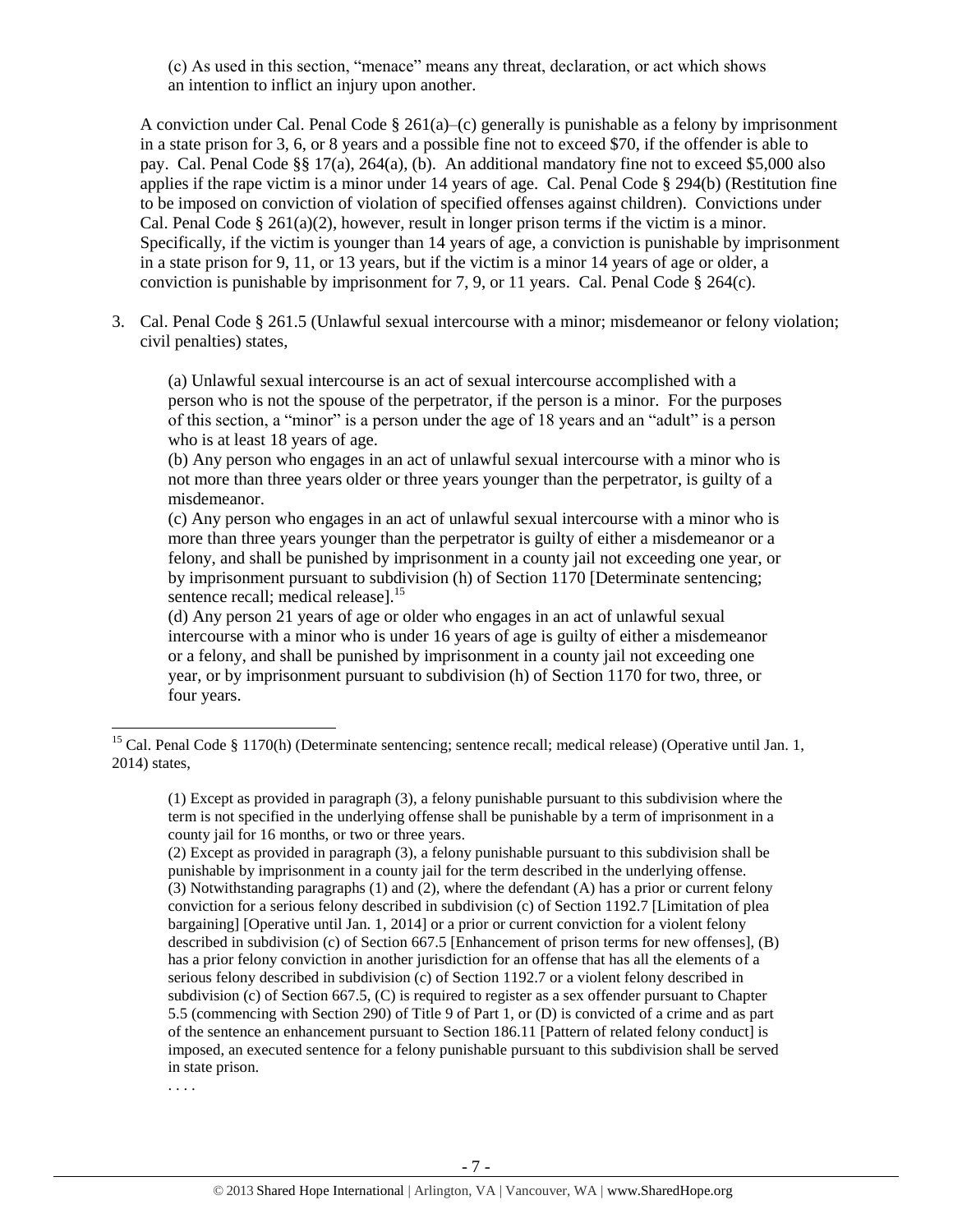(c) As used in this section, "menace" means any threat, declaration, or act which shows an intention to inflict an injury upon another.

A conviction under Cal. Penal Code § 261(a)–(c) generally is punishable as a felony by imprisonment in a state prison for 3, 6, or 8 years and a possible fine not to exceed $70, if the offender is able to pay. Cal. Penal Code §§ 17(a), 264(a), (b). An additional mandatory fine not to exceed $5,000 also applies if the rape victim is a minor under 14 years of age. Cal. Penal Code § 294(b) (Restitution fine to be imposed on conviction of violation of specified offenses against children). Convictions under Cal. Penal Code § 261(a)(2), however, result in longer prison terms if the victim is a minor. Specifically, if the victim is younger than 14 years of age, a conviction is punishable by imprisonment in a state prison for 9, 11, or 13 years, but if the victim is a minor 14 years of age or older, a conviction is punishable by imprisonment for 7, 9, or 11 years. Cal. Penal Code § 264(c).

3. Cal. Penal Code § 261.5 (Unlawful sexual intercourse with a minor; misdemeanor or felony violation; civil penalties) states,

> (a) Unlawful sexual intercourse is an act of sexual intercourse accomplished with a person who is not the spouse of the perpetrator, if the person is a minor. For the purposes of this section, a "minor" is a person under the age of 18 years and an "adult" is a person who is at least 18 years of age.
> (b) Any person who engages in an act of unlawful sexual intercourse with a minor who is not more than three years older or three years younger than the perpetrator, is guilty of a misdemeanor.
> (c) Any person who engages in an act of unlawful sexual intercourse with a minor who is more than three years younger than the perpetrator is guilty of either a misdemeanor or a felony, and shall be punished by imprisonment in a county jail not exceeding one year, or by imprisonment pursuant to subdivision (h) of Section 1170 [Determinate sentencing; sentence recall; medical release].[15]
> (d) Any person 21 years of age or older who engages in an act of unlawful sexual intercourse with a minor who is under 16 years of age is guilty of either a misdemeanor or a felony, and shall be punished by imprisonment in a county jail not exceeding one year, or by imprisonment pursuant to subdivision (h) of Section 1170 for two, three, or four years.

---

[15] Cal. Penal Code § 1170(h) (Determinate sentencing; sentence recall; medical release) (Operative until Jan. 1, 2014) states,

> (1) Except as provided in paragraph (3), a felony punishable pursuant to this subdivision where the term is not specified in the underlying offense shall be punishable by a term of imprisonment in a county jail for 16 months, or two or three years.
> (2) Except as provided in paragraph (3), a felony punishable pursuant to this subdivision shall be punishable by imprisonment in a county jail for the term described in the underlying offense.
> (3) Notwithstanding paragraphs (1) and (2), where the defendant (A) has a prior or current felony conviction for a serious felony described in subdivision (c) of Section 1192.7 [Limitation of plea bargaining] [Operative until Jan. 1, 2014] or a prior or current conviction for a violent felony described in subdivision (c) of Section 667.5 [Enhancement of prison terms for new offenses], (B) has a prior felony conviction in another jurisdiction for an offense that has all the elements of a serious felony described in subdivision (c) of Section 1192.7 or a violent felony described in subdivision (c) of Section 667.5, (C) is required to register as a sex offender pursuant to Chapter 5.5 (commencing with Section 290) of Title 9 of Part 1, or (D) is convicted of a crime and as part of the sentence an enhancement pursuant to Section 186.11 [Pattern of related felony conduct] is imposed, an executed sentence for a felony punishable pursuant to this subdivision shall be served in state prison.
>
> . . . .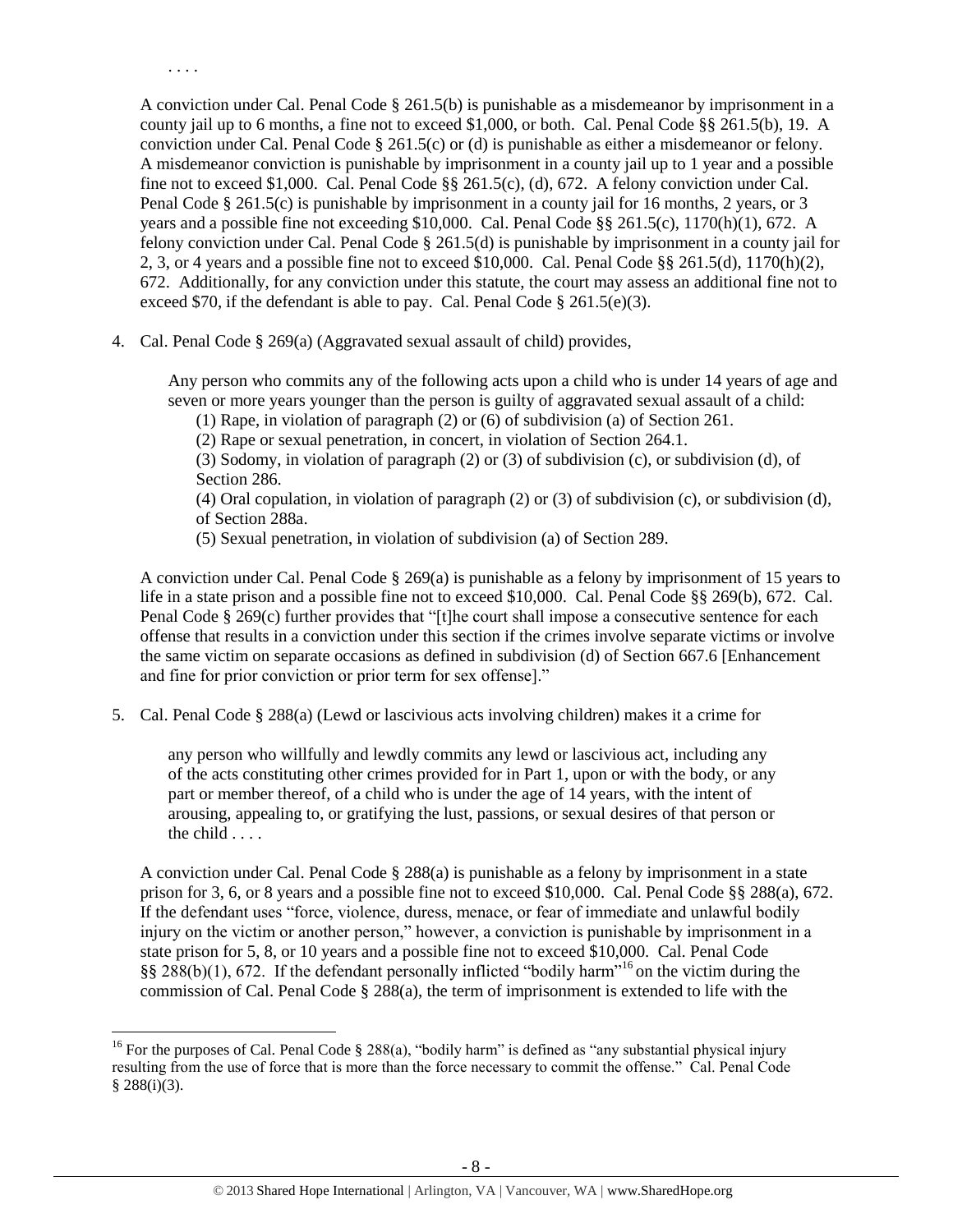. . . .

A conviction under Cal. Penal Code § 261.5(b) is punishable as a misdemeanor by imprisonment in a county jail up to 6 months, a fine not to exceed $1,000, or both. Cal. Penal Code §§ 261.5(b), 19. A conviction under Cal. Penal Code § 261.5(c) or (d) is punishable as either a misdemeanor or felony. A misdemeanor conviction is punishable by imprisonment in a county jail up to 1 year and a possible fine not to exceed $1,000. Cal. Penal Code §§ 261.5(c), (d), 672. A felony conviction under Cal. Penal Code § 261.5(c) is punishable by imprisonment in a county jail for 16 months, 2 years, or 3 years and a possible fine not exceeding $10,000. Cal. Penal Code §§ 261.5(c), 1170(h)(1), 672. A felony conviction under Cal. Penal Code § 261.5(d) is punishable by imprisonment in a county jail for 2, 3, or 4 years and a possible fine not to exceed $10,000. Cal. Penal Code §§ 261.5(d), 1170(h)(2), 672. Additionally, for any conviction under this statute, the court may assess an additional fine not to exceed $70, if the defendant is able to pay. Cal. Penal Code § 261.5(e)(3).

4. Cal. Penal Code § 269(a) (Aggravated sexual assault of child) provides,

   > Any person who commits any of the following acts upon a child who is under 14 years of age and seven or more years younger than the person is guilty of aggravated sexual assault of a child:
   > (1) Rape, in violation of paragraph (2) or (6) of subdivision (a) of Section 261.
   > (2) Rape or sexual penetration, in concert, in violation of Section 264.1.
   > (3) Sodomy, in violation of paragraph (2) or (3) of subdivision (c), or subdivision (d), of Section 286.
   > (4) Oral copulation, in violation of paragraph (2) or (3) of subdivision (c), or subdivision (d), of Section 288a.
   > (5) Sexual penetration, in violation of subdivision (a) of Section 289.

   A conviction under Cal. Penal Code § 269(a) is punishable as a felony by imprisonment of 15 years to life in a state prison and a possible fine not to exceed $10,000. Cal. Penal Code §§ 269(b), 672. Cal. Penal Code § 269(c) further provides that "[t]he court shall impose a consecutive sentence for each offense that results in a conviction under this section if the crimes involve separate victims or involve the same victim on separate occasions as defined in subdivision (d) of Section 667.6 [Enhancement and fine for prior conviction or prior term for sex offense]."

5. Cal. Penal Code § 288(a) (Lewd or lascivious acts involving children) makes it a crime for

   > any person who willfully and lewdly commits any lewd or lascivious act, including any of the acts constituting other crimes provided for in Part 1, upon or with the body, or any part or member thereof, of a child who is under the age of 14 years, with the intent of arousing, appealing to, or gratifying the lust, passions, or sexual desires of that person or the child . . . .

   A conviction under Cal. Penal Code § 288(a) is punishable as a felony by imprisonment in a state prison for 3, 6, or 8 years and a possible fine not to exceed $10,000. Cal. Penal Code §§ 288(a), 672. If the defendant uses "force, violence, duress, menace, or fear of immediate and unlawful bodily injury on the victim or another person," however, a conviction is punishable by imprisonment in a state prison for 5, 8, or 10 years and a possible fine not to exceed $10,000. Cal. Penal Code §§ 288(b)(1), 672. If the defendant personally inflicted "bodily harm"[16] on the victim during the commission of Cal. Penal Code § 288(a), the term of imprisonment is extended to life with the

[16] For the purposes of Cal. Penal Code § 288(a), "bodily harm" is defined as "any substantial physical injury resulting from the use of force that is more than the force necessary to commit the offense." Cal. Penal Code § 288(i)(3).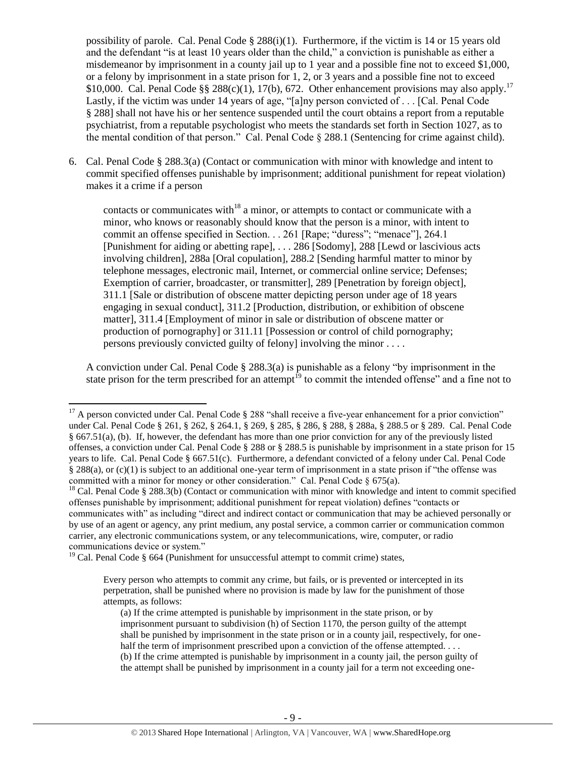possibility of parole. Cal. Penal Code § 288(i)(1). Furthermore, if the victim is 14 or 15 years old and the defendant "is at least 10 years older than the child," a conviction is punishable as either a misdemeanor by imprisonment in a county jail up to 1 year and a possible fine not to exceed $1,000, or a felony by imprisonment in a state prison for 1, 2, or 3 years and a possible fine not to exceed $10,000. Cal. Penal Code §§ 288(c)(1), 17(b), 672. Other enhancement provisions may also apply.[17] Lastly, if the victim was under 14 years of age, "[a]ny person convicted of . . . [Cal. Penal Code § 288] shall not have his or her sentence suspended until the court obtains a report from a reputable psychiatrist, from a reputable psychologist who meets the standards set forth in Section 1027, as to the mental condition of that person." Cal. Penal Code § 288.1 (Sentencing for crime against child).

6. Cal. Penal Code § 288.3(a) (Contact or communication with minor with knowledge and intent to commit specified offenses punishable by imprisonment; additional punishment for repeat violation) makes it a crime if a person

> contacts or communicates with[18] a minor, or attempts to contact or communicate with a minor, who knows or reasonably should know that the person is a minor, with intent to commit an offense specified in Section. . . 261 [Rape; "duress"; "menace"], 264.1 [Punishment for aiding or abetting rape], . . . 286 [Sodomy], 288 [Lewd or lascivious acts involving children], 288a [Oral copulation], 288.2 [Sending harmful matter to minor by telephone messages, electronic mail, Internet, or commercial online service; Defenses; Exemption of carrier, broadcaster, or transmitter], 289 [Penetration by foreign object], 311.1 [Sale or distribution of obscene matter depicting person under age of 18 years engaging in sexual conduct], 311.2 [Production, distribution, or exhibition of obscene matter], 311.4 [Employment of minor in sale or distribution of obscene matter or production of pornography] or 311.11 [Possession or control of child pornography; persons previously convicted guilty of felony] involving the minor . . . .

A conviction under Cal. Penal Code § 288.3(a) is punishable as a felony "by imprisonment in the state prison for the term prescribed for an attempt[19] to commit the intended offense" and a fine not to

---

[17] A person convicted under Cal. Penal Code § 288 "shall receive a five-year enhancement for a prior conviction" under Cal. Penal Code § 261, § 262, § 264.1, § 269, § 285, § 286, § 288, § 288a, § 288.5 or § 289. Cal. Penal Code § 667.51(a), (b). If, however, the defendant has more than one prior conviction for any of the previously listed offenses, a conviction under Cal. Penal Code § 288 or § 288.5 is punishable by imprisonment in a state prison for 15 years to life. Cal. Penal Code § 667.51(c). Furthermore, a defendant convicted of a felony under Cal. Penal Code § 288(a), or (c)(1) is subject to an additional one-year term of imprisonment in a state prison if "the offense was committed with a minor for money or other consideration." Cal. Penal Code § 675(a).

[18] Cal. Penal Code § 288.3(b) (Contact or communication with minor with knowledge and intent to commit specified offenses punishable by imprisonment; additional punishment for repeat violation) defines "contacts or communicates with" as including "direct and indirect contact or communication that may be achieved personally or by use of an agent or agency, any print medium, any postal service, a common carrier or communication common carrier, any electronic communications system, or any telecommunications, wire, computer, or radio communications device or system."

[19] Cal. Penal Code § 664 (Punishment for unsuccessful attempt to commit crime) states,

> Every person who attempts to commit any crime, but fails, or is prevented or intercepted in its perpetration, shall be punished where no provision is made by law for the punishment of those attempts, as follows:
>
> (a) If the crime attempted is punishable by imprisonment in the state prison, or by imprisonment pursuant to subdivision (h) of Section 1170, the person guilty of the attempt shall be punished by imprisonment in the state prison or in a county jail, respectively, for one-half the term of imprisonment prescribed upon a conviction of the offense attempted. . . .
> (b) If the crime attempted is punishable by imprisonment in a county jail, the person guilty of the attempt shall be punished by imprisonment in a county jail for a term not exceeding one-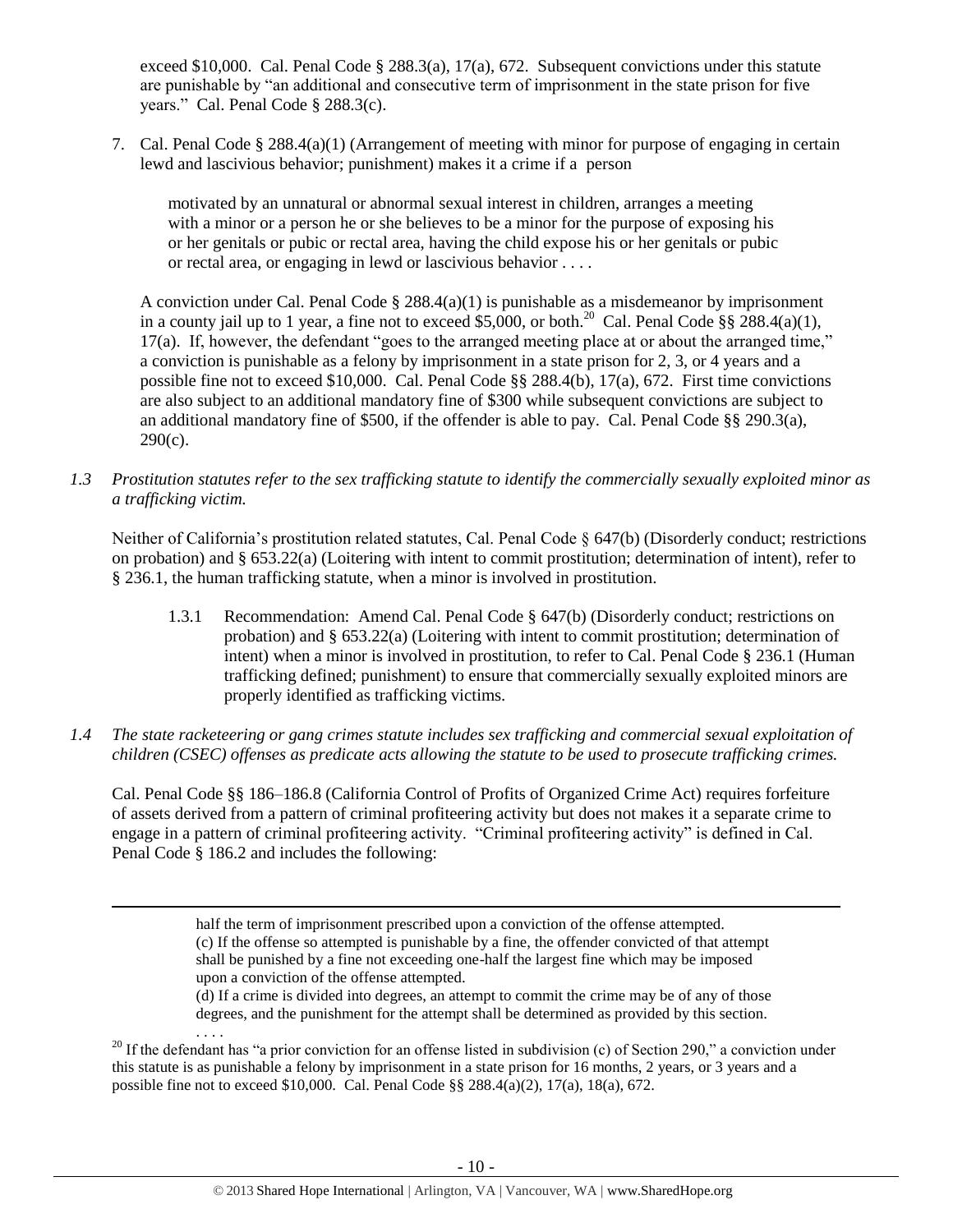exceed $10,000. Cal. Penal Code § 288.3(a), 17(a), 672. Subsequent convictions under this statute are punishable by "an additional and consecutive term of imprisonment in the state prison for five years." Cal. Penal Code § 288.3(c).

7. Cal. Penal Code § 288.4(a)(1) (Arrangement of meeting with minor for purpose of engaging in certain lewd and lascivious behavior; punishment) makes it a crime if a person

> motivated by an unnatural or abnormal sexual interest in children, arranges a meeting with a minor or a person he or she believes to be a minor for the purpose of exposing his or her genitals or pubic or rectal area, having the child expose his or her genitals or pubic or rectal area, or engaging in lewd or lascivious behavior . . . .

A conviction under Cal. Penal Code § 288.4(a)(1) is punishable as a misdemeanor by imprisonment in a county jail up to 1 year, a fine not to exceed $5,000, or both.[20] Cal. Penal Code §§ 288.4(a)(1), 17(a). If, however, the defendant "goes to the arranged meeting place at or about the arranged time," a conviction is punishable as a felony by imprisonment in a state prison for 2, 3, or 4 years and a possible fine not to exceed $10,000. Cal. Penal Code §§ 288.4(b), 17(a), 672. First time convictions are also subject to an additional mandatory fine of $300 while subsequent convictions are subject to an additional mandatory fine of $500, if the offender is able to pay. Cal. Penal Code §§ 290.3(a), 290(c).

*1.3 Prostitution statutes refer to the sex trafficking statute to identify the commercially sexually exploited minor as a trafficking victim.*

Neither of California's prostitution related statutes, Cal. Penal Code § 647(b) (Disorderly conduct; restrictions on probation) and § 653.22(a) (Loitering with intent to commit prostitution; determination of intent), refer to § 236.1, the human trafficking statute, when a minor is involved in prostitution.

1.3.1 Recommendation: Amend Cal. Penal Code § 647(b) (Disorderly conduct; restrictions on probation) and § 653.22(a) (Loitering with intent to commit prostitution; determination of intent) when a minor is involved in prostitution, to refer to Cal. Penal Code § 236.1 (Human trafficking defined; punishment) to ensure that commercially sexually exploited minors are properly identified as trafficking victims.

*1.4 The state racketeering or gang crimes statute includes sex trafficking and commercial sexual exploitation of children (CSEC) offenses as predicate acts allowing the statute to be used to prosecute trafficking crimes.*

Cal. Penal Code §§ 186–186.8 (California Control of Profits of Organized Crime Act) requires forfeiture of assets derived from a pattern of criminal profiteering activity but does not makes it a separate crime to engage in a pattern of criminal profiteering activity. "Criminal profiteering activity" is defined in Cal. Penal Code § 186.2 and includes the following:

---

> half the term of imprisonment prescribed upon a conviction of the offense attempted.
> (c) If the offense so attempted is punishable by a fine, the offender convicted of that attempt shall be punished by a fine not exceeding one-half the largest fine which may be imposed upon a conviction of the offense attempted.
> (d) If a crime is divided into degrees, an attempt to commit the crime may be of any of those degrees, and the punishment for the attempt shall be determined as provided by this section.
> . . . .

[20] If the defendant has "a prior conviction for an offense listed in subdivision (c) of Section 290," a conviction under this statute is as punishable a felony by imprisonment in a state prison for 16 months, 2 years, or 3 years and a possible fine not to exceed $10,000. Cal. Penal Code §§ 288.4(a)(2), 17(a), 18(a), 672.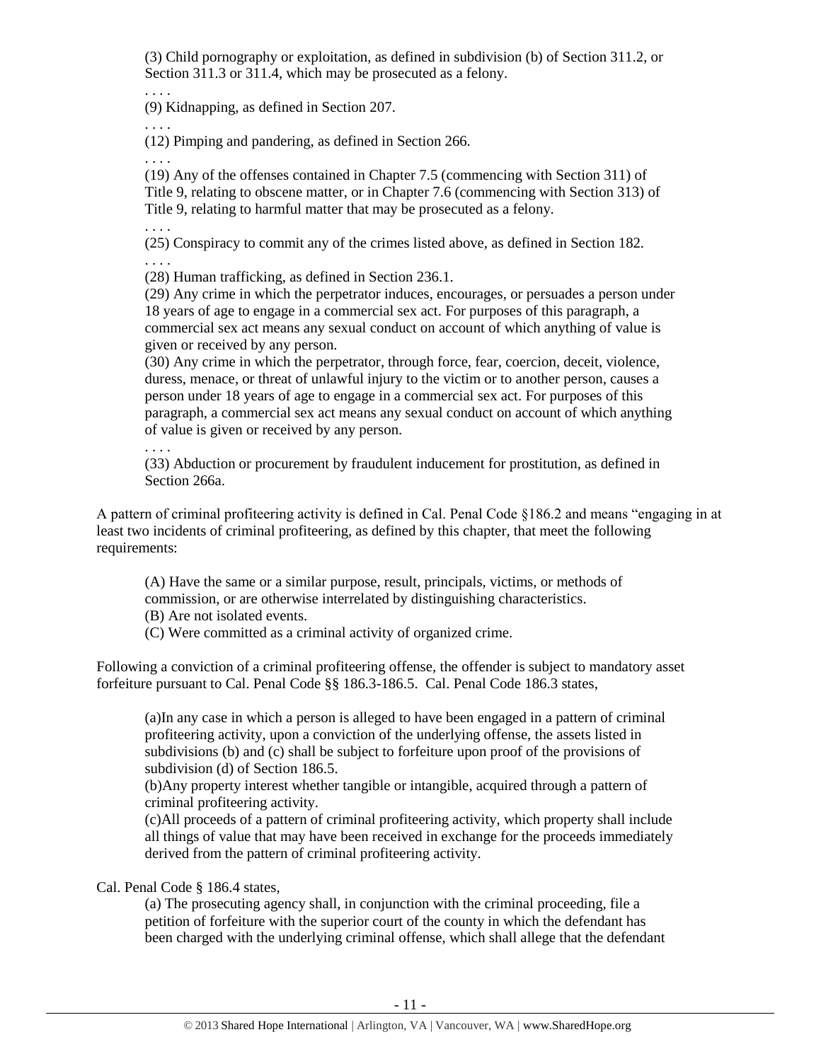(3) Child pornography or exploitation, as defined in subdivision (b) of Section 311.2, or Section 311.3 or 311.4, which may be prosecuted as a felony.

. . . .

(9) Kidnapping, as defined in Section 207.

. . . .

(12) Pimping and pandering, as defined in Section 266.

. . . .

(19) Any of the offenses contained in Chapter 7.5 (commencing with Section 311) of Title 9, relating to obscene matter, or in Chapter 7.6 (commencing with Section 313) of Title 9, relating to harmful matter that may be prosecuted as a felony.

. . . .

(25) Conspiracy to commit any of the crimes listed above, as defined in Section 182.

. . . .

(28) Human trafficking, as defined in Section 236.1.

(29) Any crime in which the perpetrator induces, encourages, or persuades a person under 18 years of age to engage in a commercial sex act. For purposes of this paragraph, a commercial sex act means any sexual conduct on account of which anything of value is given or received by any person.

(30) Any crime in which the perpetrator, through force, fear, coercion, deceit, violence, duress, menace, or threat of unlawful injury to the victim or to another person, causes a person under 18 years of age to engage in a commercial sex act. For purposes of this paragraph, a commercial sex act means any sexual conduct on account of which anything of value is given or received by any person.

. . . .

(33) Abduction or procurement by fraudulent inducement for prostitution, as defined in Section 266a.

A pattern of criminal profiteering activity is defined in Cal. Penal Code §186.2 and means "engaging in at least two incidents of criminal profiteering, as defined by this chapter, that meet the following requirements:

> (A) Have the same or a similar purpose, result, principals, victims, or methods of commission, or are otherwise interrelated by distinguishing characteristics.
> (B) Are not isolated events.
> (C) Were committed as a criminal activity of organized crime.

Following a conviction of a criminal profiteering offense, the offender is subject to mandatory asset forfeiture pursuant to Cal. Penal Code §§ 186.3-186.5. Cal. Penal Code 186.3 states,

> (a)In any case in which a person is alleged to have been engaged in a pattern of criminal profiteering activity, upon a conviction of the underlying offense, the assets listed in subdivisions (b) and (c) shall be subject to forfeiture upon proof of the provisions of subdivision (d) of Section 186.5.
> (b)Any property interest whether tangible or intangible, acquired through a pattern of criminal profiteering activity.
> (c)All proceeds of a pattern of criminal profiteering activity, which property shall include all things of value that may have been received in exchange for the proceeds immediately derived from the pattern of criminal profiteering activity.

Cal. Penal Code § 186.4 states,

> (a) The prosecuting agency shall, in conjunction with the criminal proceeding, file a petition of forfeiture with the superior court of the county in which the defendant has been charged with the underlying criminal offense, which shall allege that the defendant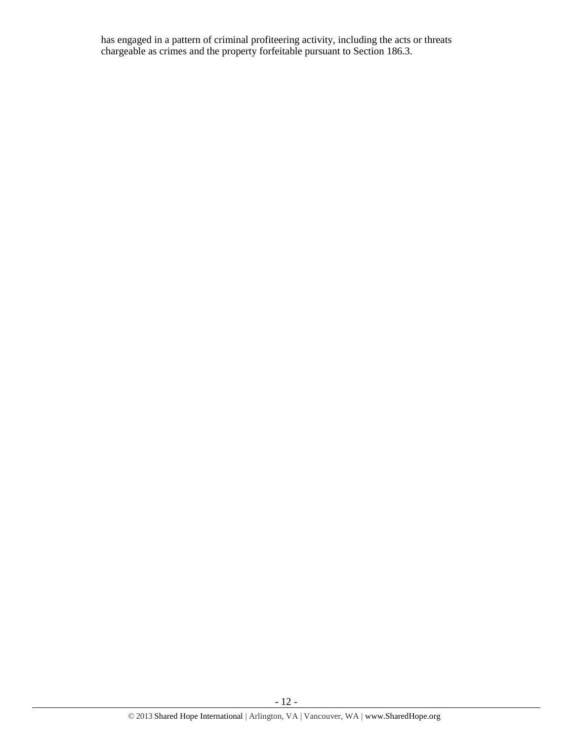has engaged in a pattern of criminal profiteering activity, including the acts or threats chargeable as crimes and the property forfeitable pursuant to Section 186.3.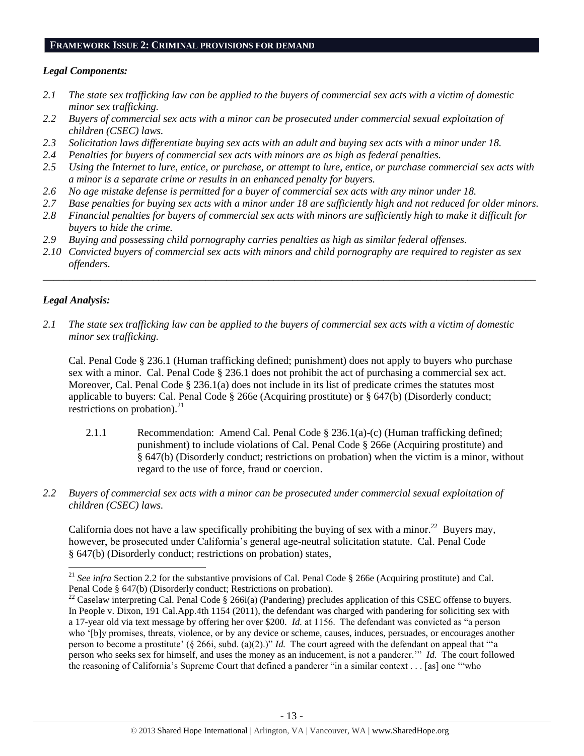## FRAMEWORK ISSUE 2: CRIMINAL PROVISIONS FOR DEMAND

### *Legal Components:*

*2.1 The state sex trafficking law can be applied to the buyers of commercial sex acts with a victim of domestic minor sex trafficking.*

*2.2 Buyers of commercial sex acts with a minor can be prosecuted under commercial sexual exploitation of children (CSEC) laws.*

*2.3 Solicitation laws differentiate buying sex acts with an adult and buying sex acts with a minor under 18.*

*2.4 Penalties for buyers of commercial sex acts with minors are as high as federal penalties.*

*2.5 Using the Internet to lure, entice, or purchase, or attempt to lure, entice, or purchase commercial sex acts with a minor is a separate crime or results in an enhanced penalty for buyers.*

*2.6 No age mistake defense is permitted for a buyer of commercial sex acts with any minor under 18.*

*2.7 Base penalties for buying sex acts with a minor under 18 are sufficiently high and not reduced for older minors.*

*2.8 Financial penalties for buyers of commercial sex acts with minors are sufficiently high to make it difficult for buyers to hide the crime.*

*2.9 Buying and possessing child pornography carries penalties as high as similar federal offenses.*

*2.10 Convicted buyers of commercial sex acts with minors and child pornography are required to register as sex offenders.*

---

### *Legal Analysis:*

*2.1 The state sex trafficking law can be applied to the buyers of commercial sex acts with a victim of domestic minor sex trafficking.*

Cal. Penal Code § 236.1 (Human trafficking defined; punishment) does not apply to buyers who purchase sex with a minor. Cal. Penal Code § 236.1 does not prohibit the act of purchasing a commercial sex act. Moreover, Cal. Penal Code § 236.1(a) does not include in its list of predicate crimes the statutes most applicable to buyers: Cal. Penal Code § 266e (Acquiring prostitute) or § 647(b) (Disorderly conduct; restrictions on probation).[21]

2.1.1 Recommendation: Amend Cal. Penal Code § 236.1(a)-(c) (Human trafficking defined; punishment) to include violations of Cal. Penal Code § 266e (Acquiring prostitute) and § 647(b) (Disorderly conduct; restrictions on probation) when the victim is a minor, without regard to the use of force, fraud or coercion.

*2.2 Buyers of commercial sex acts with a minor can be prosecuted under commercial sexual exploitation of children (CSEC) laws.*

California does not have a law specifically prohibiting the buying of sex with a minor.[22] Buyers may, however, be prosecuted under California's general age-neutral solicitation statute. Cal. Penal Code § 647(b) (Disorderly conduct; restrictions on probation) states,

---

[21] *See infra* Section 2.2 for the substantive provisions of Cal. Penal Code § 266e (Acquiring prostitute) and Cal. Penal Code § 647(b) (Disorderly conduct; Restrictions on probation).

[22] Caselaw interpreting Cal. Penal Code § 266i(a) (Pandering) precludes application of this CSEC offense to buyers. In People v. Dixon, 191 Cal.App.4th 1154 (2011), the defendant was charged with pandering for soliciting sex with a 17-year old via text message by offering her over $200. *Id.* at 1156. The defendant was convicted as "a person who '[b]y promises, threats, violence, or by any device or scheme, causes, induces, persuades, or encourages another person to become a prostitute' (§ 266i, subd. (a)(2).)" *Id.* The court agreed with the defendant on appeal that "'a person who seeks sex for himself, and uses the money as an inducement, is not a panderer.'" *Id.* The court followed the reasoning of California's Supreme Court that defined a panderer "in a similar context . . . [as] one '"who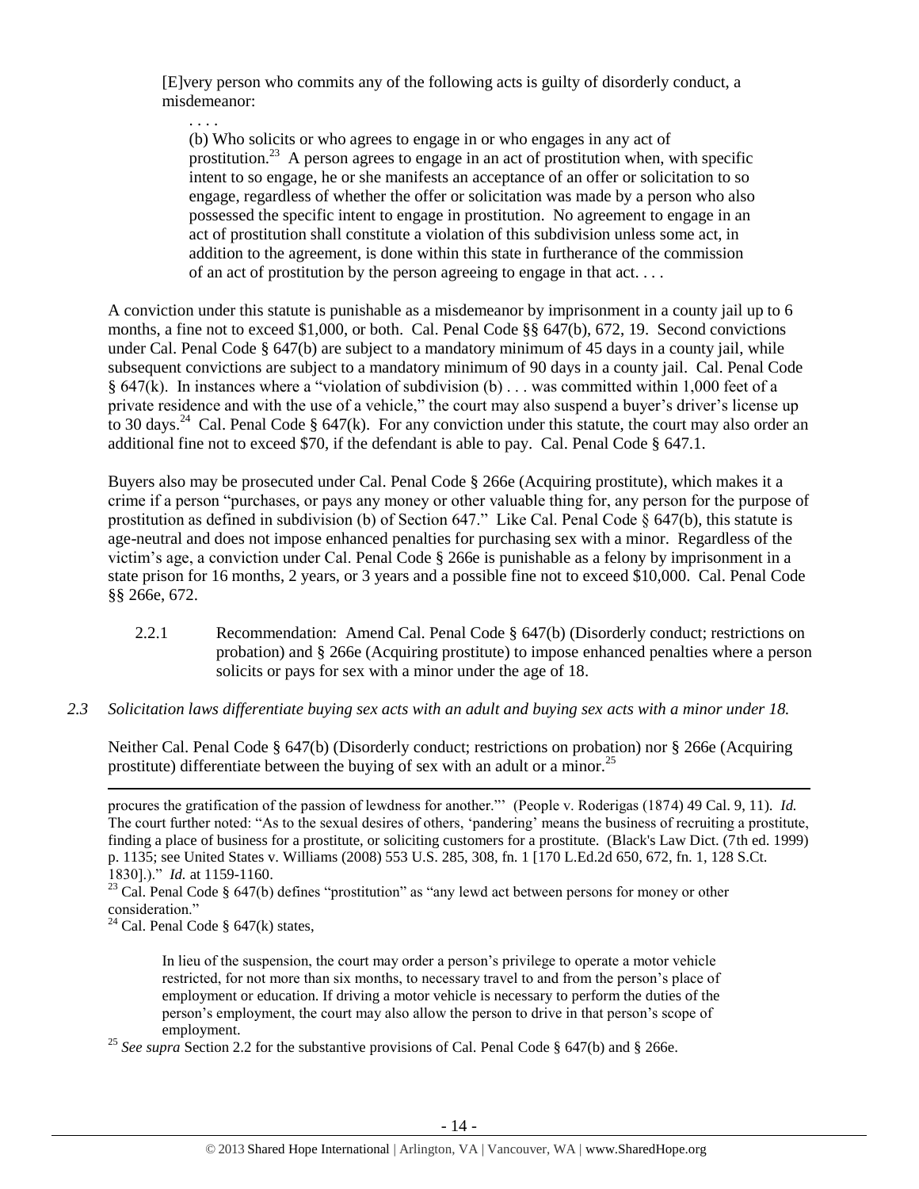> [E]very person who commits any of the following acts is guilty of disorderly conduct, a misdemeanor:
>
> . . . .
>
> (b) Who solicits or who agrees to engage in or who engages in any act of prostitution.[23] A person agrees to engage in an act of prostitution when, with specific intent to so engage, he or she manifests an acceptance of an offer or solicitation to so engage, regardless of whether the offer or solicitation was made by a person who also possessed the specific intent to engage in prostitution. No agreement to engage in an act of prostitution shall constitute a violation of this subdivision unless some act, in addition to the agreement, is done within this state in furtherance of the commission of an act of prostitution by the person agreeing to engage in that act. . . .

A conviction under this statute is punishable as a misdemeanor by imprisonment in a county jail up to 6 months, a fine not to exceed $1,000, or both. Cal. Penal Code §§ 647(b), 672, 19. Second convictions under Cal. Penal Code § 647(b) are subject to a mandatory minimum of 45 days in a county jail, while subsequent convictions are subject to a mandatory minimum of 90 days in a county jail. Cal. Penal Code § 647(k). In instances where a "violation of subdivision (b) . . . was committed within 1,000 feet of a private residence and with the use of a vehicle," the court may also suspend a buyer's driver's license up to 30 days.[24] Cal. Penal Code § 647(k). For any conviction under this statute, the court may also order an additional fine not to exceed $70, if the defendant is able to pay. Cal. Penal Code § 647.1.

Buyers also may be prosecuted under Cal. Penal Code § 266e (Acquiring prostitute), which makes it a crime if a person "purchases, or pays any money or other valuable thing for, any person for the purpose of prostitution as defined in subdivision (b) of Section 647." Like Cal. Penal Code § 647(b), this statute is age-neutral and does not impose enhanced penalties for purchasing sex with a minor. Regardless of the victim's age, a conviction under Cal. Penal Code § 266e is punishable as a felony by imprisonment in a state prison for 16 months, 2 years, or 3 years and a possible fine not to exceed $10,000. Cal. Penal Code §§ 266e, 672.

2.2.1 Recommendation: Amend Cal. Penal Code § 647(b) (Disorderly conduct; restrictions on probation) and § 266e (Acquiring prostitute) to impose enhanced penalties where a person solicits or pays for sex with a minor under the age of 18.

*2.3 Solicitation laws differentiate buying sex acts with an adult and buying sex acts with a minor under 18.*

Neither Cal. Penal Code § 647(b) (Disorderly conduct; restrictions on probation) nor § 266e (Acquiring prostitute) differentiate between the buying of sex with an adult or a minor.[25]

---

procures the gratification of the passion of lewdness for another."' (People v. Roderigas (1874) 49 Cal. 9, 11). *Id.* The court further noted: "As to the sexual desires of others, 'pandering' means the business of recruiting a prostitute, finding a place of business for a prostitute, or soliciting customers for a prostitute. (Black's Law Dict. (7th ed. 1999) p. 1135; see United States v. Williams (2008) 553 U.S. 285, 308, fn. 1 [170 L.Ed.2d 650, 672, fn. 1, 128 S.Ct. 1830].)." *Id.* at 1159-1160.

[23] Cal. Penal Code § 647(b) defines "prostitution" as "any lewd act between persons for money or other consideration."

[24] Cal. Penal Code § 647(k) states,

> In lieu of the suspension, the court may order a person's privilege to operate a motor vehicle restricted, for not more than six months, to necessary travel to and from the person's place of employment or education. If driving a motor vehicle is necessary to perform the duties of the person's employment, the court may also allow the person to drive in that person's scope of employment.

[25] *See supra* Section 2.2 for the substantive provisions of Cal. Penal Code § 647(b) and § 266e.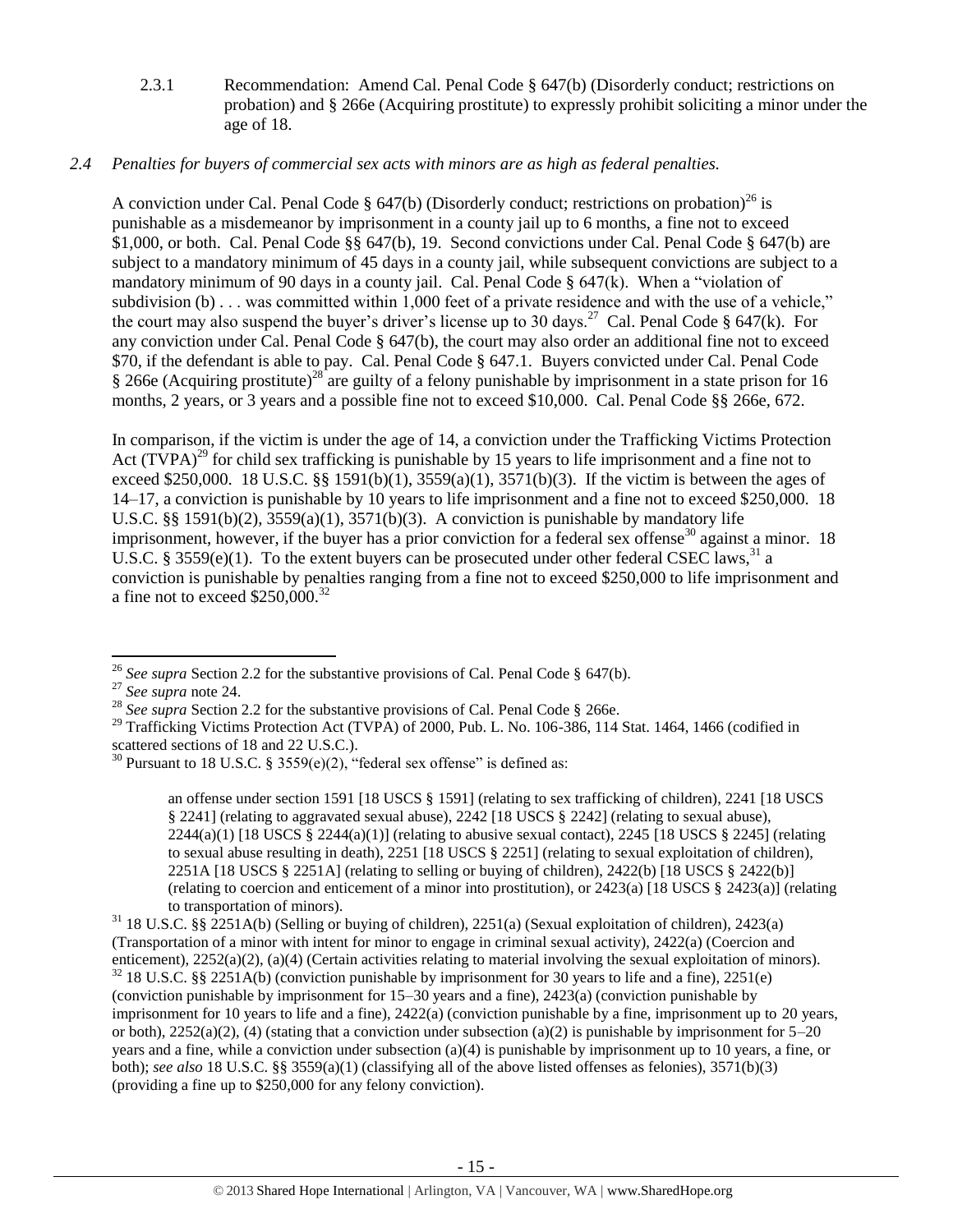2.3.1 Recommendation: Amend Cal. Penal Code § 647(b) (Disorderly conduct; restrictions on probation) and § 266e (Acquiring prostitute) to expressly prohibit soliciting a minor under the age of 18.

*2.4 Penalties for buyers of commercial sex acts with minors are as high as federal penalties.*

A conviction under Cal. Penal Code § 647(b) (Disorderly conduct; restrictions on probation)[26] is punishable as a misdemeanor by imprisonment in a county jail up to 6 months, a fine not to exceed $1,000, or both. Cal. Penal Code §§ 647(b), 19. Second convictions under Cal. Penal Code § 647(b) are subject to a mandatory minimum of 45 days in a county jail, while subsequent convictions are subject to a mandatory minimum of 90 days in a county jail. Cal. Penal Code § 647(k). When a "violation of subdivision (b) . . . was committed within 1,000 feet of a private residence and with the use of a vehicle," the court may also suspend the buyer's driver's license up to 30 days.[27] Cal. Penal Code § 647(k). For any conviction under Cal. Penal Code § 647(b), the court may also order an additional fine not to exceed $70, if the defendant is able to pay. Cal. Penal Code § 647.1. Buyers convicted under Cal. Penal Code § 266e (Acquiring prostitute)[28] are guilty of a felony punishable by imprisonment in a state prison for 16 months, 2 years, or 3 years and a possible fine not to exceed $10,000. Cal. Penal Code §§ 266e, 672.

In comparison, if the victim is under the age of 14, a conviction under the Trafficking Victims Protection Act (TVPA)[29] for child sex trafficking is punishable by 15 years to life imprisonment and a fine not to exceed $250,000. 18 U.S.C. §§ 1591(b)(1), 3559(a)(1), 3571(b)(3). If the victim is between the ages of 14–17, a conviction is punishable by 10 years to life imprisonment and a fine not to exceed $250,000. 18 U.S.C. §§ 1591(b)(2), 3559(a)(1), 3571(b)(3). A conviction is punishable by mandatory life imprisonment, however, if the buyer has a prior conviction for a federal sex offense[30] against a minor. 18 U.S.C. § 3559(e)(1). To the extent buyers can be prosecuted under other federal CSEC laws,[31] a conviction is punishable by penalties ranging from a fine not to exceed $250,000 to life imprisonment and a fine not to exceed $250,000.[32]

---

[26] *See supra* Section 2.2 for the substantive provisions of Cal. Penal Code § 647(b).

[27] *See supra* note 24.

[28] *See supra* Section 2.2 for the substantive provisions of Cal. Penal Code § 266e.

[29] Trafficking Victims Protection Act (TVPA) of 2000, Pub. L. No. 106-386, 114 Stat. 1464, 1466 (codified in scattered sections of 18 and 22 U.S.C.).

[30] Pursuant to 18 U.S.C. § 3559(e)(2), "federal sex offense" is defined as:

> an offense under section 1591 [18 USCS § 1591] (relating to sex trafficking of children), 2241 [18 USCS § 2241] (relating to aggravated sexual abuse), 2242 [18 USCS § 2242] (relating to sexual abuse), 2244(a)(1) [18 USCS § 2244(a)(1)] (relating to abusive sexual contact), 2245 [18 USCS § 2245] (relating to sexual abuse resulting in death), 2251 [18 USCS § 2251] (relating to sexual exploitation of children), 2251A [18 USCS § 2251A] (relating to selling or buying of children), 2422(b) [18 USCS § 2422(b)] (relating to coercion and enticement of a minor into prostitution), or 2423(a) [18 USCS § 2423(a)] (relating to transportation of minors).

[31] 18 U.S.C. §§ 2251A(b) (Selling or buying of children), 2251(a) (Sexual exploitation of children), 2423(a) (Transportation of a minor with intent for minor to engage in criminal sexual activity), 2422(a) (Coercion and enticement), 2252(a)(2), (a)(4) (Certain activities relating to material involving the sexual exploitation of minors).

[32] 18 U.S.C. §§ 2251A(b) (conviction punishable by imprisonment for 30 years to life and a fine), 2251(e) (conviction punishable by imprisonment for 15–30 years and a fine), 2423(a) (conviction punishable by imprisonment for 10 years to life and a fine), 2422(a) (conviction punishable by a fine, imprisonment up to 20 years, or both), 2252(a)(2), (4) (stating that a conviction under subsection (a)(2) is punishable by imprisonment for 5–20 years and a fine, while a conviction under subsection (a)(4) is punishable by imprisonment up to 10 years, a fine, or both); *see also* 18 U.S.C. §§ 3559(a)(1) (classifying all of the above listed offenses as felonies), 3571(b)(3) (providing a fine up to $250,000 for any felony conviction).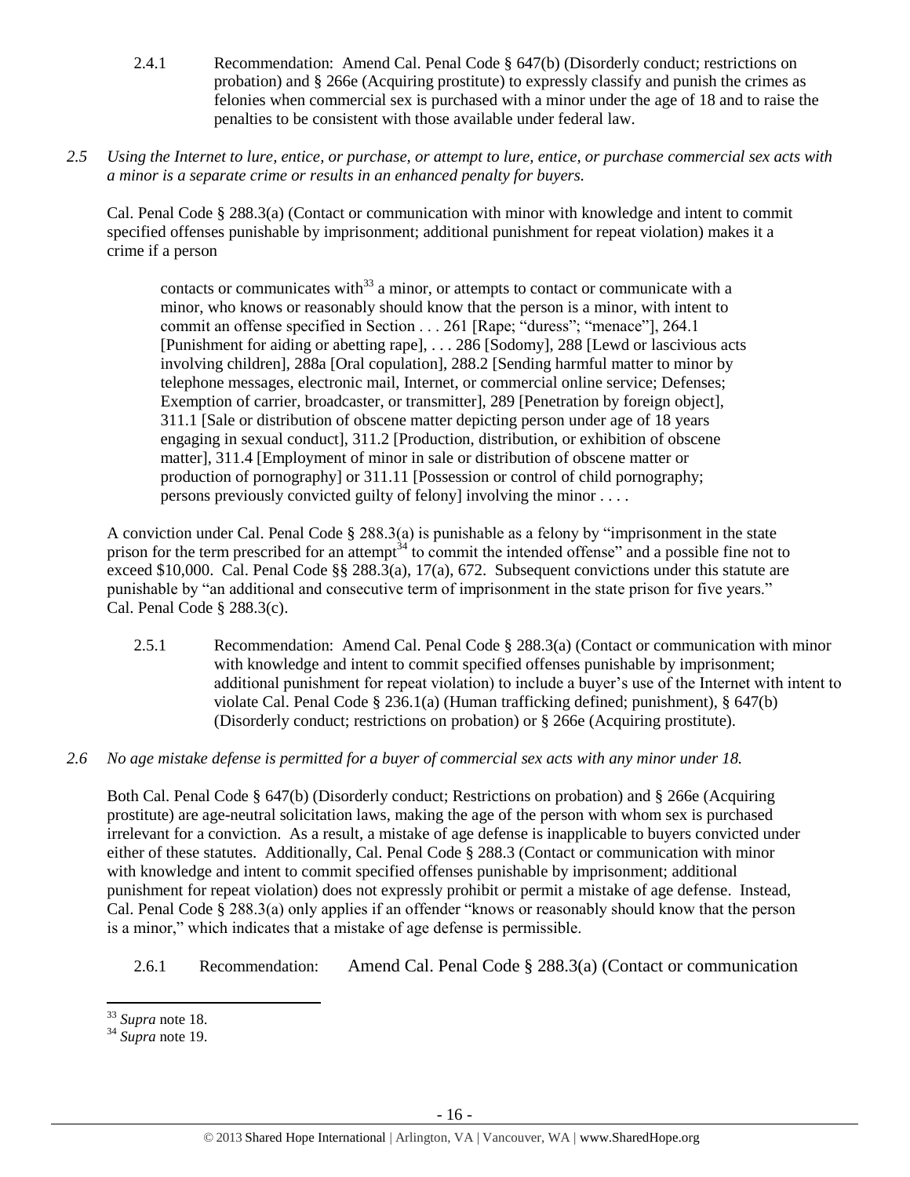2.4.1 Recommendation: Amend Cal. Penal Code § 647(b) (Disorderly conduct; restrictions on probation) and § 266e (Acquiring prostitute) to expressly classify and punish the crimes as felonies when commercial sex is purchased with a minor under the age of 18 and to raise the penalties to be consistent with those available under federal law.

*2.5 Using the Internet to lure, entice, or purchase, or attempt to lure, entice, or purchase commercial sex acts with a minor is a separate crime or results in an enhanced penalty for buyers.*

Cal. Penal Code § 288.3(a) (Contact or communication with minor with knowledge and intent to commit specified offenses punishable by imprisonment; additional punishment for repeat violation) makes it a crime if a person

> contacts or communicates with[33] a minor, or attempts to contact or communicate with a minor, who knows or reasonably should know that the person is a minor, with intent to commit an offense specified in Section . . . 261 [Rape; "duress"; "menace"], 264.1 [Punishment for aiding or abetting rape], . . . 286 [Sodomy], 288 [Lewd or lascivious acts involving children], 288a [Oral copulation], 288.2 [Sending harmful matter to minor by telephone messages, electronic mail, Internet, or commercial online service; Defenses; Exemption of carrier, broadcaster, or transmitter], 289 [Penetration by foreign object], 311.1 [Sale or distribution of obscene matter depicting person under age of 18 years engaging in sexual conduct], 311.2 [Production, distribution, or exhibition of obscene matter], 311.4 [Employment of minor in sale or distribution of obscene matter or production of pornography] or 311.11 [Possession or control of child pornography; persons previously convicted guilty of felony] involving the minor . . . .

A conviction under Cal. Penal Code § 288.3(a) is punishable as a felony by "imprisonment in the state prison for the term prescribed for an attempt[34] to commit the intended offense" and a possible fine not to exceed $10,000. Cal. Penal Code §§ 288.3(a), 17(a), 672. Subsequent convictions under this statute are punishable by "an additional and consecutive term of imprisonment in the state prison for five years." Cal. Penal Code § 288.3(c).

2.5.1 Recommendation: Amend Cal. Penal Code § 288.3(a) (Contact or communication with minor with knowledge and intent to commit specified offenses punishable by imprisonment; additional punishment for repeat violation) to include a buyer's use of the Internet with intent to violate Cal. Penal Code § 236.1(a) (Human trafficking defined; punishment), § 647(b) (Disorderly conduct; restrictions on probation) or § 266e (Acquiring prostitute).

*2.6 No age mistake defense is permitted for a buyer of commercial sex acts with any minor under 18.*

Both Cal. Penal Code § 647(b) (Disorderly conduct; Restrictions on probation) and § 266e (Acquiring prostitute) are age-neutral solicitation laws, making the age of the person with whom sex is purchased irrelevant for a conviction. As a result, a mistake of age defense is inapplicable to buyers convicted under either of these statutes. Additionally, Cal. Penal Code § 288.3 (Contact or communication with minor with knowledge and intent to commit specified offenses punishable by imprisonment; additional punishment for repeat violation) does not expressly prohibit or permit a mistake of age defense. Instead, Cal. Penal Code § 288.3(a) only applies if an offender "knows or reasonably should know that the person is a minor," which indicates that a mistake of age defense is permissible.

2.6.1 Recommendation: Amend Cal. Penal Code § 288.3(a) (Contact or communication

---

[33] *Supra* note 18.

[34] *Supra* note 19.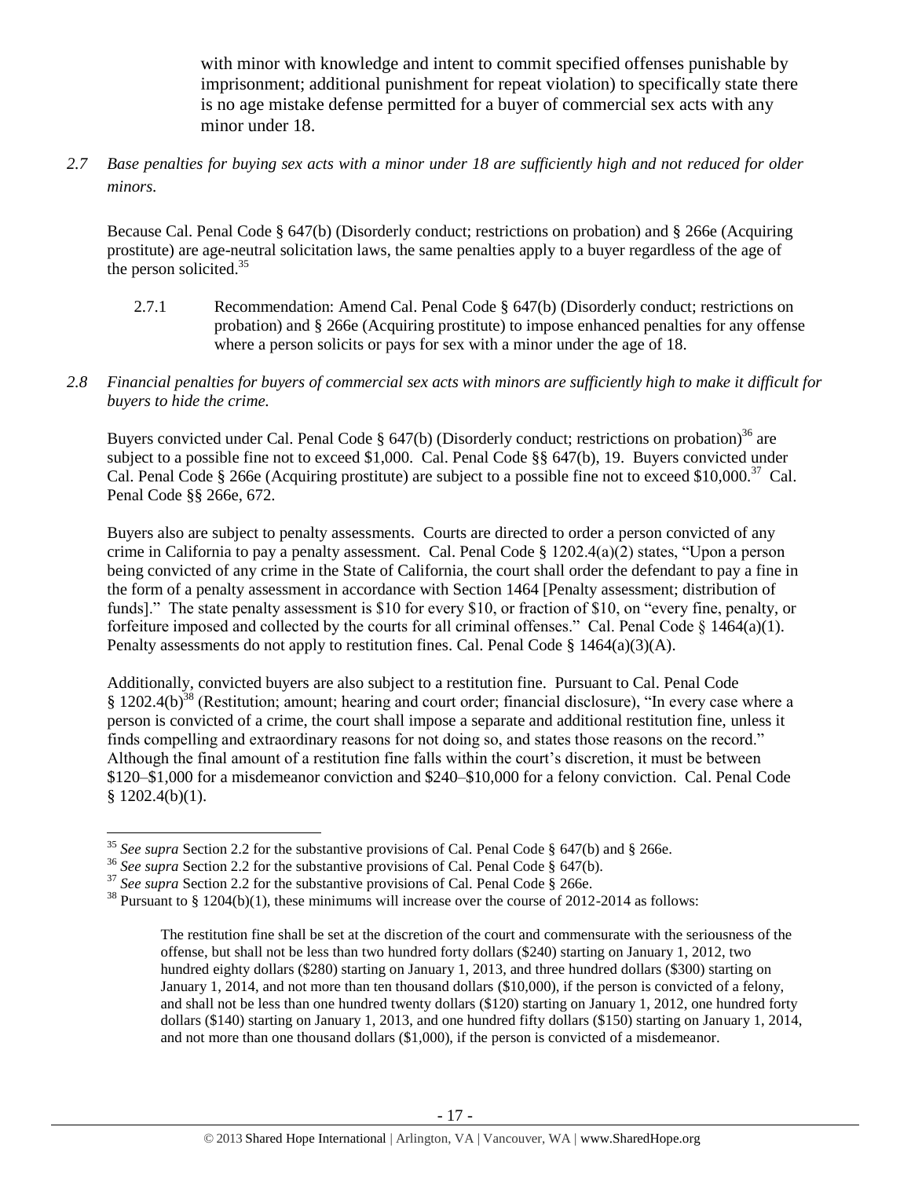with minor with knowledge and intent to commit specified offenses punishable by imprisonment; additional punishment for repeat violation) to specifically state there is no age mistake defense permitted for a buyer of commercial sex acts with any minor under 18.

*2.7 Base penalties for buying sex acts with a minor under 18 are sufficiently high and not reduced for older minors.*

Because Cal. Penal Code § 647(b) (Disorderly conduct; restrictions on probation) and § 266e (Acquiring prostitute) are age-neutral solicitation laws, the same penalties apply to a buyer regardless of the age of the person solicited.[35]

2.7.1 Recommendation: Amend Cal. Penal Code § 647(b) (Disorderly conduct; restrictions on probation) and § 266e (Acquiring prostitute) to impose enhanced penalties for any offense where a person solicits or pays for sex with a minor under the age of 18.

*2.8 Financial penalties for buyers of commercial sex acts with minors are sufficiently high to make it difficult for buyers to hide the crime.*

Buyers convicted under Cal. Penal Code § 647(b) (Disorderly conduct; restrictions on probation)[36] are subject to a possible fine not to exceed $1,000. Cal. Penal Code §§ 647(b), 19. Buyers convicted under Cal. Penal Code § 266e (Acquiring prostitute) are subject to a possible fine not to exceed $10,000.[37] Cal. Penal Code §§ 266e, 672.

Buyers also are subject to penalty assessments. Courts are directed to order a person convicted of any crime in California to pay a penalty assessment. Cal. Penal Code § 1202.4(a)(2) states, "Upon a person being convicted of any crime in the State of California, the court shall order the defendant to pay a fine in the form of a penalty assessment in accordance with Section 1464 [Penalty assessment; distribution of funds]." The state penalty assessment is $10 for every $10, or fraction of $10, on "every fine, penalty, or forfeiture imposed and collected by the courts for all criminal offenses." Cal. Penal Code § 1464(a)(1). Penalty assessments do not apply to restitution fines. Cal. Penal Code § 1464(a)(3)(A).

Additionally, convicted buyers are also subject to a restitution fine. Pursuant to Cal. Penal Code § 1202.4(b)[38] (Restitution; amount; hearing and court order; financial disclosure), "In every case where a person is convicted of a crime, the court shall impose a separate and additional restitution fine, unless it finds compelling and extraordinary reasons for not doing so, and states those reasons on the record." Although the final amount of a restitution fine falls within the court's discretion, it must be between $120–$1,000 for a misdemeanor conviction and $240–$10,000 for a felony conviction. Cal. Penal Code § 1202.4(b)(1).

---

[35] *See supra* Section 2.2 for the substantive provisions of Cal. Penal Code § 647(b) and § 266e.

[36] *See supra* Section 2.2 for the substantive provisions of Cal. Penal Code § 647(b).

[37] *See supra* Section 2.2 for the substantive provisions of Cal. Penal Code § 266e.

[38] Pursuant to § 1204(b)(1), these minimums will increase over the course of 2012-2014 as follows:

> The restitution fine shall be set at the discretion of the court and commensurate with the seriousness of the offense, but shall not be less than two hundred forty dollars ($240) starting on January 1, 2012, two hundred eighty dollars ($280) starting on January 1, 2013, and three hundred dollars ($300) starting on January 1, 2014, and not more than ten thousand dollars ($10,000), if the person is convicted of a felony, and shall not be less than one hundred twenty dollars ($120) starting on January 1, 2012, one hundred forty dollars ($140) starting on January 1, 2013, and one hundred fifty dollars ($150) starting on January 1, 2014, and not more than one thousand dollars ($1,000), if the person is convicted of a misdemeanor.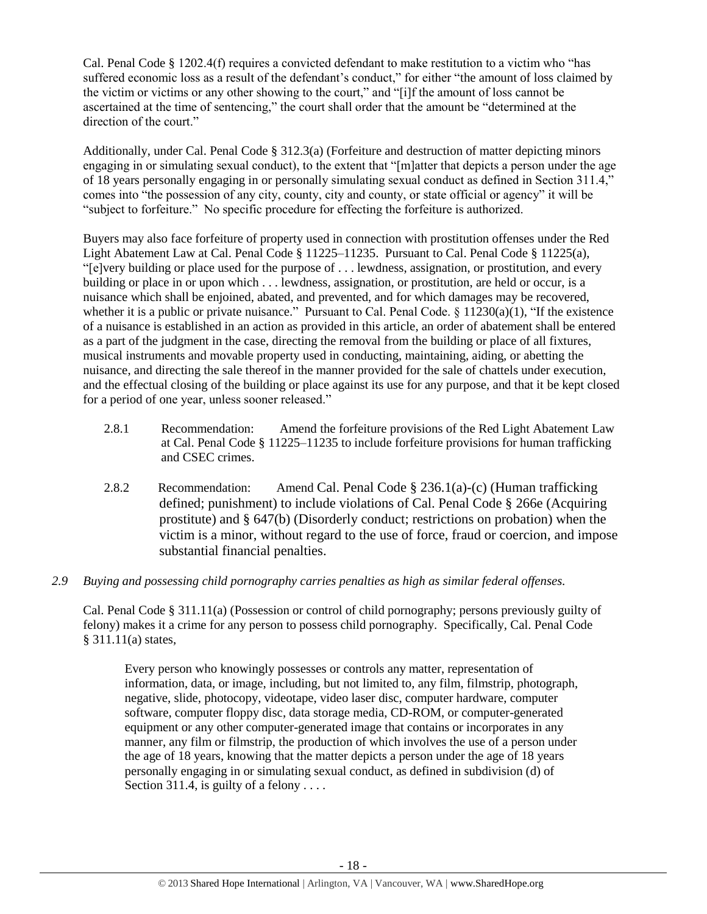Cal. Penal Code § 1202.4(f) requires a convicted defendant to make restitution to a victim who "has suffered economic loss as a result of the defendant's conduct," for either "the amount of loss claimed by the victim or victims or any other showing to the court," and "[i]f the amount of loss cannot be ascertained at the time of sentencing," the court shall order that the amount be "determined at the direction of the court."

Additionally, under Cal. Penal Code § 312.3(a) (Forfeiture and destruction of matter depicting minors engaging in or simulating sexual conduct), to the extent that "[m]atter that depicts a person under the age of 18 years personally engaging in or personally simulating sexual conduct as defined in Section 311.4," comes into "the possession of any city, county, city and county, or state official or agency" it will be "subject to forfeiture." No specific procedure for effecting the forfeiture is authorized.

Buyers may also face forfeiture of property used in connection with prostitution offenses under the Red Light Abatement Law at Cal. Penal Code § 11225–11235. Pursuant to Cal. Penal Code § 11225(a), "[e]very building or place used for the purpose of . . . lewdness, assignation, or prostitution, and every building or place in or upon which . . . lewdness, assignation, or prostitution, are held or occur, is a nuisance which shall be enjoined, abated, and prevented, and for which damages may be recovered, whether it is a public or private nuisance." Pursuant to Cal. Penal Code. § 11230(a)(1), "If the existence of a nuisance is established in an action as provided in this article, an order of abatement shall be entered as a part of the judgment in the case, directing the removal from the building or place of all fixtures, musical instruments and movable property used in conducting, maintaining, aiding, or abetting the nuisance, and directing the sale thereof in the manner provided for the sale of chattels under execution, and the effectual closing of the building or place against its use for any purpose, and that it be kept closed for a period of one year, unless sooner released."

2.8.1 Recommendation: Amend the forfeiture provisions of the Red Light Abatement Law at Cal. Penal Code § 11225–11235 to include forfeiture provisions for human trafficking and CSEC crimes.

2.8.2 Recommendation: Amend Cal. Penal Code § 236.1(a)-(c) (Human trafficking defined; punishment) to include violations of Cal. Penal Code § 266e (Acquiring prostitute) and § 647(b) (Disorderly conduct; restrictions on probation) when the victim is a minor, without regard to the use of force, fraud or coercion, and impose substantial financial penalties.

*2.9 Buying and possessing child pornography carries penalties as high as similar federal offenses.*

Cal. Penal Code § 311.11(a) (Possession or control of child pornography; persons previously guilty of felony) makes it a crime for any person to possess child pornography. Specifically, Cal. Penal Code § 311.11(a) states,

> Every person who knowingly possesses or controls any matter, representation of information, data, or image, including, but not limited to, any film, filmstrip, photograph, negative, slide, photocopy, videotape, video laser disc, computer hardware, computer software, computer floppy disc, data storage media, CD-ROM, or computer-generated equipment or any other computer-generated image that contains or incorporates in any manner, any film or filmstrip, the production of which involves the use of a person under the age of 18 years, knowing that the matter depicts a person under the age of 18 years personally engaging in or simulating sexual conduct, as defined in subdivision (d) of Section 311.4, is guilty of a felony . . . .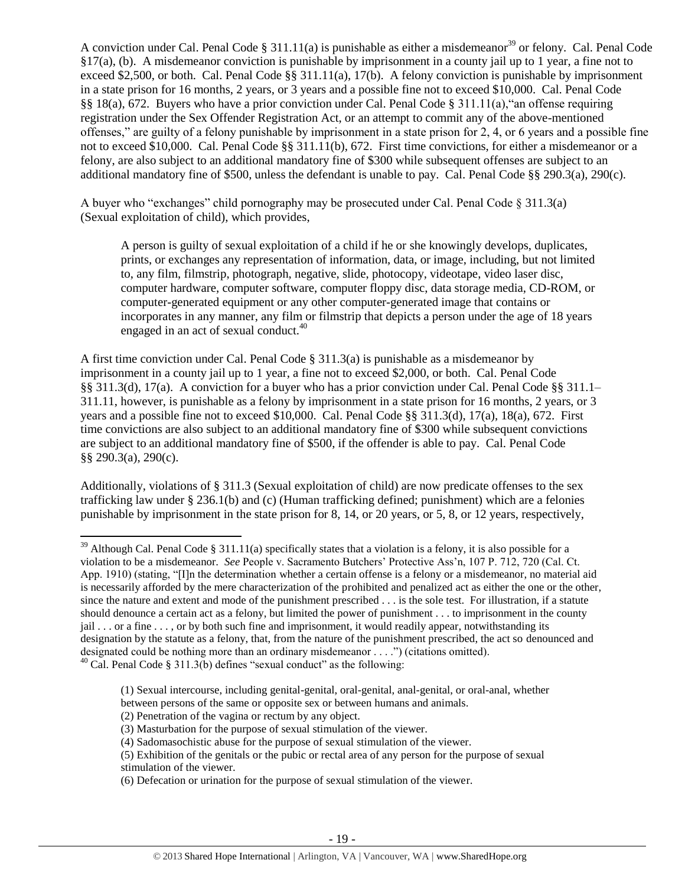A conviction under Cal. Penal Code § 311.11(a) is punishable as either a misdemeanor[39] or felony. Cal. Penal Code §17(a), (b). A misdemeanor conviction is punishable by imprisonment in a county jail up to 1 year, a fine not to exceed $2,500, or both. Cal. Penal Code §§ 311.11(a), 17(b). A felony conviction is punishable by imprisonment in a state prison for 16 months, 2 years, or 3 years and a possible fine not to exceed $10,000. Cal. Penal Code §§ 18(a), 672. Buyers who have a prior conviction under Cal. Penal Code § 311.11(a),"an offense requiring registration under the Sex Offender Registration Act, or an attempt to commit any of the above-mentioned offenses," are guilty of a felony punishable by imprisonment in a state prison for 2, 4, or 6 years and a possible fine not to exceed $10,000. Cal. Penal Code §§ 311.11(b), 672. First time convictions, for either a misdemeanor or a felony, are also subject to an additional mandatory fine of $300 while subsequent offenses are subject to an additional mandatory fine of $500, unless the defendant is unable to pay. Cal. Penal Code §§ 290.3(a), 290(c).

A buyer who "exchanges" child pornography may be prosecuted under Cal. Penal Code § 311.3(a) (Sexual exploitation of child), which provides,

> A person is guilty of sexual exploitation of a child if he or she knowingly develops, duplicates, prints, or exchanges any representation of information, data, or image, including, but not limited to, any film, filmstrip, photograph, negative, slide, photocopy, videotape, video laser disc, computer hardware, computer software, computer floppy disc, data storage media, CD-ROM, or computer-generated equipment or any other computer-generated image that contains or incorporates in any manner, any film or filmstrip that depicts a person under the age of 18 years engaged in an act of sexual conduct.[40]

A first time conviction under Cal. Penal Code § 311.3(a) is punishable as a misdemeanor by imprisonment in a county jail up to 1 year, a fine not to exceed $2,000, or both. Cal. Penal Code §§ 311.3(d), 17(a). A conviction for a buyer who has a prior conviction under Cal. Penal Code §§ 311.1–311.11, however, is punishable as a felony by imprisonment in a state prison for 16 months, 2 years, or 3 years and a possible fine not to exceed $10,000. Cal. Penal Code §§ 311.3(d), 17(a), 18(a), 672. First time convictions are also subject to an additional mandatory fine of $300 while subsequent convictions are subject to an additional mandatory fine of $500, if the offender is able to pay. Cal. Penal Code §§ 290.3(a), 290(c).

Additionally, violations of § 311.3 (Sexual exploitation of child) are now predicate offenses to the sex trafficking law under § 236.1(b) and (c) (Human trafficking defined; punishment) which are a felonies punishable by imprisonment in the state prison for 8, 14, or 20 years, or 5, 8, or 12 years, respectively,

---

[39] Although Cal. Penal Code § 311.11(a) specifically states that a violation is a felony, it is also possible for a violation to be a misdemeanor. *See* People v. Sacramento Butchers' Protective Ass'n, 107 P. 712, 720 (Cal. Ct. App. 1910) (stating, "[I]n the determination whether a certain offense is a felony or a misdemeanor, no material aid is necessarily afforded by the mere characterization of the prohibited and penalized act as either the one or the other, since the nature and extent and mode of the punishment prescribed . . . is the sole test. For illustration, if a statute should denounce a certain act as a felony, but limited the power of punishment . . . to imprisonment in the county jail . . . or a fine . . . , or by both such fine and imprisonment, it would readily appear, notwithstanding its designation by the statute as a felony, that, from the nature of the punishment prescribed, the act so denounced and designated could be nothing more than an ordinary misdemeanor . . . .") (citations omitted).

[40] Cal. Penal Code § 311.3(b) defines "sexual conduct" as the following:

> (1) Sexual intercourse, including genital-genital, oral-genital, anal-genital, or oral-anal, whether between persons of the same or opposite sex or between humans and animals.
> (2) Penetration of the vagina or rectum by any object.
> (3) Masturbation for the purpose of sexual stimulation of the viewer.
> (4) Sadomasochistic abuse for the purpose of sexual stimulation of the viewer.
> (5) Exhibition of the genitals or the pubic or rectal area of any person for the purpose of sexual stimulation of the viewer.
> (6) Defecation or urination for the purpose of sexual stimulation of the viewer.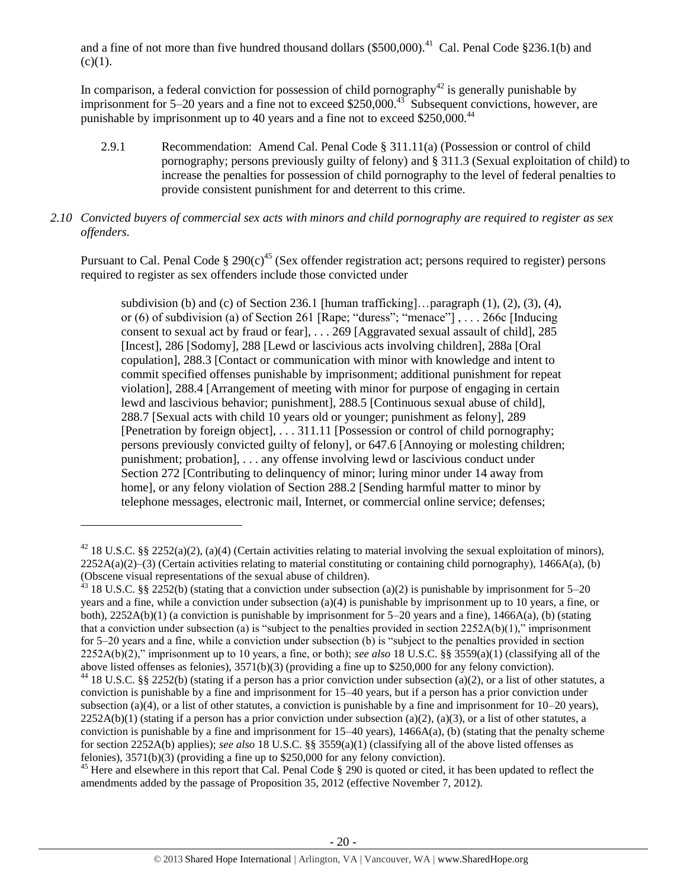and a fine of not more than five hundred thousand dollars ($500,000).[41] Cal. Penal Code §236.1(b) and (c)(1).

In comparison, a federal conviction for possession of child pornography[42] is generally punishable by imprisonment for 5–20 years and a fine not to exceed $250,000.[43] Subsequent convictions, however, are punishable by imprisonment up to 40 years and a fine not to exceed $250,000.[44]

2.9.1 Recommendation: Amend Cal. Penal Code § 311.11(a) (Possession or control of child pornography; persons previously guilty of felony) and § 311.3 (Sexual exploitation of child) to increase the penalties for possession of child pornography to the level of federal penalties to provide consistent punishment for and deterrent to this crime.

*2.10 Convicted buyers of commercial sex acts with minors and child pornography are required to register as sex offenders.*

Pursuant to Cal. Penal Code § 290(c)[45] (Sex offender registration act; persons required to register) persons required to register as sex offenders include those convicted under

> subdivision (b) and (c) of Section 236.1 [human trafficking]…paragraph (1), (2), (3), (4), or (6) of subdivision (a) of Section 261 [Rape; "duress"; "menace"] , . . . 266c [Inducing consent to sexual act by fraud or fear], . . . 269 [Aggravated sexual assault of child], 285 [Incest], 286 [Sodomy], 288 [Lewd or lascivious acts involving children], 288a [Oral copulation], 288.3 [Contact or communication with minor with knowledge and intent to commit specified offenses punishable by imprisonment; additional punishment for repeat violation], 288.4 [Arrangement of meeting with minor for purpose of engaging in certain lewd and lascivious behavior; punishment], 288.5 [Continuous sexual abuse of child], 288.7 [Sexual acts with child 10 years old or younger; punishment as felony], 289 [Penetration by foreign object], . . . 311.11 [Possession or control of child pornography; persons previously convicted guilty of felony], or 647.6 [Annoying or molesting children; punishment; probation], . . . any offense involving lewd or lascivious conduct under Section 272 [Contributing to delinquency of minor; luring minor under 14 away from home], or any felony violation of Section 288.2 [Sending harmful matter to minor by telephone messages, electronic mail, Internet, or commercial online service; defenses;

---

[42] 18 U.S.C. §§ 2252(a)(2), (a)(4) (Certain activities relating to material involving the sexual exploitation of minors), 2252A(a)(2)–(3) (Certain activities relating to material constituting or containing child pornography), 1466A(a), (b) (Obscene visual representations of the sexual abuse of children).

[43] 18 U.S.C. §§ 2252(b) (stating that a conviction under subsection (a)(2) is punishable by imprisonment for 5–20 years and a fine, while a conviction under subsection (a)(4) is punishable by imprisonment up to 10 years, a fine, or both), 2252A(b)(1) (a conviction is punishable by imprisonment for 5–20 years and a fine), 1466A(a), (b) (stating that a conviction under subsection (a) is "subject to the penalties provided in section 2252A(b)(1)," imprisonment for 5–20 years and a fine, while a conviction under subsection (b) is "subject to the penalties provided in section 2252A(b)(2)," imprisonment up to 10 years, a fine, or both); *see also* 18 U.S.C. §§ 3559(a)(1) (classifying all of the above listed offenses as felonies), 3571(b)(3) (providing a fine up to $250,000 for any felony conviction).

[44] 18 U.S.C. §§ 2252(b) (stating if a person has a prior conviction under subsection (a)(2), or a list of other statutes, a conviction is punishable by a fine and imprisonment for 15–40 years, but if a person has a prior conviction under subsection (a)(4), or a list of other statutes, a conviction is punishable by a fine and imprisonment for 10–20 years), 2252A(b)(1) (stating if a person has a prior conviction under subsection (a)(2), (a)(3), or a list of other statutes, a conviction is punishable by a fine and imprisonment for 15–40 years), 1466A(a), (b) (stating that the penalty scheme for section 2252A(b) applies); *see also* 18 U.S.C. §§ 3559(a)(1) (classifying all of the above listed offenses as felonies), 3571(b)(3) (providing a fine up to $250,000 for any felony conviction).

[45] Here and elsewhere in this report that Cal. Penal Code § 290 is quoted or cited, it has been updated to reflect the amendments added by the passage of Proposition 35, 2012 (effective November 7, 2012).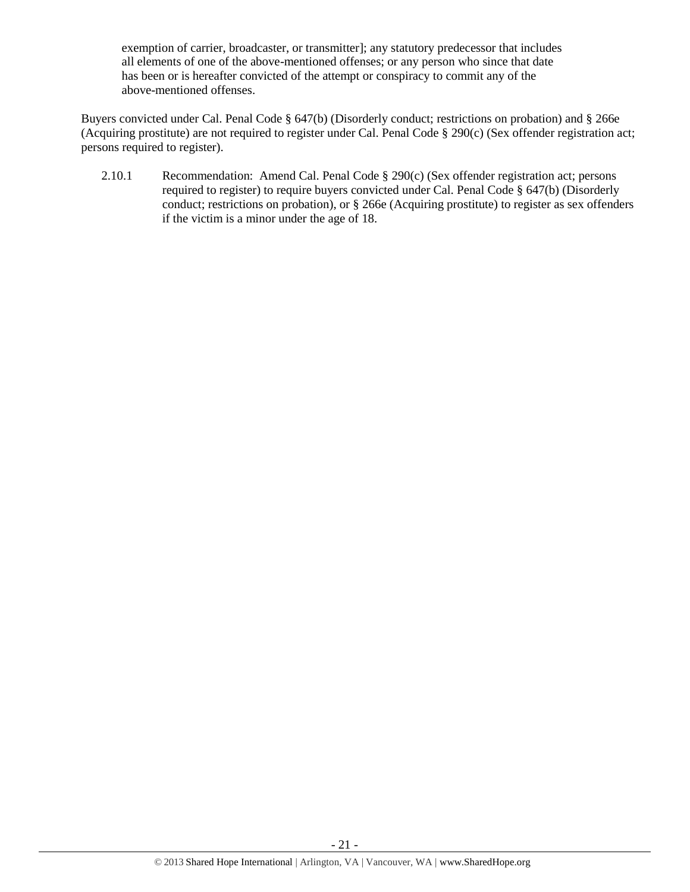exemption of carrier, broadcaster, or transmitter]; any statutory predecessor that includes all elements of one of the above-mentioned offenses; or any person who since that date has been or is hereafter convicted of the attempt or conspiracy to commit any of the above-mentioned offenses.

Buyers convicted under Cal. Penal Code § 647(b) (Disorderly conduct; restrictions on probation) and § 266e (Acquiring prostitute) are not required to register under Cal. Penal Code § 290(c) (Sex offender registration act; persons required to register).

2.10.1 Recommendation: Amend Cal. Penal Code § 290(c) (Sex offender registration act; persons required to register) to require buyers convicted under Cal. Penal Code § 647(b) (Disorderly conduct; restrictions on probation), or § 266e (Acquiring prostitute) to register as sex offenders if the victim is a minor under the age of 18.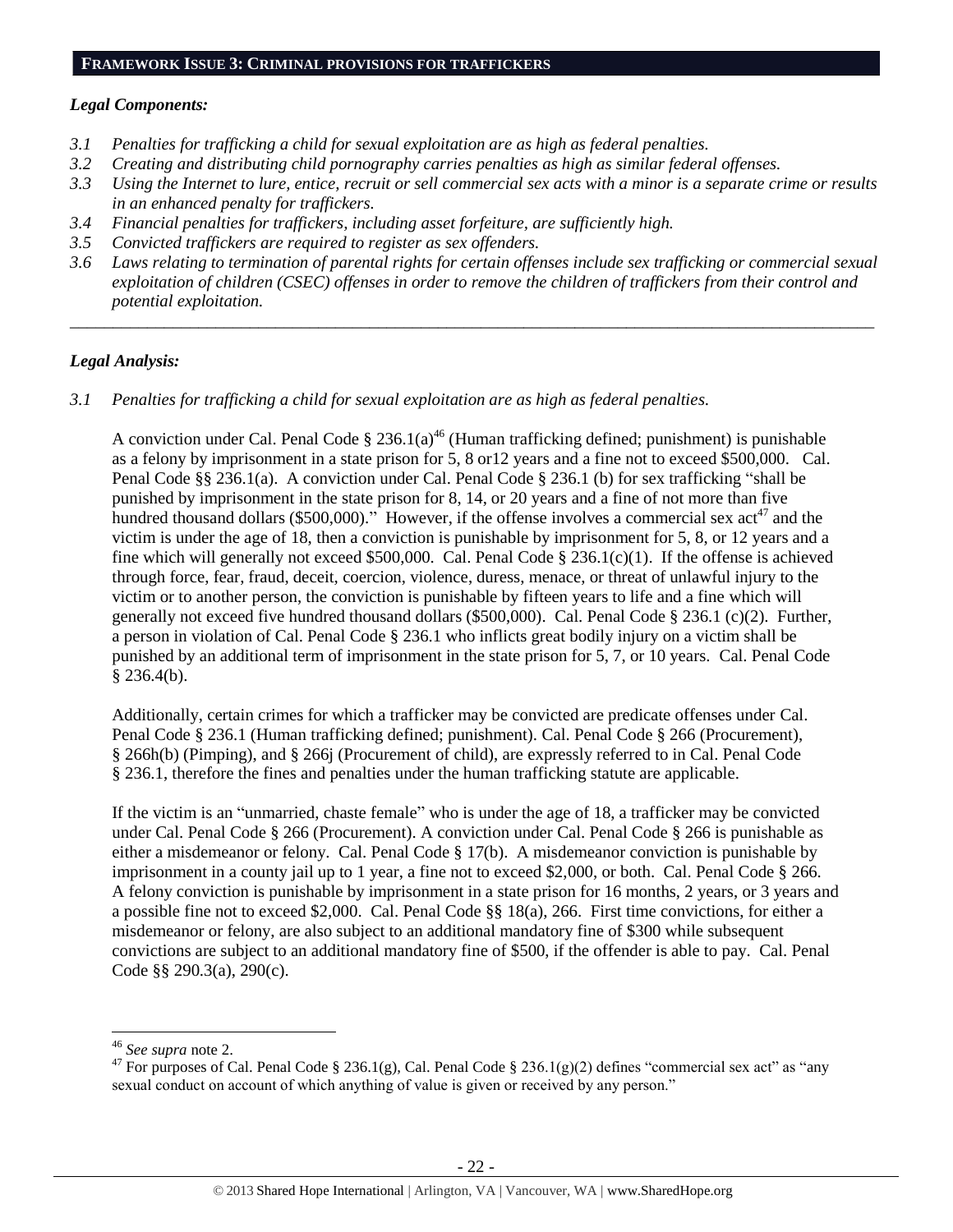## FRAMEWORK ISSUE 3: CRIMINAL PROVISIONS FOR TRAFFICKERS

### *Legal Components:*

- *3.1 Penalties for trafficking a child for sexual exploitation are as high as federal penalties.*
- *3.2 Creating and distributing child pornography carries penalties as high as similar federal offenses.*
- *3.3 Using the Internet to lure, entice, recruit or sell commercial sex acts with a minor is a separate crime or results in an enhanced penalty for traffickers.*
- *3.4 Financial penalties for traffickers, including asset forfeiture, are sufficiently high.*
- *3.5 Convicted traffickers are required to register as sex offenders.*
- *3.6 Laws relating to termination of parental rights for certain offenses include sex trafficking or commercial sexual exploitation of children (CSEC) offenses in order to remove the children of traffickers from their control and potential exploitation.*

---

### *Legal Analysis:*

*3.1 Penalties for trafficking a child for sexual exploitation are as high as federal penalties.*

A conviction under Cal. Penal Code § 236.1(a)[46] (Human trafficking defined; punishment) is punishable as a felony by imprisonment in a state prison for 5, 8 or12 years and a fine not to exceed $500,000. Cal. Penal Code §§ 236.1(a). A conviction under Cal. Penal Code § 236.1 (b) for sex trafficking "shall be punished by imprisonment in the state prison for 8, 14, or 20 years and a fine of not more than five hundred thousand dollars ($500,000)." However, if the offense involves a commercial sex act[47] and the victim is under the age of 18, then a conviction is punishable by imprisonment for 5, 8, or 12 years and a fine which will generally not exceed $500,000. Cal. Penal Code § 236.1(c)(1). If the offense is achieved through force, fear, fraud, deceit, coercion, violence, duress, menace, or threat of unlawful injury to the victim or to another person, the conviction is punishable by fifteen years to life and a fine which will generally not exceed five hundred thousand dollars ($500,000). Cal. Penal Code § 236.1 (c)(2). Further, a person in violation of Cal. Penal Code § 236.1 who inflicts great bodily injury on a victim shall be punished by an additional term of imprisonment in the state prison for 5, 7, or 10 years. Cal. Penal Code § 236.4(b).

Additionally, certain crimes for which a trafficker may be convicted are predicate offenses under Cal. Penal Code § 236.1 (Human trafficking defined; punishment). Cal. Penal Code § 266 (Procurement), § 266h(b) (Pimping), and § 266j (Procurement of child), are expressly referred to in Cal. Penal Code § 236.1, therefore the fines and penalties under the human trafficking statute are applicable.

If the victim is an "unmarried, chaste female" who is under the age of 18, a trafficker may be convicted under Cal. Penal Code § 266 (Procurement). A conviction under Cal. Penal Code § 266 is punishable as either a misdemeanor or felony. Cal. Penal Code § 17(b). A misdemeanor conviction is punishable by imprisonment in a county jail up to 1 year, a fine not to exceed $2,000, or both. Cal. Penal Code § 266. A felony conviction is punishable by imprisonment in a state prison for 16 months, 2 years, or 3 years and a possible fine not to exceed $2,000. Cal. Penal Code §§ 18(a), 266. First time convictions, for either a misdemeanor or felony, are also subject to an additional mandatory fine of $300 while subsequent convictions are subject to an additional mandatory fine of $500, if the offender is able to pay. Cal. Penal Code §§ 290.3(a), 290(c).

---

[46] *See supra* note 2.

[47] For purposes of Cal. Penal Code § 236.1(g), Cal. Penal Code § 236.1(g)(2) defines "commercial sex act" as "any sexual conduct on account of which anything of value is given or received by any person."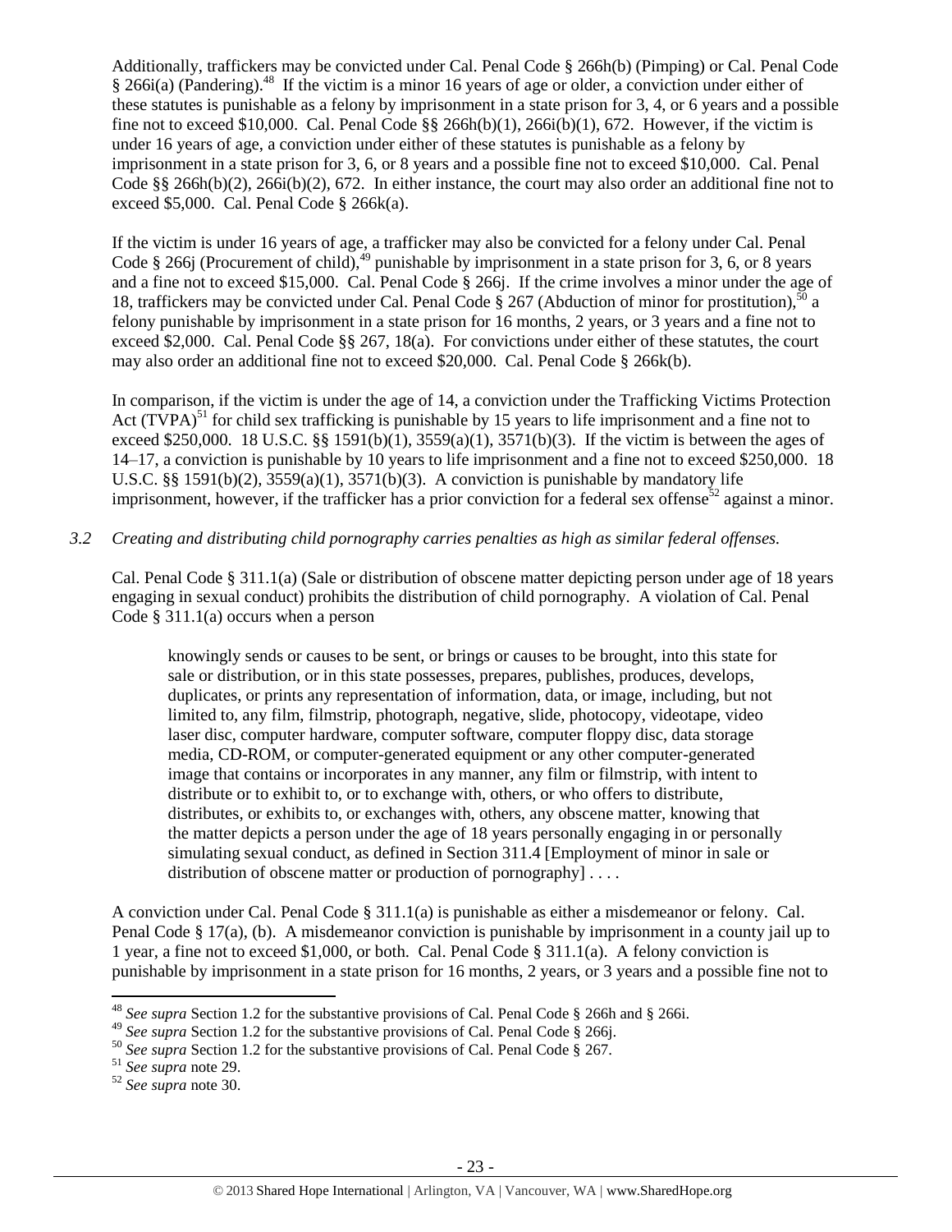Additionally, traffickers may be convicted under Cal. Penal Code § 266h(b) (Pimping) or Cal. Penal Code § 266i(a) (Pandering).[48] If the victim is a minor 16 years of age or older, a conviction under either of these statutes is punishable as a felony by imprisonment in a state prison for 3, 4, or 6 years and a possible fine not to exceed $10,000. Cal. Penal Code §§ 266h(b)(1), 266i(b)(1), 672. However, if the victim is under 16 years of age, a conviction under either of these statutes is punishable as a felony by imprisonment in a state prison for 3, 6, or 8 years and a possible fine not to exceed $10,000. Cal. Penal Code §§ 266h(b)(2), 266i(b)(2), 672. In either instance, the court may also order an additional fine not to exceed $5,000. Cal. Penal Code § 266k(a).

If the victim is under 16 years of age, a trafficker may also be convicted for a felony under Cal. Penal Code § 266j (Procurement of child),[49] punishable by imprisonment in a state prison for 3, 6, or 8 years and a fine not to exceed $15,000. Cal. Penal Code § 266j. If the crime involves a minor under the age of 18, traffickers may be convicted under Cal. Penal Code § 267 (Abduction of minor for prostitution),[50] a felony punishable by imprisonment in a state prison for 16 months, 2 years, or 3 years and a fine not to exceed $2,000. Cal. Penal Code §§ 267, 18(a). For convictions under either of these statutes, the court may also order an additional fine not to exceed $20,000. Cal. Penal Code § 266k(b).

In comparison, if the victim is under the age of 14, a conviction under the Trafficking Victims Protection Act (TVPA)[51] for child sex trafficking is punishable by 15 years to life imprisonment and a fine not to exceed $250,000. 18 U.S.C. §§ 1591(b)(1), 3559(a)(1), 3571(b)(3). If the victim is between the ages of 14–17, a conviction is punishable by 10 years to life imprisonment and a fine not to exceed $250,000. 18 U.S.C. §§ 1591(b)(2), 3559(a)(1), 3571(b)(3). A conviction is punishable by mandatory life imprisonment, however, if the trafficker has a prior conviction for a federal sex offense[52] against a minor.

*3.2 Creating and distributing child pornography carries penalties as high as similar federal offenses.*

Cal. Penal Code § 311.1(a) (Sale or distribution of obscene matter depicting person under age of 18 years engaging in sexual conduct) prohibits the distribution of child pornography. A violation of Cal. Penal Code § 311.1(a) occurs when a person

> knowingly sends or causes to be sent, or brings or causes to be brought, into this state for sale or distribution, or in this state possesses, prepares, publishes, produces, develops, duplicates, or prints any representation of information, data, or image, including, but not limited to, any film, filmstrip, photograph, negative, slide, photocopy, videotape, video laser disc, computer hardware, computer software, computer floppy disc, data storage media, CD-ROM, or computer-generated equipment or any other computer-generated image that contains or incorporates in any manner, any film or filmstrip, with intent to distribute or to exhibit to, or to exchange with, others, or who offers to distribute, distributes, or exhibits to, or exchanges with, others, any obscene matter, knowing that the matter depicts a person under the age of 18 years personally engaging in or personally simulating sexual conduct, as defined in Section 311.4 [Employment of minor in sale or distribution of obscene matter or production of pornography] . . . .

A conviction under Cal. Penal Code § 311.1(a) is punishable as either a misdemeanor or felony. Cal. Penal Code § 17(a), (b). A misdemeanor conviction is punishable by imprisonment in a county jail up to 1 year, a fine not to exceed $1,000, or both. Cal. Penal Code § 311.1(a). A felony conviction is punishable by imprisonment in a state prison for 16 months, 2 years, or 3 years and a possible fine not to

[48] *See supra* Section 1.2 for the substantive provisions of Cal. Penal Code § 266h and § 266i.

[49] *See supra* Section 1.2 for the substantive provisions of Cal. Penal Code § 266j.

[50] *See supra* Section 1.2 for the substantive provisions of Cal. Penal Code § 267.

[51] *See supra* note 29.

[52] *See supra* note 30.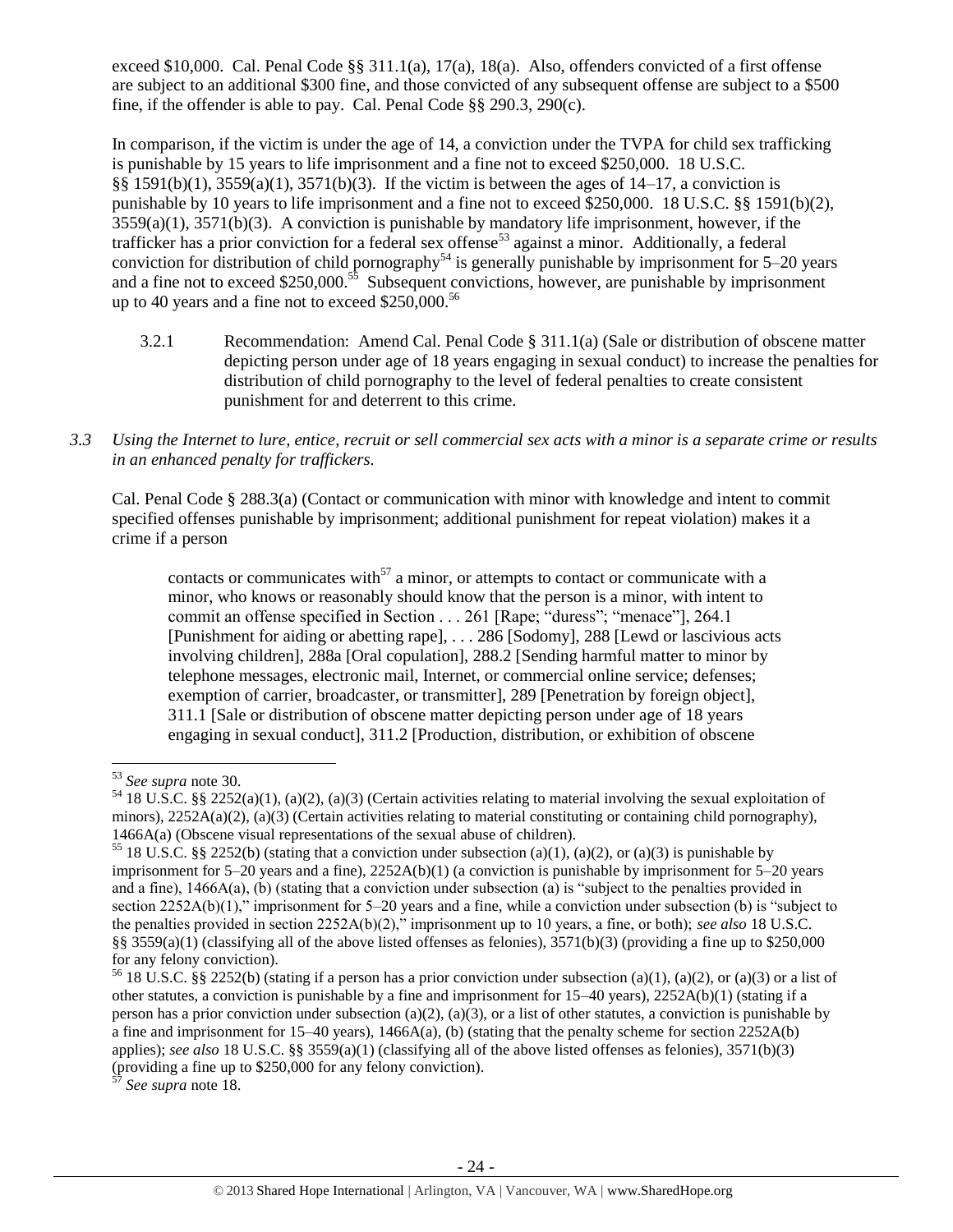exceed $10,000. Cal. Penal Code §§ 311.1(a), 17(a), 18(a). Also, offenders convicted of a first offense are subject to an additional $300 fine, and those convicted of any subsequent offense are subject to a $500 fine, if the offender is able to pay. Cal. Penal Code §§ 290.3, 290(c).

In comparison, if the victim is under the age of 14, a conviction under the TVPA for child sex trafficking is punishable by 15 years to life imprisonment and a fine not to exceed $250,000. 18 U.S.C. §§ 1591(b)(1), 3559(a)(1), 3571(b)(3). If the victim is between the ages of 14–17, a conviction is punishable by 10 years to life imprisonment and a fine not to exceed $250,000. 18 U.S.C. §§ 1591(b)(2), 3559(a)(1), 3571(b)(3). A conviction is punishable by mandatory life imprisonment, however, if the trafficker has a prior conviction for a federal sex offense[53] against a minor. Additionally, a federal conviction for distribution of child pornography[54] is generally punishable by imprisonment for 5–20 years and a fine not to exceed $250,000.[55] Subsequent convictions, however, are punishable by imprisonment up to 40 years and a fine not to exceed $250,000.[56]

3.2.1 Recommendation: Amend Cal. Penal Code § 311.1(a) (Sale or distribution of obscene matter depicting person under age of 18 years engaging in sexual conduct) to increase the penalties for distribution of child pornography to the level of federal penalties to create consistent punishment for and deterrent to this crime.

*3.3 Using the Internet to lure, entice, recruit or sell commercial sex acts with a minor is a separate crime or results in an enhanced penalty for traffickers.*

Cal. Penal Code § 288.3(a) (Contact or communication with minor with knowledge and intent to commit specified offenses punishable by imprisonment; additional punishment for repeat violation) makes it a crime if a person

> contacts or communicates with[57] a minor, or attempts to contact or communicate with a minor, who knows or reasonably should know that the person is a minor, with intent to commit an offense specified in Section . . . 261 [Rape; "duress"; "menace"], 264.1 [Punishment for aiding or abetting rape], . . . 286 [Sodomy], 288 [Lewd or lascivious acts involving children], 288a [Oral copulation], 288.2 [Sending harmful matter to minor by telephone messages, electronic mail, Internet, or commercial online service; defenses; exemption of carrier, broadcaster, or transmitter], 289 [Penetration by foreign object], 311.1 [Sale or distribution of obscene matter depicting person under age of 18 years engaging in sexual conduct], 311.2 [Production, distribution, or exhibition of obscene

---

[53] *See supra* note 30.

[54] 18 U.S.C. §§ 2252(a)(1), (a)(2), (a)(3) (Certain activities relating to material involving the sexual exploitation of minors), 2252A(a)(2), (a)(3) (Certain activities relating to material constituting or containing child pornography), 1466A(a) (Obscene visual representations of the sexual abuse of children).

[55] 18 U.S.C. §§ 2252(b) (stating that a conviction under subsection (a)(1), (a)(2), or (a)(3) is punishable by imprisonment for 5–20 years and a fine), 2252A(b)(1) (a conviction is punishable by imprisonment for 5–20 years and a fine), 1466A(a), (b) (stating that a conviction under subsection (a) is "subject to the penalties provided in section 2252A(b)(1)," imprisonment for 5–20 years and a fine, while a conviction under subsection (b) is "subject to the penalties provided in section 2252A(b)(2)," imprisonment up to 10 years, a fine, or both); *see also* 18 U.S.C. §§ 3559(a)(1) (classifying all of the above listed offenses as felonies), 3571(b)(3) (providing a fine up to $250,000 for any felony conviction).

[56] 18 U.S.C. §§ 2252(b) (stating if a person has a prior conviction under subsection (a)(1), (a)(2), or (a)(3) or a list of other statutes, a conviction is punishable by a fine and imprisonment for 15–40 years), 2252A(b)(1) (stating if a person has a prior conviction under subsection (a)(2), (a)(3), or a list of other statutes, a conviction is punishable by a fine and imprisonment for 15–40 years), 1466A(a), (b) (stating that the penalty scheme for section 2252A(b) applies); *see also* 18 U.S.C. §§ 3559(a)(1) (classifying all of the above listed offenses as felonies), 3571(b)(3) (providing a fine up to $250,000 for any felony conviction).

[57] *See supra* note 18.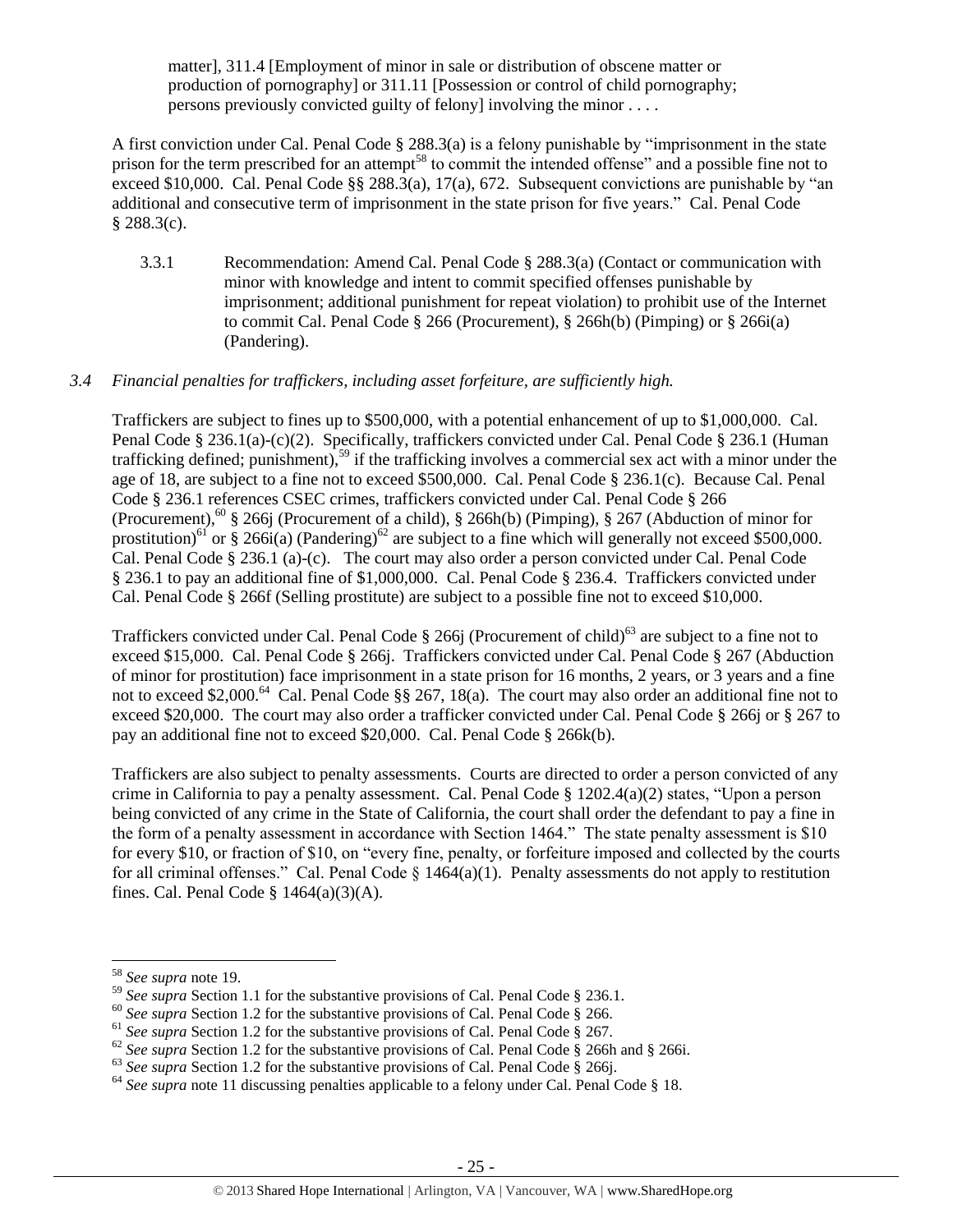> matter], 311.4 [Employment of minor in sale or distribution of obscene matter or production of pornography] or 311.11 [Possession or control of child pornography; persons previously convicted guilty of felony] involving the minor . . . .

A first conviction under Cal. Penal Code § 288.3(a) is a felony punishable by "imprisonment in the state prison for the term prescribed for an attempt[58] to commit the intended offense" and a possible fine not to exceed $10,000. Cal. Penal Code §§ 288.3(a), 17(a), 672. Subsequent convictions are punishable by "an additional and consecutive term of imprisonment in the state prison for five years." Cal. Penal Code § 288.3(c).

3.3.1 Recommendation: Amend Cal. Penal Code § 288.3(a) (Contact or communication with minor with knowledge and intent to commit specified offenses punishable by imprisonment; additional punishment for repeat violation) to prohibit use of the Internet to commit Cal. Penal Code § 266 (Procurement), § 266h(b) (Pimping) or § 266i(a) (Pandering).

*3.4 Financial penalties for traffickers, including asset forfeiture, are sufficiently high.*

Traffickers are subject to fines up to $500,000, with a potential enhancement of up to $1,000,000. Cal. Penal Code § 236.1(a)-(c)(2). Specifically, traffickers convicted under Cal. Penal Code § 236.1 (Human trafficking defined; punishment),[59] if the trafficking involves a commercial sex act with a minor under the age of 18, are subject to a fine not to exceed $500,000. Cal. Penal Code § 236.1(c). Because Cal. Penal Code § 236.1 references CSEC crimes, traffickers convicted under Cal. Penal Code § 266 (Procurement),[60] § 266j (Procurement of a child), § 266h(b) (Pimping), § 267 (Abduction of minor for prostitution)[61] or § 266i(a) (Pandering)[62] are subject to a fine which will generally not exceed $500,000. Cal. Penal Code § 236.1 (a)-(c). The court may also order a person convicted under Cal. Penal Code § 236.1 to pay an additional fine of $1,000,000. Cal. Penal Code § 236.4. Traffickers convicted under Cal. Penal Code § 266f (Selling prostitute) are subject to a possible fine not to exceed $10,000.

Traffickers convicted under Cal. Penal Code § 266j (Procurement of child)[63] are subject to a fine not to exceed $15,000. Cal. Penal Code § 266j. Traffickers convicted under Cal. Penal Code § 267 (Abduction of minor for prostitution) face imprisonment in a state prison for 16 months, 2 years, or 3 years and a fine not to exceed $2,000.[64] Cal. Penal Code §§ 267, 18(a). The court may also order an additional fine not to exceed $20,000. The court may also order a trafficker convicted under Cal. Penal Code § 266j or § 267 to pay an additional fine not to exceed $20,000. Cal. Penal Code § 266k(b).

Traffickers are also subject to penalty assessments. Courts are directed to order a person convicted of any crime in California to pay a penalty assessment. Cal. Penal Code § 1202.4(a)(2) states, "Upon a person being convicted of any crime in the State of California, the court shall order the defendant to pay a fine in the form of a penalty assessment in accordance with Section 1464." The state penalty assessment is $10 for every $10, or fraction of $10, on "every fine, penalty, or forfeiture imposed and collected by the courts for all criminal offenses." Cal. Penal Code § 1464(a)(1). Penalty assessments do not apply to restitution fines. Cal. Penal Code § 1464(a)(3)(A).

---

[58] *See supra* note 19.

[59] *See supra* Section 1.1 for the substantive provisions of Cal. Penal Code § 236.1.

[60] *See supra* Section 1.2 for the substantive provisions of Cal. Penal Code § 266.

[61] *See supra* Section 1.2 for the substantive provisions of Cal. Penal Code § 267.

[62] *See supra* Section 1.2 for the substantive provisions of Cal. Penal Code § 266h and § 266i.

[63] *See supra* Section 1.2 for the substantive provisions of Cal. Penal Code § 266j.

[64] *See supra* note 11 discussing penalties applicable to a felony under Cal. Penal Code § 18.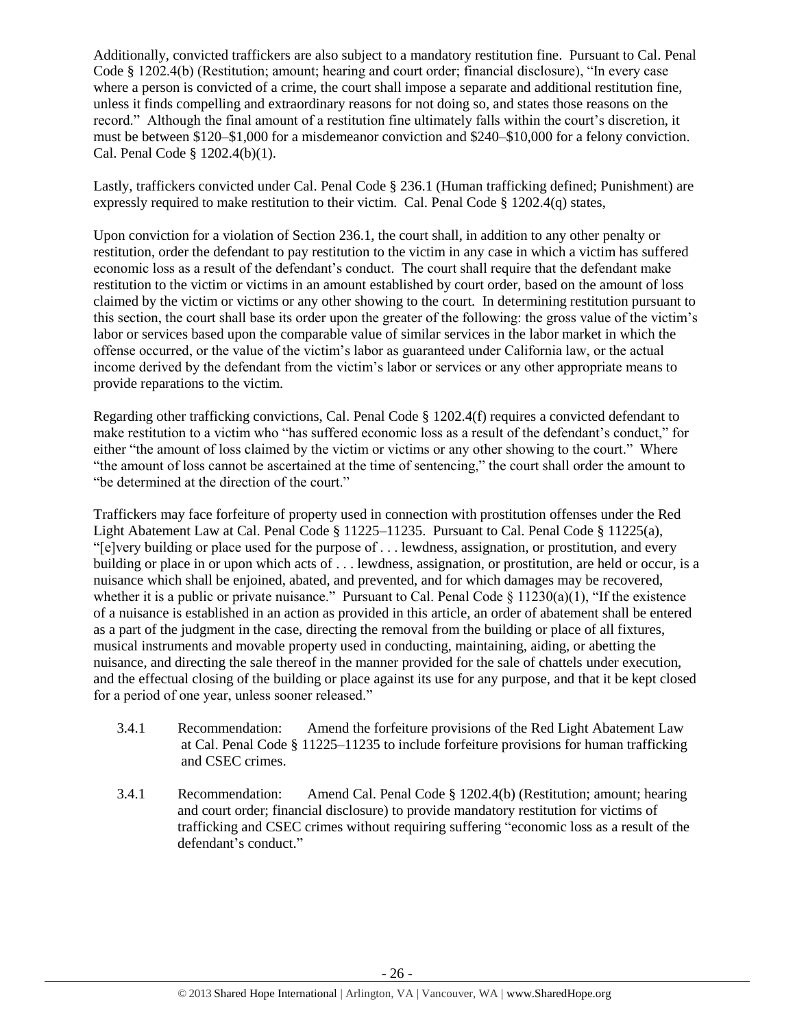Additionally, convicted traffickers are also subject to a mandatory restitution fine. Pursuant to Cal. Penal Code § 1202.4(b) (Restitution; amount; hearing and court order; financial disclosure), "In every case where a person is convicted of a crime, the court shall impose a separate and additional restitution fine, unless it finds compelling and extraordinary reasons for not doing so, and states those reasons on the record." Although the final amount of a restitution fine ultimately falls within the court's discretion, it must be between $120–$1,000 for a misdemeanor conviction and $240–$10,000 for a felony conviction. Cal. Penal Code § 1202.4(b)(1).

Lastly, traffickers convicted under Cal. Penal Code § 236.1 (Human trafficking defined; Punishment) are expressly required to make restitution to their victim. Cal. Penal Code § 1202.4(q) states,

Upon conviction for a violation of Section 236.1, the court shall, in addition to any other penalty or restitution, order the defendant to pay restitution to the victim in any case in which a victim has suffered economic loss as a result of the defendant's conduct. The court shall require that the defendant make restitution to the victim or victims in an amount established by court order, based on the amount of loss claimed by the victim or victims or any other showing to the court. In determining restitution pursuant to this section, the court shall base its order upon the greater of the following: the gross value of the victim's labor or services based upon the comparable value of similar services in the labor market in which the offense occurred, or the value of the victim's labor as guaranteed under California law, or the actual income derived by the defendant from the victim's labor or services or any other appropriate means to provide reparations to the victim.

Regarding other trafficking convictions, Cal. Penal Code § 1202.4(f) requires a convicted defendant to make restitution to a victim who "has suffered economic loss as a result of the defendant's conduct," for either "the amount of loss claimed by the victim or victims or any other showing to the court." Where "the amount of loss cannot be ascertained at the time of sentencing," the court shall order the amount to "be determined at the direction of the court."

Traffickers may face forfeiture of property used in connection with prostitution offenses under the Red Light Abatement Law at Cal. Penal Code § 11225–11235. Pursuant to Cal. Penal Code § 11225(a), "[e]very building or place used for the purpose of . . . lewdness, assignation, or prostitution, and every building or place in or upon which acts of . . . lewdness, assignation, or prostitution, are held or occur, is a nuisance which shall be enjoined, abated, and prevented, and for which damages may be recovered, whether it is a public or private nuisance." Pursuant to Cal. Penal Code § 11230(a)(1), "If the existence of a nuisance is established in an action as provided in this article, an order of abatement shall be entered as a part of the judgment in the case, directing the removal from the building or place of all fixtures, musical instruments and movable property used in conducting, maintaining, aiding, or abetting the nuisance, and directing the sale thereof in the manner provided for the sale of chattels under execution, and the effectual closing of the building or place against its use for any purpose, and that it be kept closed for a period of one year, unless sooner released."

3.4.1 Recommendation: Amend the forfeiture provisions of the Red Light Abatement Law at Cal. Penal Code § 11225–11235 to include forfeiture provisions for human trafficking and CSEC crimes.

3.4.1 Recommendation: Amend Cal. Penal Code § 1202.4(b) (Restitution; amount; hearing and court order; financial disclosure) to provide mandatory restitution for victims of trafficking and CSEC crimes without requiring suffering "economic loss as a result of the defendant's conduct."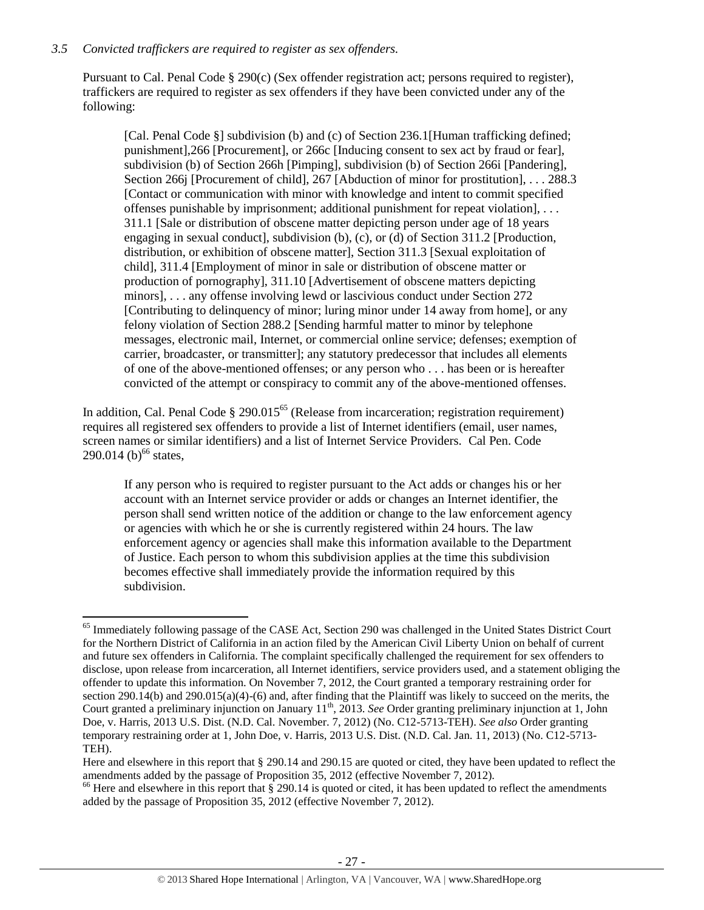*3.5 Convicted traffickers are required to register as sex offenders.*

Pursuant to Cal. Penal Code § 290(c) (Sex offender registration act; persons required to register), traffickers are required to register as sex offenders if they have been convicted under any of the following:

> [Cal. Penal Code §] subdivision (b) and (c) of Section 236.1[Human trafficking defined; punishment],266 [Procurement], or 266c [Inducing consent to sex act by fraud or fear], subdivision (b) of Section 266h [Pimping], subdivision (b) of Section 266i [Pandering], Section 266j [Procurement of child], 267 [Abduction of minor for prostitution], . . . 288.3 [Contact or communication with minor with knowledge and intent to commit specified offenses punishable by imprisonment; additional punishment for repeat violation], . . . 311.1 [Sale or distribution of obscene matter depicting person under age of 18 years engaging in sexual conduct], subdivision (b), (c), or (d) of Section 311.2 [Production, distribution, or exhibition of obscene matter], Section 311.3 [Sexual exploitation of child], 311.4 [Employment of minor in sale or distribution of obscene matter or production of pornography], 311.10 [Advertisement of obscene matters depicting minors], . . . any offense involving lewd or lascivious conduct under Section 272 [Contributing to delinquency of minor; luring minor under 14 away from home], or any felony violation of Section 288.2 [Sending harmful matter to minor by telephone messages, electronic mail, Internet, or commercial online service; defenses; exemption of carrier, broadcaster, or transmitter]; any statutory predecessor that includes all elements of one of the above-mentioned offenses; or any person who . . . has been or is hereafter convicted of the attempt or conspiracy to commit any of the above-mentioned offenses.

In addition, Cal. Penal Code § 290.015[65] (Release from incarceration; registration requirement) requires all registered sex offenders to provide a list of Internet identifiers (email, user names, screen names or similar identifiers) and a list of Internet Service Providers. Cal Pen. Code 290.014 (b)[66] states,

> If any person who is required to register pursuant to the Act adds or changes his or her account with an Internet service provider or adds or changes an Internet identifier, the person shall send written notice of the addition or change to the law enforcement agency or agencies with which he or she is currently registered within 24 hours. The law enforcement agency or agencies shall make this information available to the Department of Justice. Each person to whom this subdivision applies at the time this subdivision becomes effective shall immediately provide the information required by this subdivision.

---

[65] Immediately following passage of the CASE Act, Section 290 was challenged in the United States District Court for the Northern District of California in an action filed by the American Civil Liberty Union on behalf of current and future sex offenders in California. The complaint specifically challenged the requirement for sex offenders to disclose, upon release from incarceration, all Internet identifiers, service providers used, and a statement obliging the offender to update this information. On November 7, 2012, the Court granted a temporary restraining order for section 290.14(b) and 290.015(a)(4)-(6) and, after finding that the Plaintiff was likely to succeed on the merits, the Court granted a preliminary injunction on January 11th, 2013. *See* Order granting preliminary injunction at 1, John Doe, v. Harris, 2013 U.S. Dist. (N.D. Cal. November. 7, 2012) (No. C12-5713-TEH). *See also* Order granting temporary restraining order at 1, John Doe, v. Harris, 2013 U.S. Dist. (N.D. Cal. Jan. 11, 2013) (No. C12-5713-TEH).

Here and elsewhere in this report that § 290.14 and 290.15 are quoted or cited, they have been updated to reflect the amendments added by the passage of Proposition 35, 2012 (effective November 7, 2012).

[66] Here and elsewhere in this report that § 290.14 is quoted or cited, it has been updated to reflect the amendments added by the passage of Proposition 35, 2012 (effective November 7, 2012).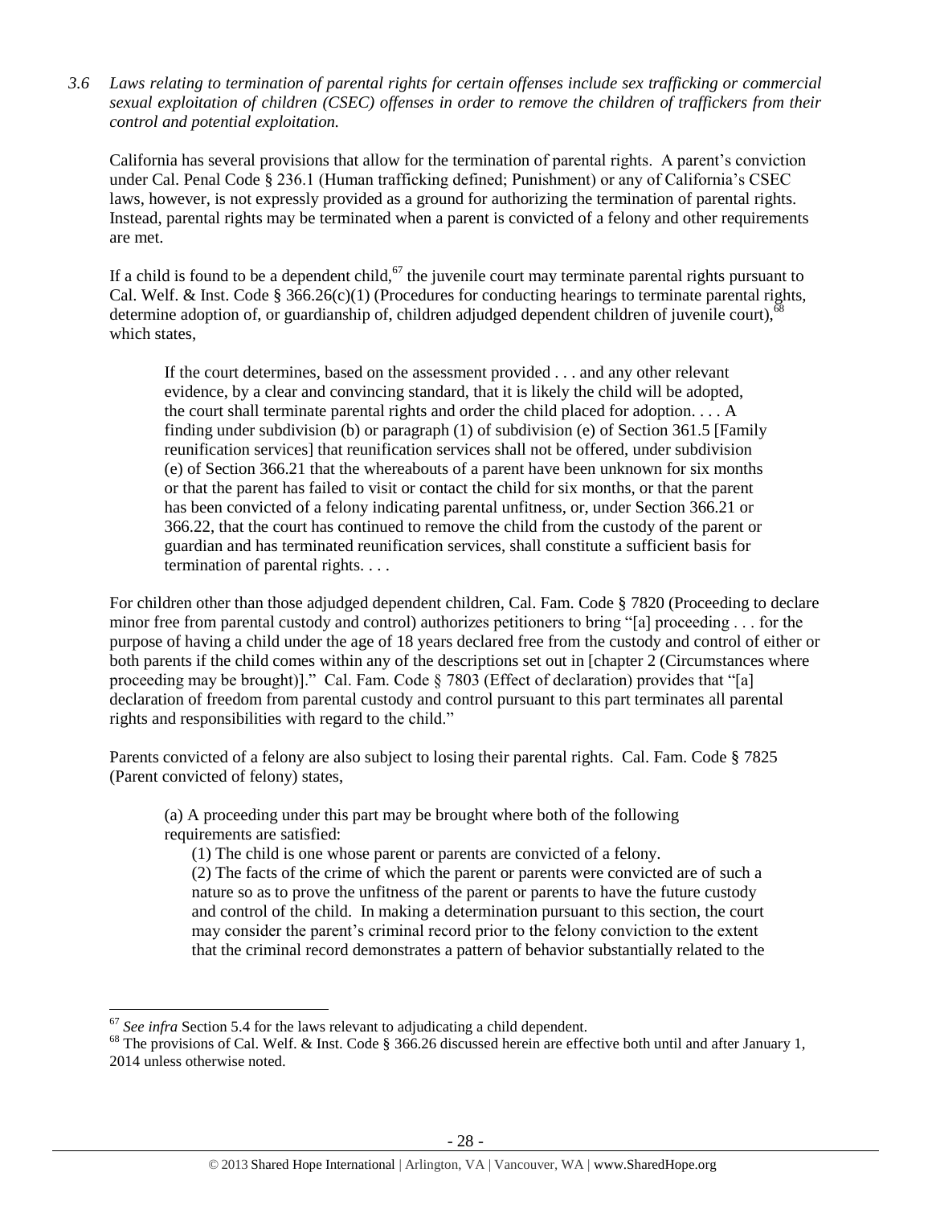*3.6 Laws relating to termination of parental rights for certain offenses include sex trafficking or commercial sexual exploitation of children (CSEC) offenses in order to remove the children of traffickers from their control and potential exploitation.*

California has several provisions that allow for the termination of parental rights. A parent's conviction under Cal. Penal Code § 236.1 (Human trafficking defined; Punishment) or any of California's CSEC laws, however, is not expressly provided as a ground for authorizing the termination of parental rights. Instead, parental rights may be terminated when a parent is convicted of a felony and other requirements are met.

If a child is found to be a dependent child,[67] the juvenile court may terminate parental rights pursuant to Cal. Welf. & Inst. Code § 366.26(c)(1) (Procedures for conducting hearings to terminate parental rights, determine adoption of, or guardianship of, children adjudged dependent children of juvenile court),[68] which states,

> If the court determines, based on the assessment provided . . . and any other relevant evidence, by a clear and convincing standard, that it is likely the child will be adopted, the court shall terminate parental rights and order the child placed for adoption. . . . A finding under subdivision (b) or paragraph (1) of subdivision (e) of Section 361.5 [Family reunification services] that reunification services shall not be offered, under subdivision (e) of Section 366.21 that the whereabouts of a parent have been unknown for six months or that the parent has failed to visit or contact the child for six months, or that the parent has been convicted of a felony indicating parental unfitness, or, under Section 366.21 or 366.22, that the court has continued to remove the child from the custody of the parent or guardian and has terminated reunification services, shall constitute a sufficient basis for termination of parental rights. . . .

For children other than those adjudged dependent children, Cal. Fam. Code § 7820 (Proceeding to declare minor free from parental custody and control) authorizes petitioners to bring "[a] proceeding . . . for the purpose of having a child under the age of 18 years declared free from the custody and control of either or both parents if the child comes within any of the descriptions set out in [chapter 2 (Circumstances where proceeding may be brought)]." Cal. Fam. Code § 7803 (Effect of declaration) provides that "[a] declaration of freedom from parental custody and control pursuant to this part terminates all parental rights and responsibilities with regard to the child."

Parents convicted of a felony are also subject to losing their parental rights. Cal. Fam. Code § 7825 (Parent convicted of felony) states,

> (a) A proceeding under this part may be brought where both of the following requirements are satisfied:
>
> (1) The child is one whose parent or parents are convicted of a felony.
>
> (2) The facts of the crime of which the parent or parents were convicted are of such a nature so as to prove the unfitness of the parent or parents to have the future custody and control of the child. In making a determination pursuant to this section, the court may consider the parent's criminal record prior to the felony conviction to the extent that the criminal record demonstrates a pattern of behavior substantially related to the

---

[67] *See infra* Section 5.4 for the laws relevant to adjudicating a child dependent.

[68] The provisions of Cal. Welf. & Inst. Code § 366.26 discussed herein are effective both until and after January 1, 2014 unless otherwise noted.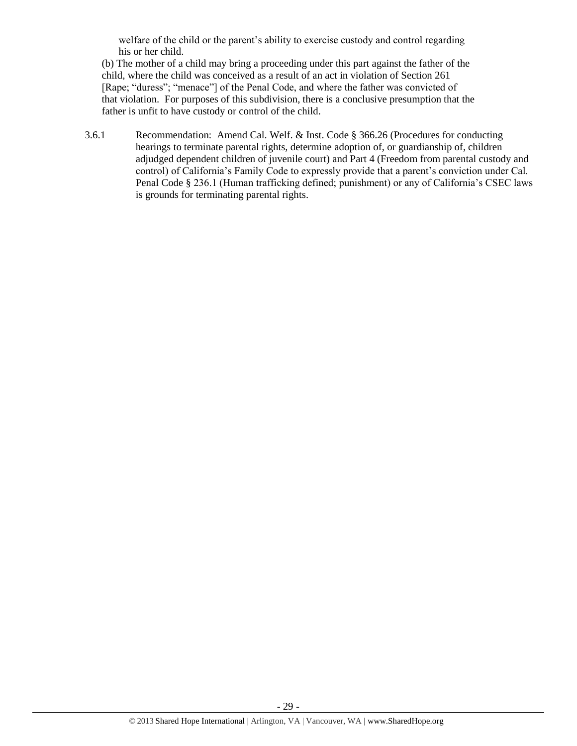welfare of the child or the parent's ability to exercise custody and control regarding his or her child.

(b) The mother of a child may bring a proceeding under this part against the father of the child, where the child was conceived as a result of an act in violation of Section 261 [Rape; "duress"; "menace"] of the Penal Code, and where the father was convicted of that violation. For purposes of this subdivision, there is a conclusive presumption that the father is unfit to have custody or control of the child.

3.6.1 Recommendation: Amend Cal. Welf. & Inst. Code § 366.26 (Procedures for conducting hearings to terminate parental rights, determine adoption of, or guardianship of, children adjudged dependent children of juvenile court) and Part 4 (Freedom from parental custody and control) of California's Family Code to expressly provide that a parent's conviction under Cal. Penal Code § 236.1 (Human trafficking defined; punishment) or any of California's CSEC laws is grounds for terminating parental rights.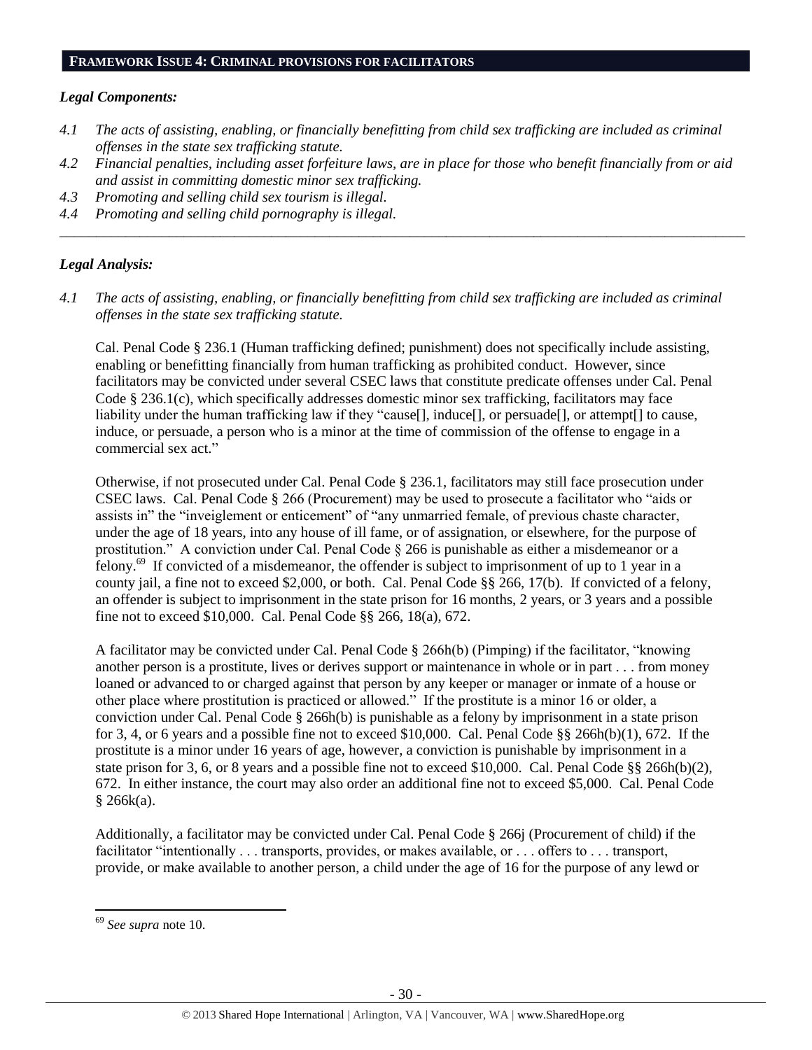## FRAMEWORK ISSUE 4: CRIMINAL PROVISIONS FOR FACILITATORS

### *Legal Components:*

*4.1 The acts of assisting, enabling, or financially benefitting from child sex trafficking are included as criminal offenses in the state sex trafficking statute.*

*4.2 Financial penalties, including asset forfeiture laws, are in place for those who benefit financially from or aid and assist in committing domestic minor sex trafficking.*

*4.3 Promoting and selling child sex tourism is illegal.*

*4.4 Promoting and selling child pornography is illegal.*

---

### *Legal Analysis:*

*4.1 The acts of assisting, enabling, or financially benefitting from child sex trafficking are included as criminal offenses in the state sex trafficking statute.*

Cal. Penal Code § 236.1 (Human trafficking defined; punishment) does not specifically include assisting, enabling or benefitting financially from human trafficking as prohibited conduct. However, since facilitators may be convicted under several CSEC laws that constitute predicate offenses under Cal. Penal Code § 236.1(c), which specifically addresses domestic minor sex trafficking, facilitators may face liability under the human trafficking law if they "cause[], induce[], or persuade[], or attempt[] to cause, induce, or persuade, a person who is a minor at the time of commission of the offense to engage in a commercial sex act."

Otherwise, if not prosecuted under Cal. Penal Code § 236.1, facilitators may still face prosecution under CSEC laws. Cal. Penal Code § 266 (Procurement) may be used to prosecute a facilitator who "aids or assists in" the "inveiglement or enticement" of "any unmarried female, of previous chaste character, under the age of 18 years, into any house of ill fame, or of assignation, or elsewhere, for the purpose of prostitution." A conviction under Cal. Penal Code § 266 is punishable as either a misdemeanor or a felony.[69] If convicted of a misdemeanor, the offender is subject to imprisonment of up to 1 year in a county jail, a fine not to exceed $2,000, or both. Cal. Penal Code §§ 266, 17(b). If convicted of a felony, an offender is subject to imprisonment in the state prison for 16 months, 2 years, or 3 years and a possible fine not to exceed $10,000. Cal. Penal Code §§ 266, 18(a), 672.

A facilitator may be convicted under Cal. Penal Code § 266h(b) (Pimping) if the facilitator, "knowing another person is a prostitute, lives or derives support or maintenance in whole or in part . . . from money loaned or advanced to or charged against that person by any keeper or manager or inmate of a house or other place where prostitution is practiced or allowed." If the prostitute is a minor 16 or older, a conviction under Cal. Penal Code § 266h(b) is punishable as a felony by imprisonment in a state prison for 3, 4, or 6 years and a possible fine not to exceed $10,000. Cal. Penal Code §§ 266h(b)(1), 672. If the prostitute is a minor under 16 years of age, however, a conviction is punishable by imprisonment in a state prison for 3, 6, or 8 years and a possible fine not to exceed $10,000. Cal. Penal Code §§ 266h(b)(2), 672. In either instance, the court may also order an additional fine not to exceed $5,000. Cal. Penal Code § 266k(a).

Additionally, a facilitator may be convicted under Cal. Penal Code § 266j (Procurement of child) if the facilitator "intentionally . . . transports, provides, or makes available, or . . . offers to . . . transport, provide, or make available to another person, a child under the age of 16 for the purpose of any lewd or

---

[69] *See supra* note 10.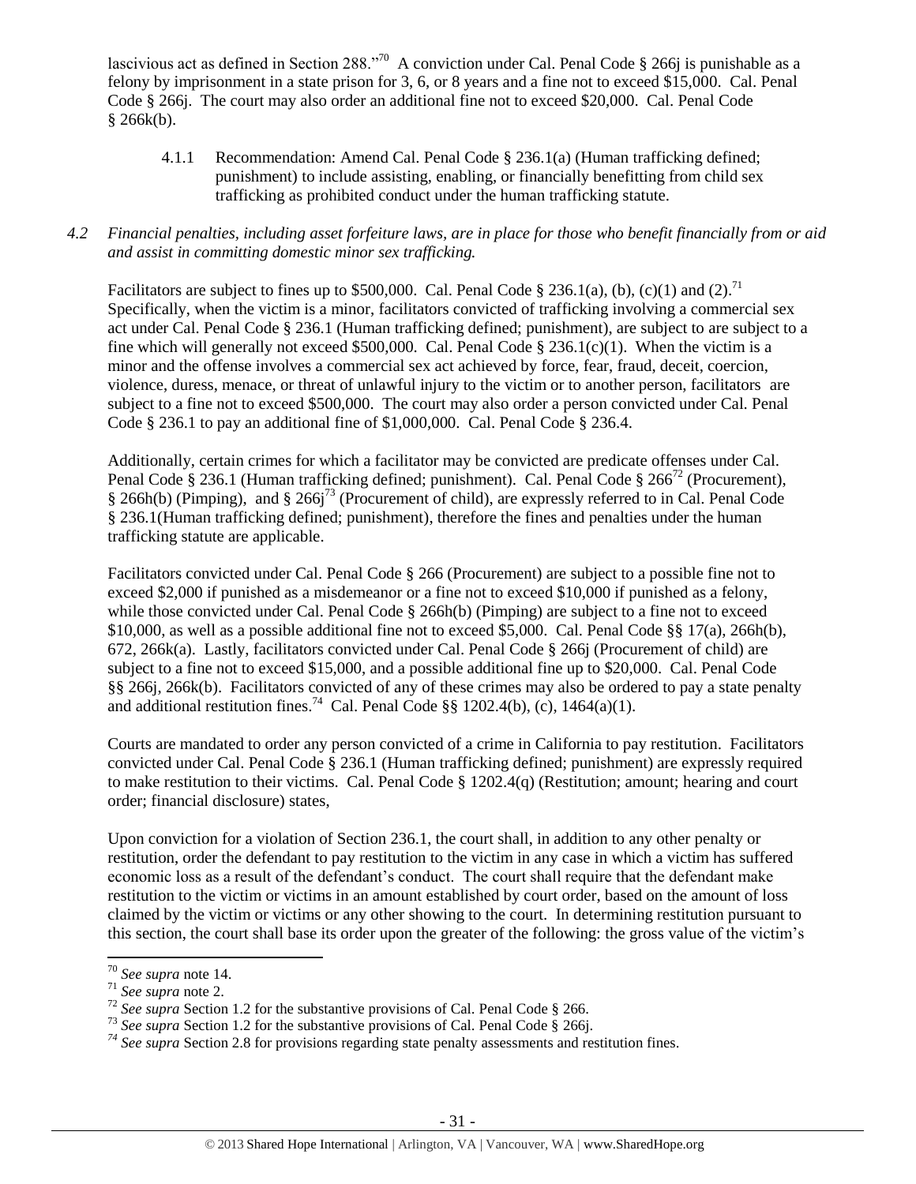lascivious act as defined in Section 288."[70] A conviction under Cal. Penal Code § 266j is punishable as a felony by imprisonment in a state prison for 3, 6, or 8 years and a fine not to exceed $15,000. Cal. Penal Code § 266j. The court may also order an additional fine not to exceed $20,000. Cal. Penal Code § 266k(b).

> 4.1.1 Recommendation: Amend Cal. Penal Code § 236.1(a) (Human trafficking defined; punishment) to include assisting, enabling, or financially benefitting from child sex trafficking as prohibited conduct under the human trafficking statute.

*4.2 Financial penalties, including asset forfeiture laws, are in place for those who benefit financially from or aid and assist in committing domestic minor sex trafficking.*

Facilitators are subject to fines up to $500,000. Cal. Penal Code § 236.1(a), (b), (c)(1) and (2).[71] Specifically, when the victim is a minor, facilitators convicted of trafficking involving a commercial sex act under Cal. Penal Code § 236.1 (Human trafficking defined; punishment), are subject to are subject to a fine which will generally not exceed $500,000. Cal. Penal Code § 236.1(c)(1). When the victim is a minor and the offense involves a commercial sex act achieved by force, fear, fraud, deceit, coercion, violence, duress, menace, or threat of unlawful injury to the victim or to another person, facilitators are subject to a fine not to exceed $500,000. The court may also order a person convicted under Cal. Penal Code § 236.1 to pay an additional fine of $1,000,000. Cal. Penal Code § 236.4.

Additionally, certain crimes for which a facilitator may be convicted are predicate offenses under Cal. Penal Code § 236.1 (Human trafficking defined; punishment). Cal. Penal Code § 266[72] (Procurement), § 266h(b) (Pimping), and § 266j[73] (Procurement of child), are expressly referred to in Cal. Penal Code § 236.1(Human trafficking defined; punishment), therefore the fines and penalties under the human trafficking statute are applicable.

Facilitators convicted under Cal. Penal Code § 266 (Procurement) are subject to a possible fine not to exceed $2,000 if punished as a misdemeanor or a fine not to exceed $10,000 if punished as a felony, while those convicted under Cal. Penal Code § 266h(b) (Pimping) are subject to a fine not to exceed $10,000, as well as a possible additional fine not to exceed $5,000. Cal. Penal Code §§ 17(a), 266h(b), 672, 266k(a). Lastly, facilitators convicted under Cal. Penal Code § 266j (Procurement of child) are subject to a fine not to exceed $15,000, and a possible additional fine up to $20,000. Cal. Penal Code §§ 266j, 266k(b). Facilitators convicted of any of these crimes may also be ordered to pay a state penalty and additional restitution fines.[74] Cal. Penal Code §§ 1202.4(b), (c), 1464(a)(1).

Courts are mandated to order any person convicted of a crime in California to pay restitution. Facilitators convicted under Cal. Penal Code § 236.1 (Human trafficking defined; punishment) are expressly required to make restitution to their victims. Cal. Penal Code § 1202.4(q) (Restitution; amount; hearing and court order; financial disclosure) states,

Upon conviction for a violation of Section 236.1, the court shall, in addition to any other penalty or restitution, order the defendant to pay restitution to the victim in any case in which a victim has suffered economic loss as a result of the defendant's conduct. The court shall require that the defendant make restitution to the victim or victims in an amount established by court order, based on the amount of loss claimed by the victim or victims or any other showing to the court. In determining restitution pursuant to this section, the court shall base its order upon the greater of the following: the gross value of the victim's

---

[70] *See supra* note 14.

[71] *See supra* note 2.

[72] *See supra* Section 1.2 for the substantive provisions of Cal. Penal Code § 266.

[73] *See supra* Section 1.2 for the substantive provisions of Cal. Penal Code § 266j.

[74] *See supra* Section 2.8 for provisions regarding state penalty assessments and restitution fines.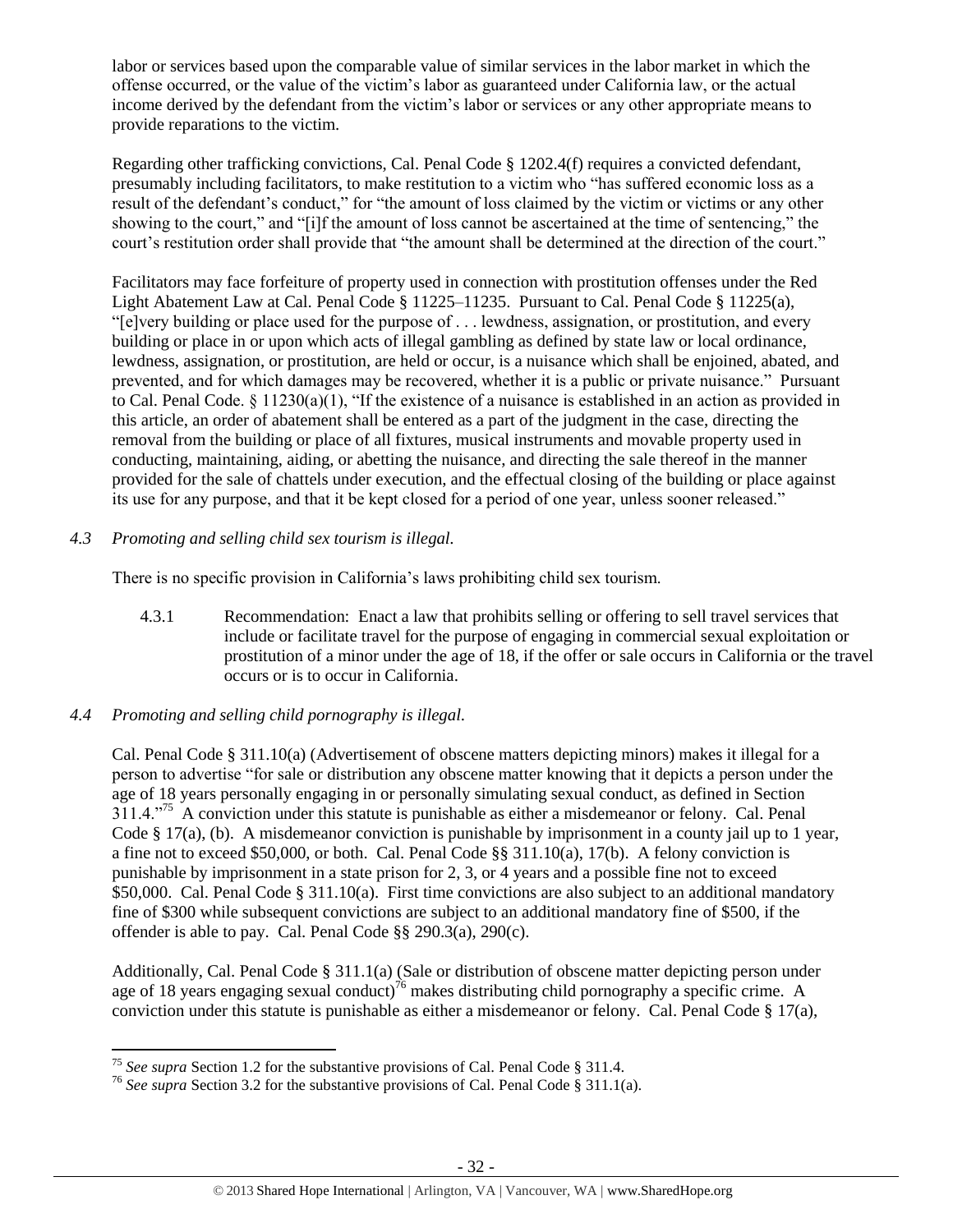labor or services based upon the comparable value of similar services in the labor market in which the offense occurred, or the value of the victim's labor as guaranteed under California law, or the actual income derived by the defendant from the victim's labor or services or any other appropriate means to provide reparations to the victim.

Regarding other trafficking convictions, Cal. Penal Code § 1202.4(f) requires a convicted defendant, presumably including facilitators, to make restitution to a victim who "has suffered economic loss as a result of the defendant's conduct," for "the amount of loss claimed by the victim or victims or any other showing to the court," and "[i]f the amount of loss cannot be ascertained at the time of sentencing," the court's restitution order shall provide that "the amount shall be determined at the direction of the court."

Facilitators may face forfeiture of property used in connection with prostitution offenses under the Red Light Abatement Law at Cal. Penal Code § 11225–11235. Pursuant to Cal. Penal Code § 11225(a), "[e]very building or place used for the purpose of . . . lewdness, assignation, or prostitution, and every building or place in or upon which acts of illegal gambling as defined by state law or local ordinance, lewdness, assignation, or prostitution, are held or occur, is a nuisance which shall be enjoined, abated, and prevented, and for which damages may be recovered, whether it is a public or private nuisance." Pursuant to Cal. Penal Code. § 11230(a)(1), "If the existence of a nuisance is established in an action as provided in this article, an order of abatement shall be entered as a part of the judgment in the case, directing the removal from the building or place of all fixtures, musical instruments and movable property used in conducting, maintaining, aiding, or abetting the nuisance, and directing the sale thereof in the manner provided for the sale of chattels under execution, and the effectual closing of the building or place against its use for any purpose, and that it be kept closed for a period of one year, unless sooner released."

*4.3 Promoting and selling child sex tourism is illegal.*

There is no specific provision in California's laws prohibiting child sex tourism.

4.3.1 Recommendation: Enact a law that prohibits selling or offering to sell travel services that include or facilitate travel for the purpose of engaging in commercial sexual exploitation or prostitution of a minor under the age of 18, if the offer or sale occurs in California or the travel occurs or is to occur in California.

*4.4 Promoting and selling child pornography is illegal.*

Cal. Penal Code § 311.10(a) (Advertisement of obscene matters depicting minors) makes it illegal for a person to advertise "for sale or distribution any obscene matter knowing that it depicts a person under the age of 18 years personally engaging in or personally simulating sexual conduct, as defined in Section 311.4."[75] A conviction under this statute is punishable as either a misdemeanor or felony. Cal. Penal Code § 17(a), (b). A misdemeanor conviction is punishable by imprisonment in a county jail up to 1 year, a fine not to exceed $50,000, or both. Cal. Penal Code §§ 311.10(a), 17(b). A felony conviction is punishable by imprisonment in a state prison for 2, 3, or 4 years and a possible fine not to exceed $50,000. Cal. Penal Code § 311.10(a). First time convictions are also subject to an additional mandatory fine of $300 while subsequent convictions are subject to an additional mandatory fine of $500, if the offender is able to pay. Cal. Penal Code §§ 290.3(a), 290(c).

Additionally, Cal. Penal Code § 311.1(a) (Sale or distribution of obscene matter depicting person under age of 18 years engaging sexual conduct)[76] makes distributing child pornography a specific crime. A conviction under this statute is punishable as either a misdemeanor or felony. Cal. Penal Code § 17(a),

[75] *See supra* Section 1.2 for the substantive provisions of Cal. Penal Code § 311.4.

[76] *See supra* Section 3.2 for the substantive provisions of Cal. Penal Code § 311.1(a).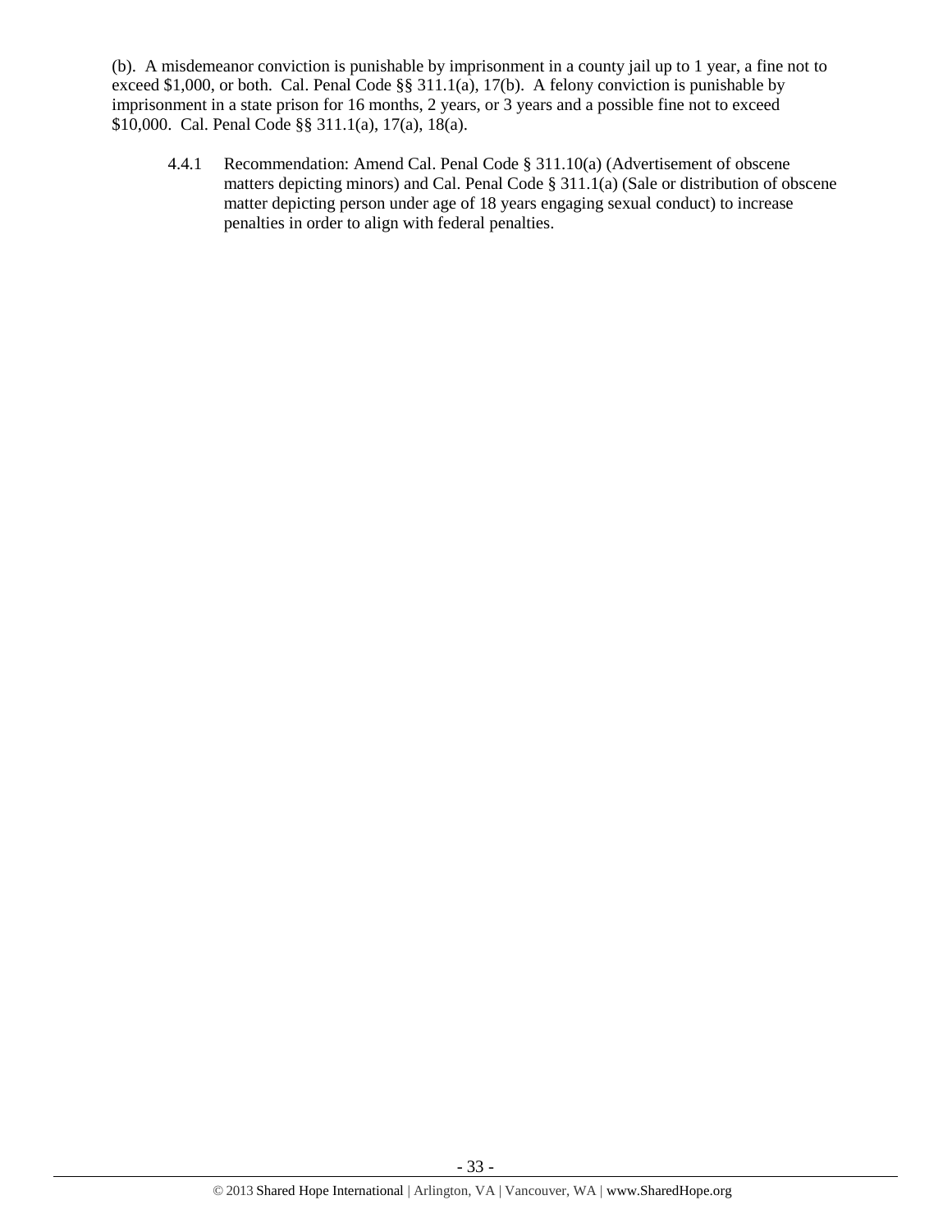(b). A misdemeanor conviction is punishable by imprisonment in a county jail up to 1 year, a fine not to exceed $1,000, or both. Cal. Penal Code §§ 311.1(a), 17(b). A felony conviction is punishable by imprisonment in a state prison for 16 months, 2 years, or 3 years and a possible fine not to exceed $10,000. Cal. Penal Code §§ 311.1(a), 17(a), 18(a).

4.4.1 Recommendation: Amend Cal. Penal Code § 311.10(a) (Advertisement of obscene matters depicting minors) and Cal. Penal Code § 311.1(a) (Sale or distribution of obscene matter depicting person under age of 18 years engaging sexual conduct) to increase penalties in order to align with federal penalties.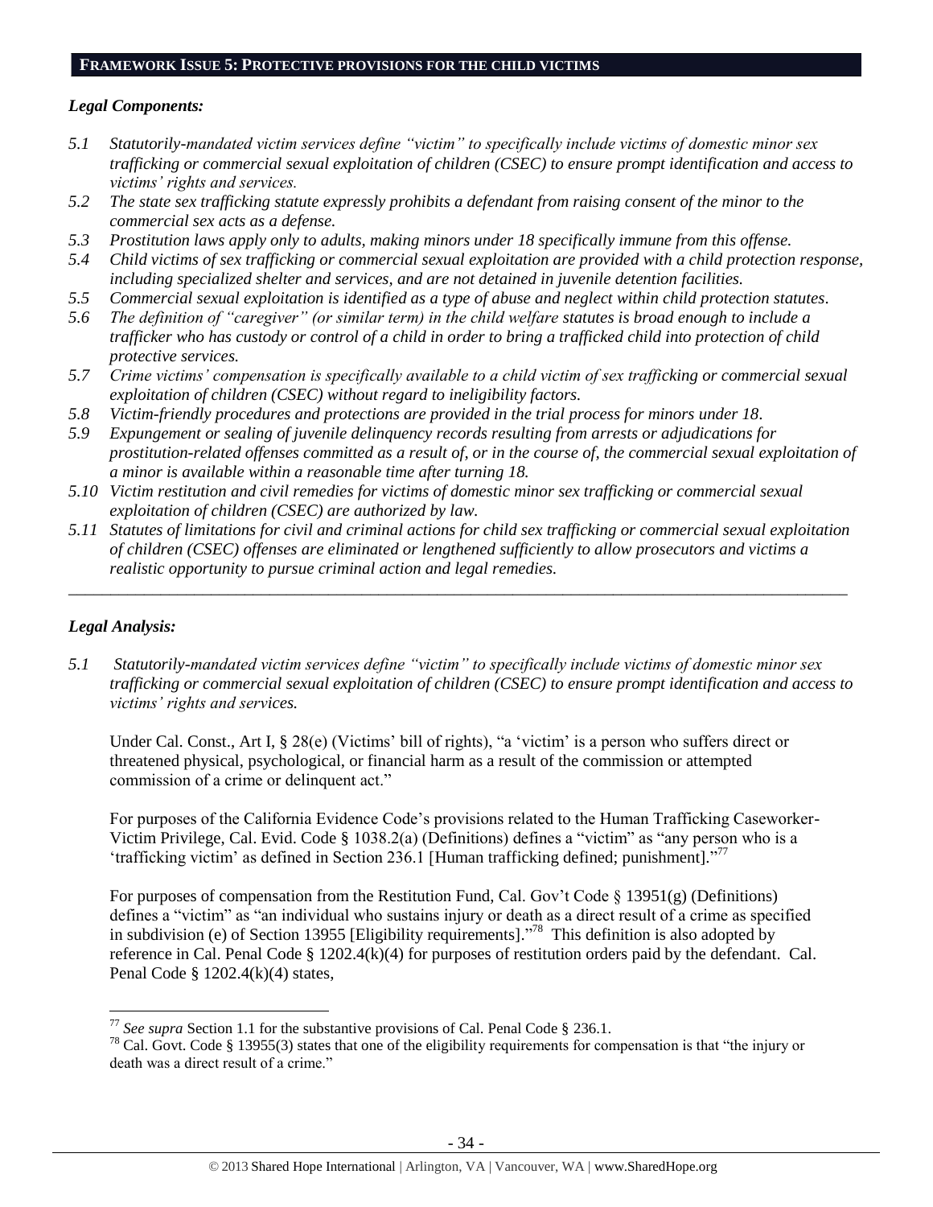## FRAMEWORK ISSUE 5: PROTECTIVE PROVISIONS FOR THE CHILD VICTIMS

### *Legal Components:*

*5.1 Statutorily-mandated victim services define "victim" to specifically include victims of domestic minor sex trafficking or commercial sexual exploitation of children (CSEC) to ensure prompt identification and access to victims' rights and services.*

*5.2 The state sex trafficking statute expressly prohibits a defendant from raising consent of the minor to the commercial sex acts as a defense.*

*5.3 Prostitution laws apply only to adults, making minors under 18 specifically immune from this offense.*

*5.4 Child victims of sex trafficking or commercial sexual exploitation are provided with a child protection response, including specialized shelter and services, and are not detained in juvenile detention facilities.*

*5.5 Commercial sexual exploitation is identified as a type of abuse and neglect within child protection statutes.*

*5.6 The definition of "caregiver" (or similar term) in the child welfare statutes is broad enough to include a trafficker who has custody or control of a child in order to bring a trafficked child into protection of child protective services.*

*5.7 Crime victims' compensation is specifically available to a child victim of sex trafficking or commercial sexual exploitation of children (CSEC) without regard to ineligibility factors.*

*5.8 Victim-friendly procedures and protections are provided in the trial process for minors under 18.*

*5.9 Expungement or sealing of juvenile delinquency records resulting from arrests or adjudications for prostitution-related offenses committed as a result of, or in the course of, the commercial sexual exploitation of a minor is available within a reasonable time after turning 18.*

*5.10 Victim restitution and civil remedies for victims of domestic minor sex trafficking or commercial sexual exploitation of children (CSEC) are authorized by law.*

*5.11 Statutes of limitations for civil and criminal actions for child sex trafficking or commercial sexual exploitation of children (CSEC) offenses are eliminated or lengthened sufficiently to allow prosecutors and victims a realistic opportunity to pursue criminal action and legal remedies.*

---

### *Legal Analysis:*

*5.1 Statutorily-mandated victim services define "victim" to specifically include victims of domestic minor sex trafficking or commercial sexual exploitation of children (CSEC) to ensure prompt identification and access to victims' rights and services.*

Under Cal. Const., Art I, § 28(e) (Victims' bill of rights), "a 'victim' is a person who suffers direct or threatened physical, psychological, or financial harm as a result of the commission or attempted commission of a crime or delinquent act."

For purposes of the California Evidence Code's provisions related to the Human Trafficking Caseworker-Victim Privilege, Cal. Evid. Code § 1038.2(a) (Definitions) defines a "victim" as "any person who is a 'trafficking victim' as defined in Section 236.1 [Human trafficking defined; punishment]."[77]

For purposes of compensation from the Restitution Fund, Cal. Gov't Code § 13951(g) (Definitions) defines a "victim" as "an individual who sustains injury or death as a direct result of a crime as specified in subdivision (e) of Section 13955 [Eligibility requirements]."[78] This definition is also adopted by reference in Cal. Penal Code § 1202.4(k)(4) for purposes of restitution orders paid by the defendant. Cal. Penal Code § 1202.4(k)(4) states,

---

[77] *See supra* Section 1.1 for the substantive provisions of Cal. Penal Code § 236.1.

[78] Cal. Govt. Code § 13955(3) states that one of the eligibility requirements for compensation is that "the injury or death was a direct result of a crime."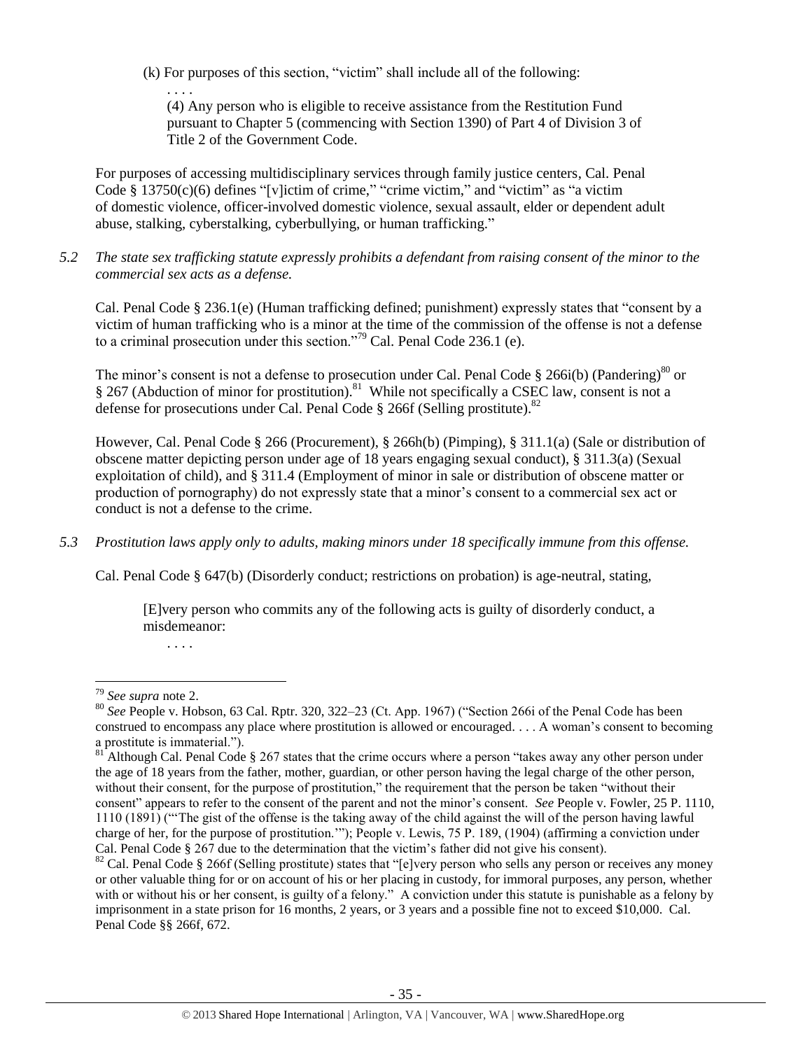(k) For purposes of this section, "victim" shall include all of the following:

. . . .

(4) Any person who is eligible to receive assistance from the Restitution Fund pursuant to Chapter 5 (commencing with Section 1390) of Part 4 of Division 3 of Title 2 of the Government Code.

For purposes of accessing multidisciplinary services through family justice centers, Cal. Penal Code § 13750(c)(6) defines "[v]ictim of crime," "crime victim," and "victim" as "a victim of domestic violence, officer-involved domestic violence, sexual assault, elder or dependent adult abuse, stalking, cyberstalking, cyberbullying, or human trafficking."

*5.2 The state sex trafficking statute expressly prohibits a defendant from raising consent of the minor to the commercial sex acts as a defense.*

Cal. Penal Code § 236.1(e) (Human trafficking defined; punishment) expressly states that "consent by a victim of human trafficking who is a minor at the time of the commission of the offense is not a defense to a criminal prosecution under this section."[79] Cal. Penal Code 236.1 (e).

The minor's consent is not a defense to prosecution under Cal. Penal Code § 266i(b) (Pandering)[80] or § 267 (Abduction of minor for prostitution).[81] While not specifically a CSEC law, consent is not a defense for prosecutions under Cal. Penal Code § 266f (Selling prostitute).[82]

However, Cal. Penal Code § 266 (Procurement), § 266h(b) (Pimping), § 311.1(a) (Sale or distribution of obscene matter depicting person under age of 18 years engaging sexual conduct), § 311.3(a) (Sexual exploitation of child), and § 311.4 (Employment of minor in sale or distribution of obscene matter or production of pornography) do not expressly state that a minor's consent to a commercial sex act or conduct is not a defense to the crime.

*5.3 Prostitution laws apply only to adults, making minors under 18 specifically immune from this offense.*

Cal. Penal Code § 647(b) (Disorderly conduct; restrictions on probation) is age-neutral, stating,

> [E]very person who commits any of the following acts is guilty of disorderly conduct, a misdemeanor:
>
> . . . .

---

[79] *See supra* note 2.

[80] *See* People v. Hobson, 63 Cal. Rptr. 320, 322–23 (Ct. App. 1967) ("Section 266i of the Penal Code has been construed to encompass any place where prostitution is allowed or encouraged. . . . A woman's consent to becoming a prostitute is immaterial.").

[81] Although Cal. Penal Code § 267 states that the crime occurs where a person "takes away any other person under the age of 18 years from the father, mother, guardian, or other person having the legal charge of the other person, without their consent, for the purpose of prostitution," the requirement that the person be taken "without their consent" appears to refer to the consent of the parent and not the minor's consent. *See* People v. Fowler, 25 P. 1110, 1110 (1891) ("'The gist of the offense is the taking away of the child against the will of the person having lawful charge of her, for the purpose of prostitution.'"); People v. Lewis, 75 P. 189, (1904) (affirming a conviction under Cal. Penal Code § 267 due to the determination that the victim's father did not give his consent).

[82] Cal. Penal Code § 266f (Selling prostitute) states that "[e]very person who sells any person or receives any money or other valuable thing for or on account of his or her placing in custody, for immoral purposes, any person, whether with or without his or her consent, is guilty of a felony." A conviction under this statute is punishable as a felony by imprisonment in a state prison for 16 months, 2 years, or 3 years and a possible fine not to exceed $10,000. Cal. Penal Code §§ 266f, 672.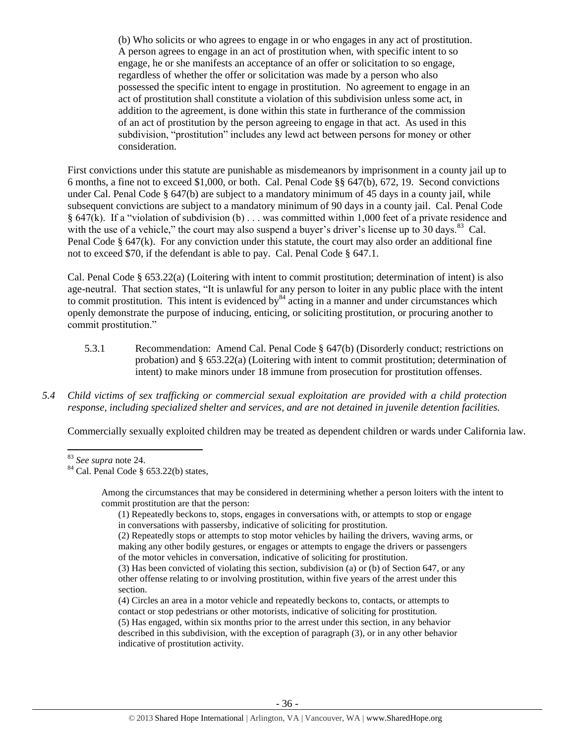> (b) Who solicits or who agrees to engage in or who engages in any act of prostitution. A person agrees to engage in an act of prostitution when, with specific intent to so engage, he or she manifests an acceptance of an offer or solicitation to so engage, regardless of whether the offer or solicitation was made by a person who also possessed the specific intent to engage in prostitution. No agreement to engage in an act of prostitution shall constitute a violation of this subdivision unless some act, in addition to the agreement, is done within this state in furtherance of the commission of an act of prostitution by the person agreeing to engage in that act. As used in this subdivision, "prostitution" includes any lewd act between persons for money or other consideration.

First convictions under this statute are punishable as misdemeanors by imprisonment in a county jail up to 6 months, a fine not to exceed $1,000, or both. Cal. Penal Code §§ 647(b), 672, 19. Second convictions under Cal. Penal Code § 647(b) are subject to a mandatory minimum of 45 days in a county jail, while subsequent convictions are subject to a mandatory minimum of 90 days in a county jail. Cal. Penal Code § 647(k). If a "violation of subdivision (b) . . . was committed within 1,000 feet of a private residence and with the use of a vehicle," the court may also suspend a buyer's driver's license up to 30 days.[83] Cal. Penal Code § 647(k). For any conviction under this statute, the court may also order an additional fine not to exceed $70, if the defendant is able to pay. Cal. Penal Code § 647.1.

Cal. Penal Code § 653.22(a) (Loitering with intent to commit prostitution; determination of intent) is also age-neutral. That section states, "It is unlawful for any person to loiter in any public place with the intent to commit prostitution. This intent is evidenced by[84] acting in a manner and under circumstances which openly demonstrate the purpose of inducing, enticing, or soliciting prostitution, or procuring another to commit prostitution."

5.3.1 Recommendation: Amend Cal. Penal Code § 647(b) (Disorderly conduct; restrictions on probation) and § 653.22(a) (Loitering with intent to commit prostitution; determination of intent) to make minors under 18 immune from prosecution for prostitution offenses.

*5.4 Child victims of sex trafficking or commercial sexual exploitation are provided with a child protection response, including specialized shelter and services, and are not detained in juvenile detention facilities.*

Commercially sexually exploited children may be treated as dependent children or wards under California law.

---

[83] *See supra* note 24.

[84] Cal. Penal Code § 653.22(b) states,

> Among the circumstances that may be considered in determining whether a person loiters with the intent to commit prostitution are that the person:
>
> (1) Repeatedly beckons to, stops, engages in conversations with, or attempts to stop or engage in conversations with passersby, indicative of soliciting for prostitution.
>
> (2) Repeatedly stops or attempts to stop motor vehicles by hailing the drivers, waving arms, or making any other bodily gestures, or engages or attempts to engage the drivers or passengers of the motor vehicles in conversation, indicative of soliciting for prostitution.
>
> (3) Has been convicted of violating this section, subdivision (a) or (b) of Section 647, or any other offense relating to or involving prostitution, within five years of the arrest under this section.
>
> (4) Circles an area in a motor vehicle and repeatedly beckons to, contacts, or attempts to contact or stop pedestrians or other motorists, indicative of soliciting for prostitution.
>
> (5) Has engaged, within six months prior to the arrest under this section, in any behavior described in this subdivision, with the exception of paragraph (3), or in any other behavior indicative of prostitution activity.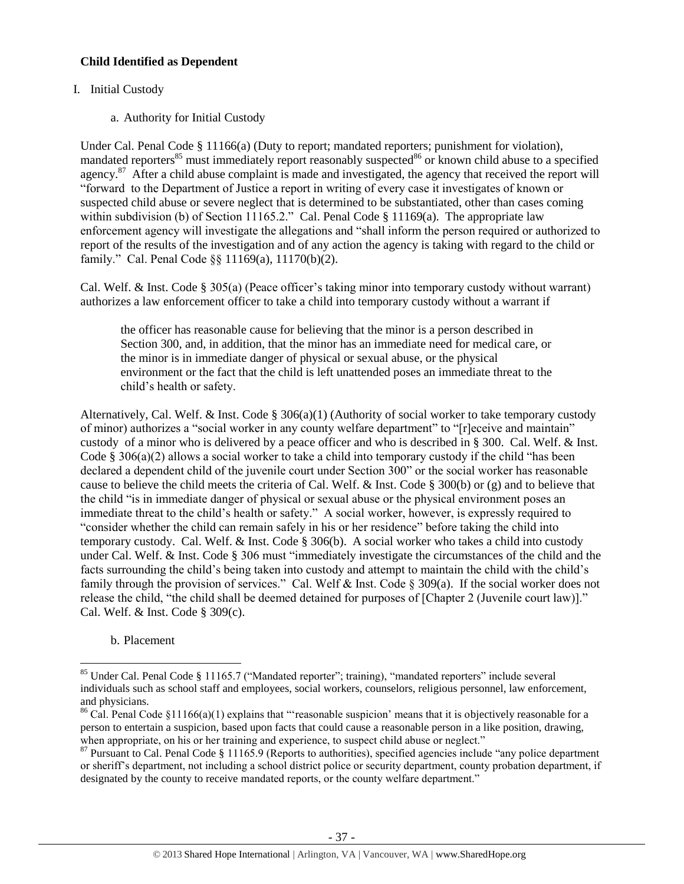**Child Identified as Dependent**

I. Initial Custody

a. Authority for Initial Custody

Under Cal. Penal Code § 11166(a) (Duty to report; mandated reporters; punishment for violation), mandated reporters[85] must immediately report reasonably suspected[86] or known child abuse to a specified agency.[87] After a child abuse complaint is made and investigated, the agency that received the report will "forward to the Department of Justice a report in writing of every case it investigates of known or suspected child abuse or severe neglect that is determined to be substantiated, other than cases coming within subdivision (b) of Section 11165.2." Cal. Penal Code § 11169(a). The appropriate law enforcement agency will investigate the allegations and "shall inform the person required or authorized to report of the results of the investigation and of any action the agency is taking with regard to the child or family." Cal. Penal Code §§ 11169(a), 11170(b)(2).

Cal. Welf. & Inst. Code § 305(a) (Peace officer's taking minor into temporary custody without warrant) authorizes a law enforcement officer to take a child into temporary custody without a warrant if

> the officer has reasonable cause for believing that the minor is a person described in Section 300, and, in addition, that the minor has an immediate need for medical care, or the minor is in immediate danger of physical or sexual abuse, or the physical environment or the fact that the child is left unattended poses an immediate threat to the child's health or safety.

Alternatively, Cal. Welf. & Inst. Code § 306(a)(1) (Authority of social worker to take temporary custody of minor) authorizes a "social worker in any county welfare department" to "[r]eceive and maintain" custody of a minor who is delivered by a peace officer and who is described in § 300. Cal. Welf. & Inst. Code § 306(a)(2) allows a social worker to take a child into temporary custody if the child "has been declared a dependent child of the juvenile court under Section 300" or the social worker has reasonable cause to believe the child meets the criteria of Cal. Welf. & Inst. Code § 300(b) or (g) and to believe that the child "is in immediate danger of physical or sexual abuse or the physical environment poses an immediate threat to the child's health or safety." A social worker, however, is expressly required to "consider whether the child can remain safely in his or her residence" before taking the child into temporary custody. Cal. Welf. & Inst. Code § 306(b). A social worker who takes a child into custody under Cal. Welf. & Inst. Code § 306 must "immediately investigate the circumstances of the child and the facts surrounding the child's being taken into custody and attempt to maintain the child with the child's family through the provision of services." Cal. Welf & Inst. Code § 309(a). If the social worker does not release the child, "the child shall be deemed detained for purposes of [Chapter 2 (Juvenile court law)]." Cal. Welf. & Inst. Code § 309(c).

b. Placement

---

[85] Under Cal. Penal Code § 11165.7 ("Mandated reporter"; training), "mandated reporters" include several individuals such as school staff and employees, social workers, counselors, religious personnel, law enforcement, and physicians.

[86] Cal. Penal Code §11166(a)(1) explains that "'reasonable suspicion' means that it is objectively reasonable for a person to entertain a suspicion, based upon facts that could cause a reasonable person in a like position, drawing, when appropriate, on his or her training and experience, to suspect child abuse or neglect."

[87] Pursuant to Cal. Penal Code § 11165.9 (Reports to authorities), specified agencies include "any police department or sheriff's department, not including a school district police or security department, county probation department, if designated by the county to receive mandated reports, or the county welfare department."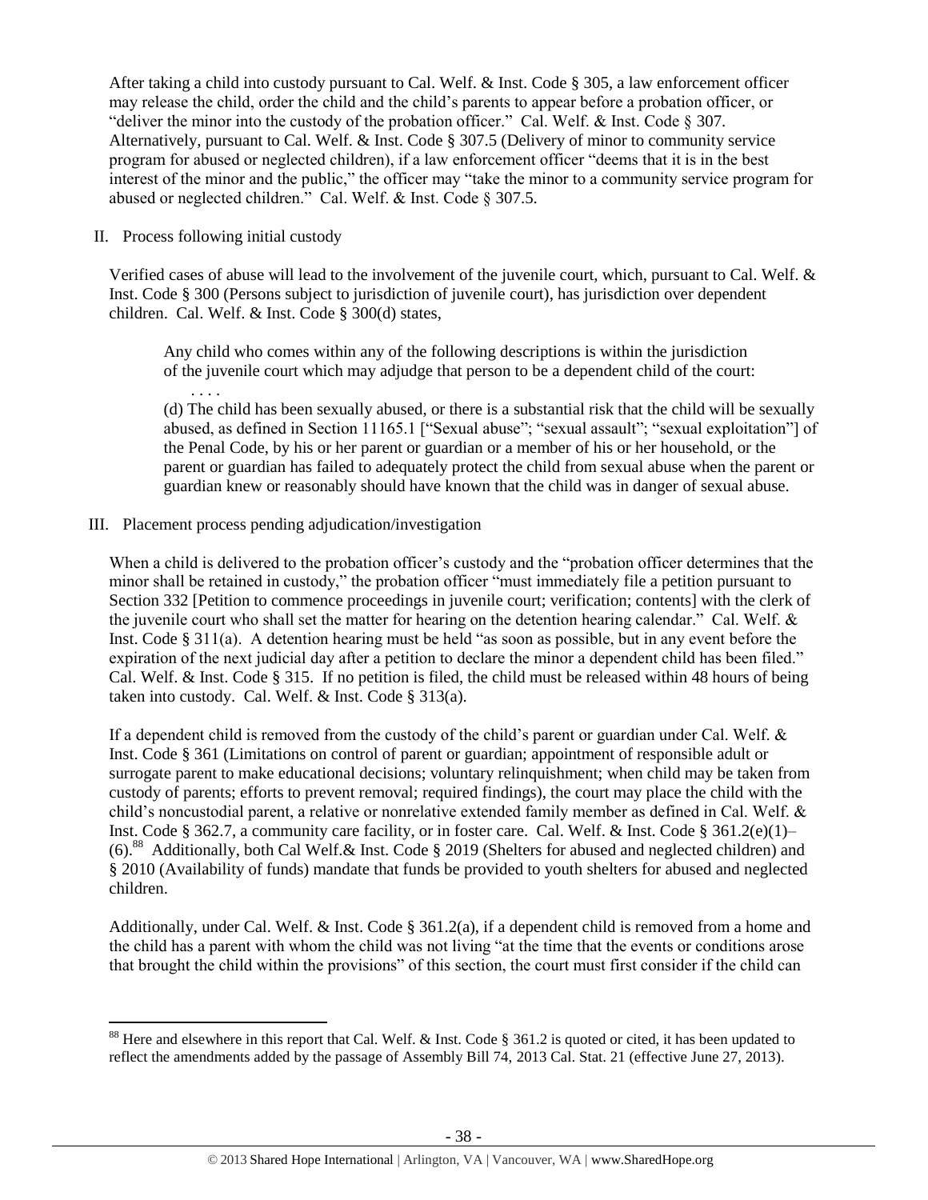After taking a child into custody pursuant to Cal. Welf. & Inst. Code § 305, a law enforcement officer may release the child, order the child and the child's parents to appear before a probation officer, or "deliver the minor into the custody of the probation officer." Cal. Welf. & Inst. Code § 307. Alternatively, pursuant to Cal. Welf. & Inst. Code § 307.5 (Delivery of minor to community service program for abused or neglected children), if a law enforcement officer "deems that it is in the best interest of the minor and the public," the officer may "take the minor to a community service program for abused or neglected children." Cal. Welf. & Inst. Code § 307.5.

II. Process following initial custody

Verified cases of abuse will lead to the involvement of the juvenile court, which, pursuant to Cal. Welf. & Inst. Code § 300 (Persons subject to jurisdiction of juvenile court), has jurisdiction over dependent children. Cal. Welf. & Inst. Code § 300(d) states,

> Any child who comes within any of the following descriptions is within the jurisdiction of the juvenile court which may adjudge that person to be a dependent child of the court:
>
> . . . .
>
> (d) The child has been sexually abused, or there is a substantial risk that the child will be sexually abused, as defined in Section 11165.1 ["Sexual abuse"; "sexual assault"; "sexual exploitation"] of the Penal Code, by his or her parent or guardian or a member of his or her household, or the parent or guardian has failed to adequately protect the child from sexual abuse when the parent or guardian knew or reasonably should have known that the child was in danger of sexual abuse.

III. Placement process pending adjudication/investigation

When a child is delivered to the probation officer's custody and the "probation officer determines that the minor shall be retained in custody," the probation officer "must immediately file a petition pursuant to Section 332 [Petition to commence proceedings in juvenile court; verification; contents] with the clerk of the juvenile court who shall set the matter for hearing on the detention hearing calendar." Cal. Welf. & Inst. Code § 311(a). A detention hearing must be held "as soon as possible, but in any event before the expiration of the next judicial day after a petition to declare the minor a dependent child has been filed." Cal. Welf. & Inst. Code § 315. If no petition is filed, the child must be released within 48 hours of being taken into custody. Cal. Welf. & Inst. Code § 313(a).

If a dependent child is removed from the custody of the child's parent or guardian under Cal. Welf. & Inst. Code § 361 (Limitations on control of parent or guardian; appointment of responsible adult or surrogate parent to make educational decisions; voluntary relinquishment; when child may be taken from custody of parents; efforts to prevent removal; required findings), the court may place the child with the child's noncustodial parent, a relative or nonrelative extended family member as defined in Cal. Welf. & Inst. Code § 362.7, a community care facility, or in foster care. Cal. Welf. & Inst. Code § 361.2(e)(1)–(6).[88] Additionally, both Cal Welf.& Inst. Code § 2019 (Shelters for abused and neglected children) and § 2010 (Availability of funds) mandate that funds be provided to youth shelters for abused and neglected children.

Additionally, under Cal. Welf. & Inst. Code § 361.2(a), if a dependent child is removed from a home and the child has a parent with whom the child was not living "at the time that the events or conditions arose that brought the child within the provisions" of this section, the court must first consider if the child can

---

[88] Here and elsewhere in this report that Cal. Welf. & Inst. Code § 361.2 is quoted or cited, it has been updated to reflect the amendments added by the passage of Assembly Bill 74, 2013 Cal. Stat. 21 (effective June 27, 2013).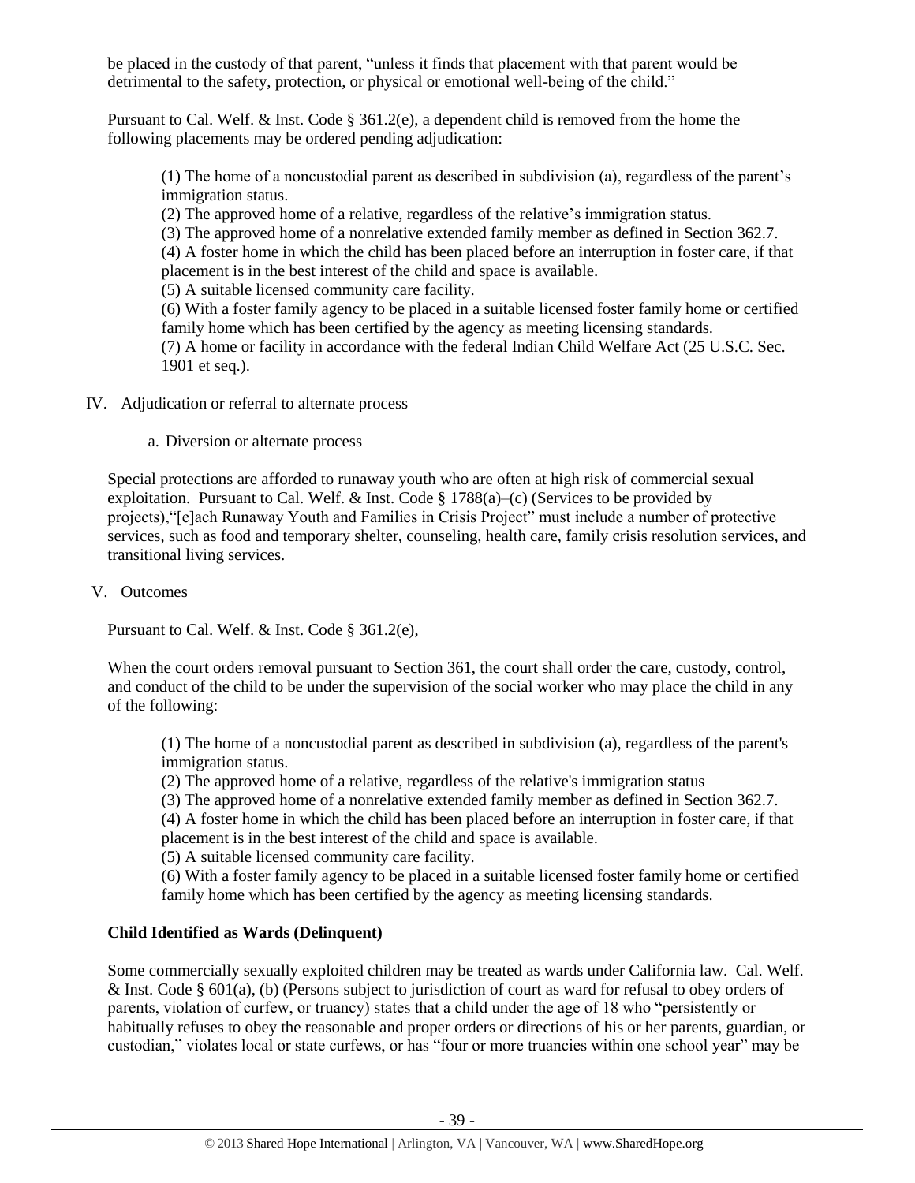be placed in the custody of that parent, "unless it finds that placement with that parent would be detrimental to the safety, protection, or physical or emotional well-being of the child."

Pursuant to Cal. Welf. & Inst. Code § 361.2(e), a dependent child is removed from the home the following placements may be ordered pending adjudication:

> (1) The home of a noncustodial parent as described in subdivision (a), regardless of the parent's immigration status.
> (2) The approved home of a relative, regardless of the relative's immigration status.
> (3) The approved home of a nonrelative extended family member as defined in Section 362.7.
> (4) A foster home in which the child has been placed before an interruption in foster care, if that placement is in the best interest of the child and space is available.
> (5) A suitable licensed community care facility.
> (6) With a foster family agency to be placed in a suitable licensed foster family home or certified family home which has been certified by the agency as meeting licensing standards.
> (7) A home or facility in accordance with the federal Indian Child Welfare Act (25 U.S.C. Sec. 1901 et seq.).

IV. Adjudication or referral to alternate process

a. Diversion or alternate process

Special protections are afforded to runaway youth who are often at high risk of commercial sexual exploitation. Pursuant to Cal. Welf. & Inst. Code § 1788(a)–(c) (Services to be provided by projects),"[e]ach Runaway Youth and Families in Crisis Project" must include a number of protective services, such as food and temporary shelter, counseling, health care, family crisis resolution services, and transitional living services.

V. Outcomes

Pursuant to Cal. Welf. & Inst. Code § 361.2(e),

When the court orders removal pursuant to Section 361, the court shall order the care, custody, control, and conduct of the child to be under the supervision of the social worker who may place the child in any of the following:

> (1) The home of a noncustodial parent as described in subdivision (a), regardless of the parent's immigration status.
> (2) The approved home of a relative, regardless of the relative's immigration status
> (3) The approved home of a nonrelative extended family member as defined in Section 362.7.
> (4) A foster home in which the child has been placed before an interruption in foster care, if that placement is in the best interest of the child and space is available.
> (5) A suitable licensed community care facility.
> (6) With a foster family agency to be placed in a suitable licensed foster family home or certified family home which has been certified by the agency as meeting licensing standards.

**Child Identified as Wards (Delinquent)**

Some commercially sexually exploited children may be treated as wards under California law. Cal. Welf. & Inst. Code § 601(a), (b) (Persons subject to jurisdiction of court as ward for refusal to obey orders of parents, violation of curfew, or truancy) states that a child under the age of 18 who "persistently or habitually refuses to obey the reasonable and proper orders or directions of his or her parents, guardian, or custodian," violates local or state curfews, or has "four or more truancies within one school year" may be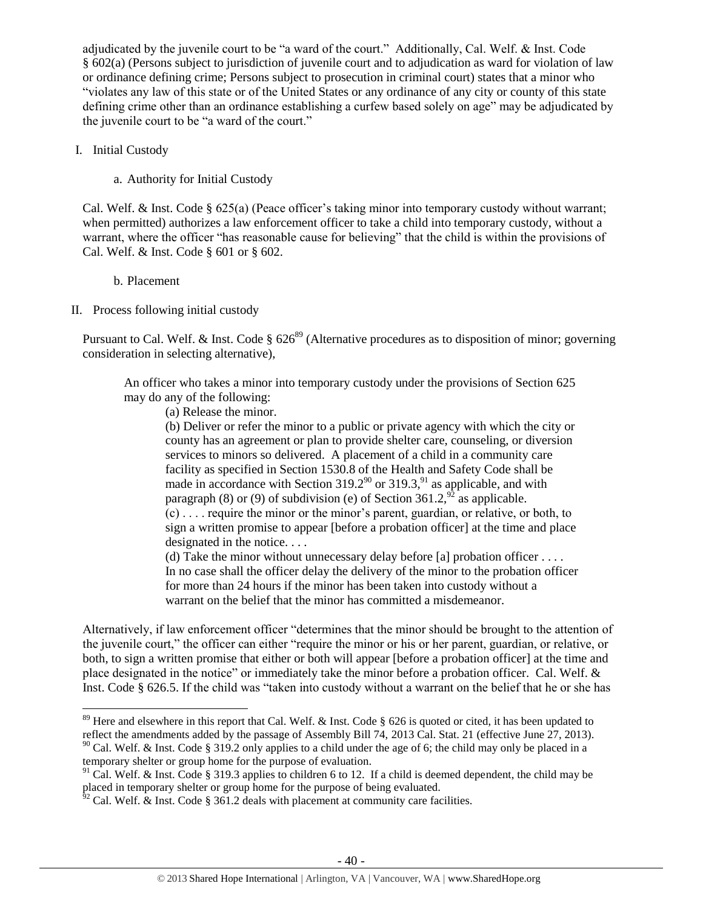adjudicated by the juvenile court to be "a ward of the court." Additionally, Cal. Welf. & Inst. Code § 602(a) (Persons subject to jurisdiction of juvenile court and to adjudication as ward for violation of law or ordinance defining crime; Persons subject to prosecution in criminal court) states that a minor who "violates any law of this state or of the United States or any ordinance of any city or county of this state defining crime other than an ordinance establishing a curfew based solely on age" may be adjudicated by the juvenile court to be "a ward of the court."

I. Initial Custody

   a. Authority for Initial Custody

Cal. Welf. & Inst. Code § 625(a) (Peace officer's taking minor into temporary custody without warrant; when permitted) authorizes a law enforcement officer to take a child into temporary custody, without a warrant, where the officer "has reasonable cause for believing" that the child is within the provisions of Cal. Welf. & Inst. Code § 601 or § 602.

   b. Placement

II. Process following initial custody

Pursuant to Cal. Welf. & Inst. Code § 626[89] (Alternative procedures as to disposition of minor; governing consideration in selecting alternative),

> An officer who takes a minor into temporary custody under the provisions of Section 625 may do any of the following:
>
> (a) Release the minor.
>
> (b) Deliver or refer the minor to a public or private agency with which the city or county has an agreement or plan to provide shelter care, counseling, or diversion services to minors so delivered. A placement of a child in a community care facility as specified in Section 1530.8 of the Health and Safety Code shall be made in accordance with Section 319.2[90] or 319.3,[91] as applicable, and with paragraph (8) or (9) of subdivision (e) of Section 361.2,[92] as applicable.
>
> (c) . . . . require the minor or the minor's parent, guardian, or relative, or both, to sign a written promise to appear [before a probation officer] at the time and place designated in the notice. . . .
>
> (d) Take the minor without unnecessary delay before [a] probation officer . . . . In no case shall the officer delay the delivery of the minor to the probation officer for more than 24 hours if the minor has been taken into custody without a warrant on the belief that the minor has committed a misdemeanor.

Alternatively, if law enforcement officer "determines that the minor should be brought to the attention of the juvenile court," the officer can either "require the minor or his or her parent, guardian, or relative, or both, to sign a written promise that either or both will appear [before a probation officer] at the time and place designated in the notice" or immediately take the minor before a probation officer. Cal. Welf. & Inst. Code § 626.5. If the child was "taken into custody without a warrant on the belief that he or she has

---

[89] Here and elsewhere in this report that Cal. Welf. & Inst. Code § 626 is quoted or cited, it has been updated to reflect the amendments added by the passage of Assembly Bill 74, 2013 Cal. Stat. 21 (effective June 27, 2013).

[90] Cal. Welf. & Inst. Code § 319.2 only applies to a child under the age of 6; the child may only be placed in a temporary shelter or group home for the purpose of evaluation.

[91] Cal. Welf. & Inst. Code § 319.3 applies to children 6 to 12. If a child is deemed dependent, the child may be placed in temporary shelter or group home for the purpose of being evaluated.

[92] Cal. Welf. & Inst. Code § 361.2 deals with placement at community care facilities.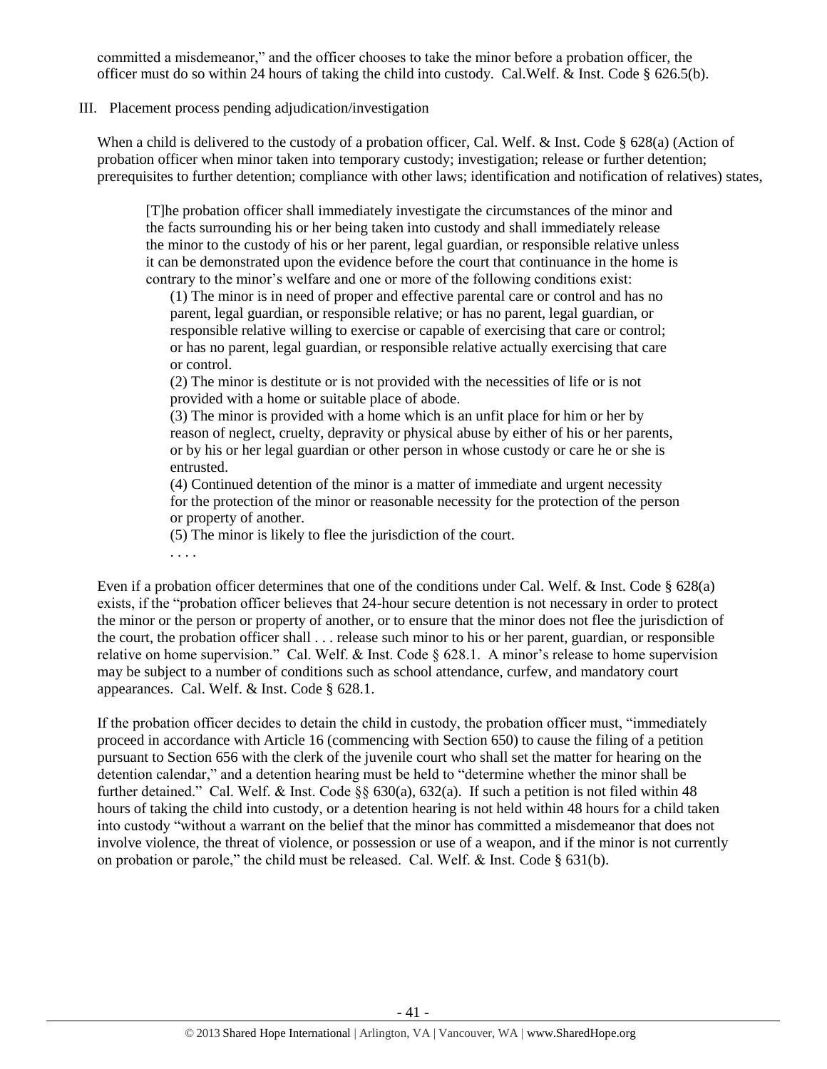committed a misdemeanor," and the officer chooses to take the minor before a probation officer, the officer must do so within 24 hours of taking the child into custody. Cal.Welf. & Inst. Code § 626.5(b).

III. Placement process pending adjudication/investigation

When a child is delivered to the custody of a probation officer, Cal. Welf. & Inst. Code § 628(a) (Action of probation officer when minor taken into temporary custody; investigation; release or further detention; prerequisites to further detention; compliance with other laws; identification and notification of relatives) states,

> [T]he probation officer shall immediately investigate the circumstances of the minor and the facts surrounding his or her being taken into custody and shall immediately release the minor to the custody of his or her parent, legal guardian, or responsible relative unless it can be demonstrated upon the evidence before the court that continuance in the home is contrary to the minor's welfare and one or more of the following conditions exist:
>
> (1) The minor is in need of proper and effective parental care or control and has no parent, legal guardian, or responsible relative; or has no parent, legal guardian, or responsible relative willing to exercise or capable of exercising that care or control; or has no parent, legal guardian, or responsible relative actually exercising that care or control.
>
> (2) The minor is destitute or is not provided with the necessities of life or is not provided with a home or suitable place of abode.
>
> (3) The minor is provided with a home which is an unfit place for him or her by reason of neglect, cruelty, depravity or physical abuse by either of his or her parents, or by his or her legal guardian or other person in whose custody or care he or she is entrusted.
>
> (4) Continued detention of the minor is a matter of immediate and urgent necessity for the protection of the minor or reasonable necessity for the protection of the person or property of another.
>
> (5) The minor is likely to flee the jurisdiction of the court.
>
> . . . .

Even if a probation officer determines that one of the conditions under Cal. Welf. & Inst. Code § 628(a) exists, if the "probation officer believes that 24-hour secure detention is not necessary in order to protect the minor or the person or property of another, or to ensure that the minor does not flee the jurisdiction of the court, the probation officer shall . . . release such minor to his or her parent, guardian, or responsible relative on home supervision." Cal. Welf. & Inst. Code § 628.1. A minor's release to home supervision may be subject to a number of conditions such as school attendance, curfew, and mandatory court appearances. Cal. Welf. & Inst. Code § 628.1.

If the probation officer decides to detain the child in custody, the probation officer must, "immediately proceed in accordance with Article 16 (commencing with Section 650) to cause the filing of a petition pursuant to Section 656 with the clerk of the juvenile court who shall set the matter for hearing on the detention calendar," and a detention hearing must be held to "determine whether the minor shall be further detained." Cal. Welf. & Inst. Code §§ 630(a), 632(a). If such a petition is not filed within 48 hours of taking the child into custody, or a detention hearing is not held within 48 hours for a child taken into custody "without a warrant on the belief that the minor has committed a misdemeanor that does not involve violence, the threat of violence, or possession or use of a weapon, and if the minor is not currently on probation or parole," the child must be released. Cal. Welf. & Inst. Code § 631(b).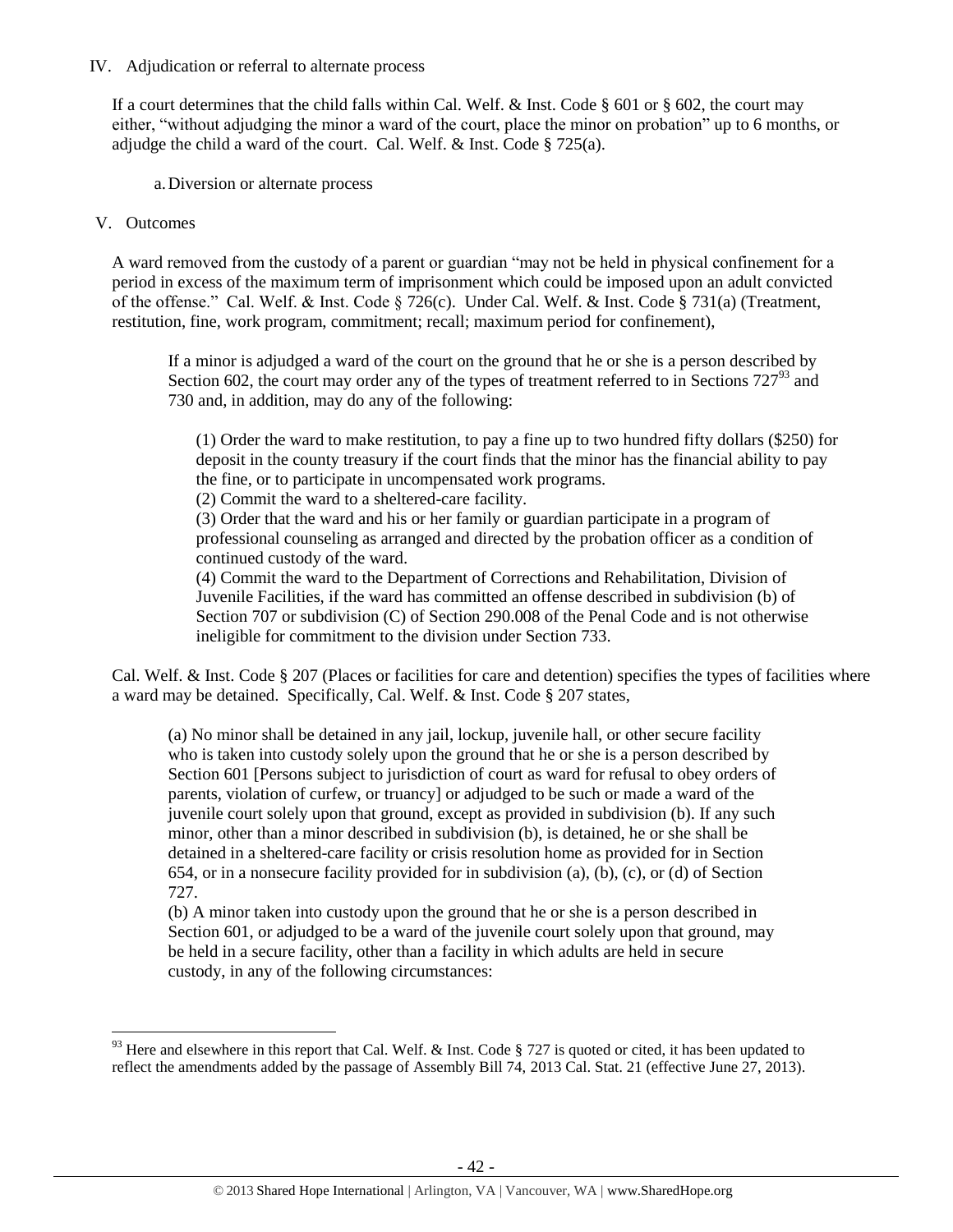IV. Adjudication or referral to alternate process

If a court determines that the child falls within Cal. Welf. & Inst. Code § 601 or § 602, the court may either, "without adjudging the minor a ward of the court, place the minor on probation" up to 6 months, or adjudge the child a ward of the court. Cal. Welf. & Inst. Code § 725(a).

a. Diversion or alternate process

V. Outcomes

A ward removed from the custody of a parent or guardian "may not be held in physical confinement for a period in excess of the maximum term of imprisonment which could be imposed upon an adult convicted of the offense." Cal. Welf. & Inst. Code § 726(c). Under Cal. Welf. & Inst. Code § 731(a) (Treatment, restitution, fine, work program, commitment; recall; maximum period for confinement),

> If a minor is adjudged a ward of the court on the ground that he or she is a person described by Section 602, the court may order any of the types of treatment referred to in Sections 727[93] and 730 and, in addition, may do any of the following:
>
> (1) Order the ward to make restitution, to pay a fine up to two hundred fifty dollars ($250) for deposit in the county treasury if the court finds that the minor has the financial ability to pay the fine, or to participate in uncompensated work programs.
> (2) Commit the ward to a sheltered-care facility.
> (3) Order that the ward and his or her family or guardian participate in a program of professional counseling as arranged and directed by the probation officer as a condition of continued custody of the ward.
> (4) Commit the ward to the Department of Corrections and Rehabilitation, Division of Juvenile Facilities, if the ward has committed an offense described in subdivision (b) of Section 707 or subdivision (C) of Section 290.008 of the Penal Code and is not otherwise ineligible for commitment to the division under Section 733.

Cal. Welf. & Inst. Code § 207 (Places or facilities for care and detention) specifies the types of facilities where a ward may be detained. Specifically, Cal. Welf. & Inst. Code § 207 states,

> (a) No minor shall be detained in any jail, lockup, juvenile hall, or other secure facility who is taken into custody solely upon the ground that he or she is a person described by Section 601 [Persons subject to jurisdiction of court as ward for refusal to obey orders of parents, violation of curfew, or truancy] or adjudged to be such or made a ward of the juvenile court solely upon that ground, except as provided in subdivision (b). If any such minor, other than a minor described in subdivision (b), is detained, he or she shall be detained in a sheltered-care facility or crisis resolution home as provided for in Section 654, or in a nonsecure facility provided for in subdivision (a), (b), (c), or (d) of Section 727.
> (b) A minor taken into custody upon the ground that he or she is a person described in Section 601, or adjudged to be a ward of the juvenile court solely upon that ground, may be held in a secure facility, other than a facility in which adults are held in secure custody, in any of the following circumstances:

---

[93] Here and elsewhere in this report that Cal. Welf. & Inst. Code § 727 is quoted or cited, it has been updated to reflect the amendments added by the passage of Assembly Bill 74, 2013 Cal. Stat. 21 (effective June 27, 2013).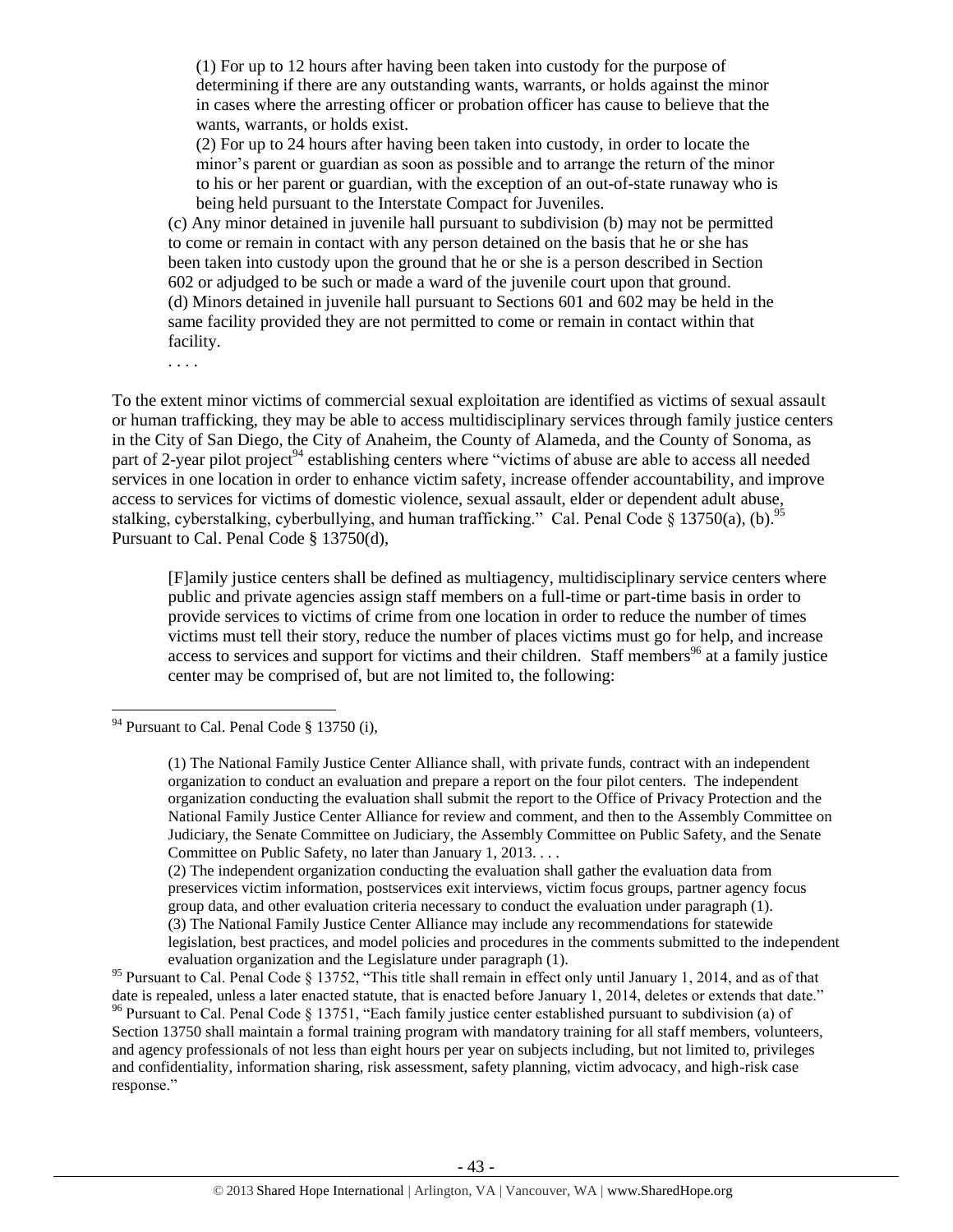> (1) For up to 12 hours after having been taken into custody for the purpose of determining if there are any outstanding wants, warrants, or holds against the minor in cases where the arresting officer or probation officer has cause to believe that the wants, warrants, or holds exist.
>
> (2) For up to 24 hours after having been taken into custody, in order to locate the minor's parent or guardian as soon as possible and to arrange the return of the minor to his or her parent or guardian, with the exception of an out-of-state runaway who is being held pursuant to the Interstate Compact for Juveniles.
>
> (c) Any minor detained in juvenile hall pursuant to subdivision (b) may not be permitted to come or remain in contact with any person detained on the basis that he or she has been taken into custody upon the ground that he or she is a person described in Section 602 or adjudged to be such or made a ward of the juvenile court upon that ground.
>
> (d) Minors detained in juvenile hall pursuant to Sections 601 and 602 may be held in the same facility provided they are not permitted to come or remain in contact within that facility.
>
> . . . .

To the extent minor victims of commercial sexual exploitation are identified as victims of sexual assault or human trafficking, they may be able to access multidisciplinary services through family justice centers in the City of San Diego, the City of Anaheim, the County of Alameda, and the County of Sonoma, as part of 2-year pilot project[94] establishing centers where "victims of abuse are able to access all needed services in one location in order to enhance victim safety, increase offender accountability, and improve access to services for victims of domestic violence, sexual assault, elder or dependent adult abuse, stalking, cyberstalking, cyberbullying, and human trafficking." Cal. Penal Code § 13750(a), (b).[95] Pursuant to Cal. Penal Code § 13750(d),

> [F]amily justice centers shall be defined as multiagency, multidisciplinary service centers where public and private agencies assign staff members on a full-time or part-time basis in order to provide services to victims of crime from one location in order to reduce the number of times victims must tell their story, reduce the number of places victims must go for help, and increase access to services and support for victims and their children. Staff members[96] at a family justice center may be comprised of, but are not limited to, the following:

---

[94] Pursuant to Cal. Penal Code § 13750 (i),

> (1) The National Family Justice Center Alliance shall, with private funds, contract with an independent organization to conduct an evaluation and prepare a report on the four pilot centers. The independent organization conducting the evaluation shall submit the report to the Office of Privacy Protection and the National Family Justice Center Alliance for review and comment, and then to the Assembly Committee on Judiciary, the Senate Committee on Judiciary, the Assembly Committee on Public Safety, and the Senate Committee on Public Safety, no later than January 1, 2013. . . .
>
> (2) The independent organization conducting the evaluation shall gather the evaluation data from preservices victim information, postservices exit interviews, victim focus groups, partner agency focus group data, and other evaluation criteria necessary to conduct the evaluation under paragraph (1).
>
> (3) The National Family Justice Center Alliance may include any recommendations for statewide legislation, best practices, and model policies and procedures in the comments submitted to the independent evaluation organization and the Legislature under paragraph (1).

[95] Pursuant to Cal. Penal Code § 13752, "This title shall remain in effect only until January 1, 2014, and as of that date is repealed, unless a later enacted statute, that is enacted before January 1, 2014, deletes or extends that date."

[96] Pursuant to Cal. Penal Code § 13751, "Each family justice center established pursuant to subdivision (a) of Section 13750 shall maintain a formal training program with mandatory training for all staff members, volunteers, and agency professionals of not less than eight hours per year on subjects including, but not limited to, privileges and confidentiality, information sharing, risk assessment, safety planning, victim advocacy, and high-risk case response."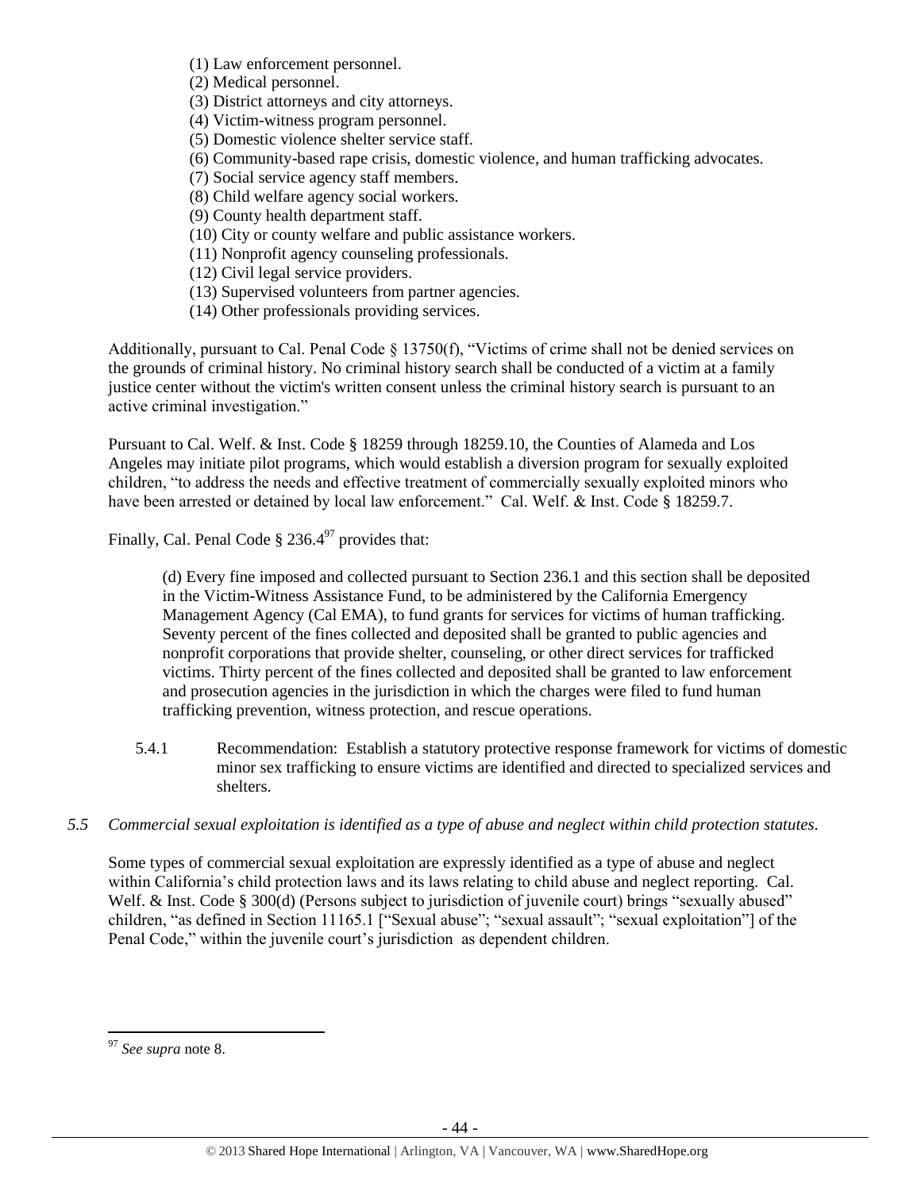(1) Law enforcement personnel.
(2) Medical personnel.
(3) District attorneys and city attorneys.
(4) Victim-witness program personnel.
(5) Domestic violence shelter service staff.
(6) Community-based rape crisis, domestic violence, and human trafficking advocates.
(7) Social service agency staff members.
(8) Child welfare agency social workers.
(9) County health department staff.
(10) City or county welfare and public assistance workers.
(11) Nonprofit agency counseling professionals.
(12) Civil legal service providers.
(13) Supervised volunteers from partner agencies.
(14) Other professionals providing services.

Additionally, pursuant to Cal. Penal Code § 13750(f), "Victims of crime shall not be denied services on the grounds of criminal history. No criminal history search shall be conducted of a victim at a family justice center without the victim's written consent unless the criminal history search is pursuant to an active criminal investigation."

Pursuant to Cal. Welf. & Inst. Code § 18259 through 18259.10, the Counties of Alameda and Los Angeles may initiate pilot programs, which would establish a diversion program for sexually exploited children, "to address the needs and effective treatment of commercially sexually exploited minors who have been arrested or detained by local law enforcement." Cal. Welf. & Inst. Code § 18259.7.

Finally, Cal. Penal Code § 236.4[97] provides that:

> (d) Every fine imposed and collected pursuant to Section 236.1 and this section shall be deposited in the Victim-Witness Assistance Fund, to be administered by the California Emergency Management Agency (Cal EMA), to fund grants for services for victims of human trafficking. Seventy percent of the fines collected and deposited shall be granted to public agencies and nonprofit corporations that provide shelter, counseling, or other direct services for trafficked victims. Thirty percent of the fines collected and deposited shall be granted to law enforcement and prosecution agencies in the jurisdiction in which the charges were filed to fund human trafficking prevention, witness protection, and rescue operations.

5.4.1 Recommendation: Establish a statutory protective response framework for victims of domestic minor sex trafficking to ensure victims are identified and directed to specialized services and shelters.

*5.5 Commercial sexual exploitation is identified as a type of abuse and neglect within child protection statutes.*

Some types of commercial sexual exploitation are expressly identified as a type of abuse and neglect within California's child protection laws and its laws relating to child abuse and neglect reporting. Cal. Welf. & Inst. Code § 300(d) (Persons subject to jurisdiction of juvenile court) brings "sexually abused" children, "as defined in Section 11165.1 ["Sexual abuse"; "sexual assault"; "sexual exploitation"] of the Penal Code," within the juvenile court's jurisdiction as dependent children.

---

[97] *See supra* note 8.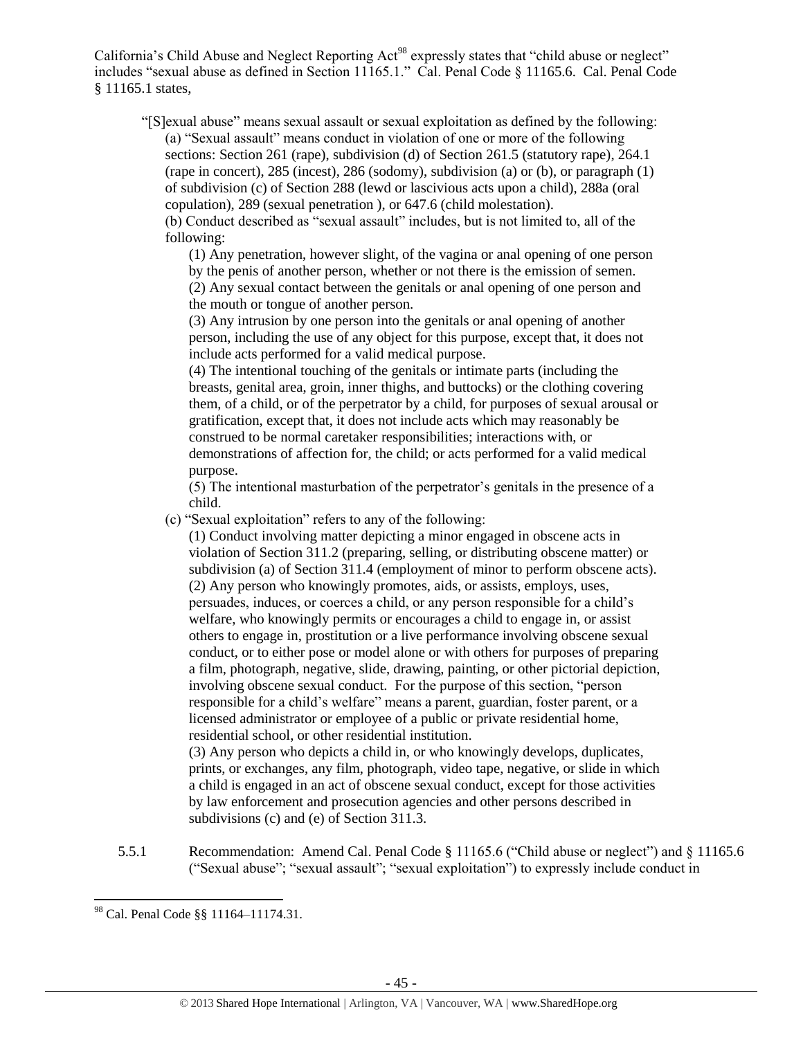California's Child Abuse and Neglect Reporting Act[98] expressly states that "child abuse or neglect" includes "sexual abuse as defined in Section 11165.1." Cal. Penal Code § 11165.6. Cal. Penal Code § 11165.1 states,

> "[S]exual abuse" means sexual assault or sexual exploitation as defined by the following:
>
> (a) "Sexual assault" means conduct in violation of one or more of the following sections: Section 261 (rape), subdivision (d) of Section 261.5 (statutory rape), 264.1 (rape in concert), 285 (incest), 286 (sodomy), subdivision (a) or (b), or paragraph (1) of subdivision (c) of Section 288 (lewd or lascivious acts upon a child), 288a (oral copulation), 289 (sexual penetration ), or 647.6 (child molestation).
>
> (b) Conduct described as "sexual assault" includes, but is not limited to, all of the following:
>
> (1) Any penetration, however slight, of the vagina or anal opening of one person by the penis of another person, whether or not there is the emission of semen.
>
> (2) Any sexual contact between the genitals or anal opening of one person and the mouth or tongue of another person.
>
> (3) Any intrusion by one person into the genitals or anal opening of another person, including the use of any object for this purpose, except that, it does not include acts performed for a valid medical purpose.
>
> (4) The intentional touching of the genitals or intimate parts (including the breasts, genital area, groin, inner thighs, and buttocks) or the clothing covering them, of a child, or of the perpetrator by a child, for purposes of sexual arousal or gratification, except that, it does not include acts which may reasonably be construed to be normal caretaker responsibilities; interactions with, or demonstrations of affection for, the child; or acts performed for a valid medical purpose.
>
> (5) The intentional masturbation of the perpetrator's genitals in the presence of a child.
>
> (c) "Sexual exploitation" refers to any of the following:
>
> (1) Conduct involving matter depicting a minor engaged in obscene acts in violation of Section 311.2 (preparing, selling, or distributing obscene matter) or subdivision (a) of Section 311.4 (employment of minor to perform obscene acts).
>
> (2) Any person who knowingly promotes, aids, or assists, employs, uses, persuades, induces, or coerces a child, or any person responsible for a child's welfare, who knowingly permits or encourages a child to engage in, or assist others to engage in, prostitution or a live performance involving obscene sexual conduct, or to either pose or model alone or with others for purposes of preparing a film, photograph, negative, slide, drawing, painting, or other pictorial depiction, involving obscene sexual conduct. For the purpose of this section, "person responsible for a child's welfare" means a parent, guardian, foster parent, or a licensed administrator or employee of a public or private residential home, residential school, or other residential institution.
>
> (3) Any person who depicts a child in, or who knowingly develops, duplicates, prints, or exchanges, any film, photograph, video tape, negative, or slide in which a child is engaged in an act of obscene sexual conduct, except for those activities by law enforcement and prosecution agencies and other persons described in subdivisions (c) and (e) of Section 311.3.

5.5.1 Recommendation: Amend Cal. Penal Code § 11165.6 ("Child abuse or neglect") and § 11165.6 ("Sexual abuse"; "sexual assault"; "sexual exploitation") to expressly include conduct in

---

[98] Cal. Penal Code §§ 11164–11174.31.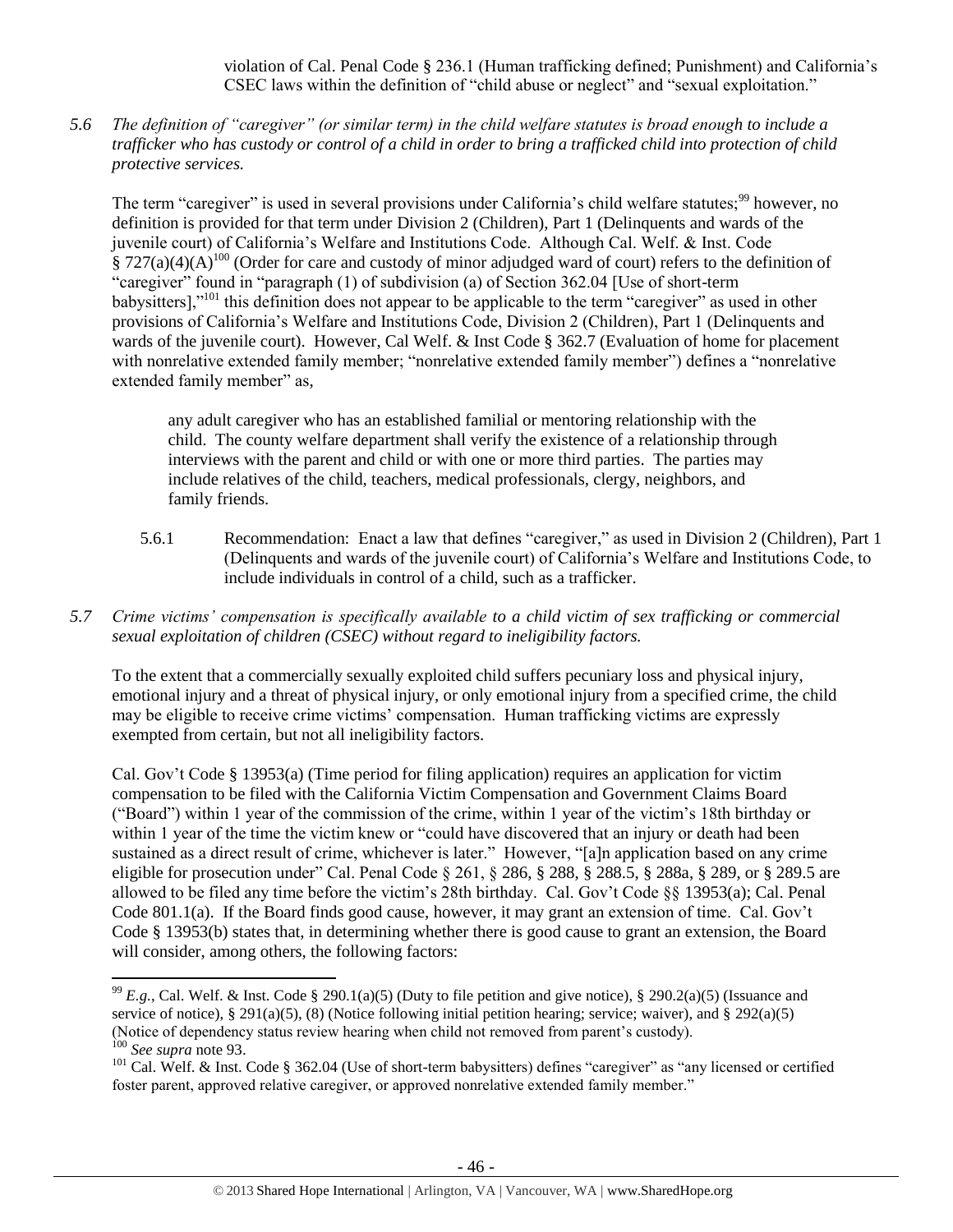violation of Cal. Penal Code § 236.1 (Human trafficking defined; Punishment) and California's CSEC laws within the definition of "child abuse or neglect" and "sexual exploitation."

*5.6 The definition of "caregiver" (or similar term) in the child welfare statutes is broad enough to include a trafficker who has custody or control of a child in order to bring a trafficked child into protection of child protective services.*

The term "caregiver" is used in several provisions under California's child welfare statutes;[99] however, no definition is provided for that term under Division 2 (Children), Part 1 (Delinquents and wards of the juvenile court) of California's Welfare and Institutions Code. Although Cal. Welf. & Inst. Code § 727(a)(4)(A)[100] (Order for care and custody of minor adjudged ward of court) refers to the definition of "caregiver" found in "paragraph (1) of subdivision (a) of Section 362.04 [Use of short-term babysitters],"[101] this definition does not appear to be applicable to the term "caregiver" as used in other provisions of California's Welfare and Institutions Code, Division 2 (Children), Part 1 (Delinquents and wards of the juvenile court). However, Cal Welf. & Inst Code § 362.7 (Evaluation of home for placement with nonrelative extended family member; "nonrelative extended family member") defines a "nonrelative extended family member" as,

> any adult caregiver who has an established familial or mentoring relationship with the child. The county welfare department shall verify the existence of a relationship through interviews with the parent and child or with one or more third parties. The parties may include relatives of the child, teachers, medical professionals, clergy, neighbors, and family friends.

5.6.1 Recommendation: Enact a law that defines "caregiver," as used in Division 2 (Children), Part 1 (Delinquents and wards of the juvenile court) of California's Welfare and Institutions Code, to include individuals in control of a child, such as a trafficker.

*5.7 Crime victims' compensation is specifically available to a child victim of sex trafficking or commercial sexual exploitation of children (CSEC) without regard to ineligibility factors.*

To the extent that a commercially sexually exploited child suffers pecuniary loss and physical injury, emotional injury and a threat of physical injury, or only emotional injury from a specified crime, the child may be eligible to receive crime victims' compensation. Human trafficking victims are expressly exempted from certain, but not all ineligibility factors.

Cal. Gov't Code § 13953(a) (Time period for filing application) requires an application for victim compensation to be filed with the California Victim Compensation and Government Claims Board ("Board") within 1 year of the commission of the crime, within 1 year of the victim's 18th birthday or within 1 year of the time the victim knew or "could have discovered that an injury or death had been sustained as a direct result of crime, whichever is later." However, "[a]n application based on any crime eligible for prosecution under" Cal. Penal Code § 261, § 286, § 288, § 288.5, § 288a, § 289, or § 289.5 are allowed to be filed any time before the victim's 28th birthday. Cal. Gov't Code §§ 13953(a); Cal. Penal Code 801.1(a). If the Board finds good cause, however, it may grant an extension of time. Cal. Gov't Code § 13953(b) states that, in determining whether there is good cause to grant an extension, the Board will consider, among others, the following factors:

---

[99] *E.g.*, Cal. Welf. & Inst. Code § 290.1(a)(5) (Duty to file petition and give notice), § 290.2(a)(5) (Issuance and service of notice), § 291(a)(5), (8) (Notice following initial petition hearing; service; waiver), and § 292(a)(5) (Notice of dependency status review hearing when child not removed from parent's custody).

[100] *See supra* note 93.

[101] Cal. Welf. & Inst. Code § 362.04 (Use of short-term babysitters) defines "caregiver" as "any licensed or certified foster parent, approved relative caregiver, or approved nonrelative extended family member."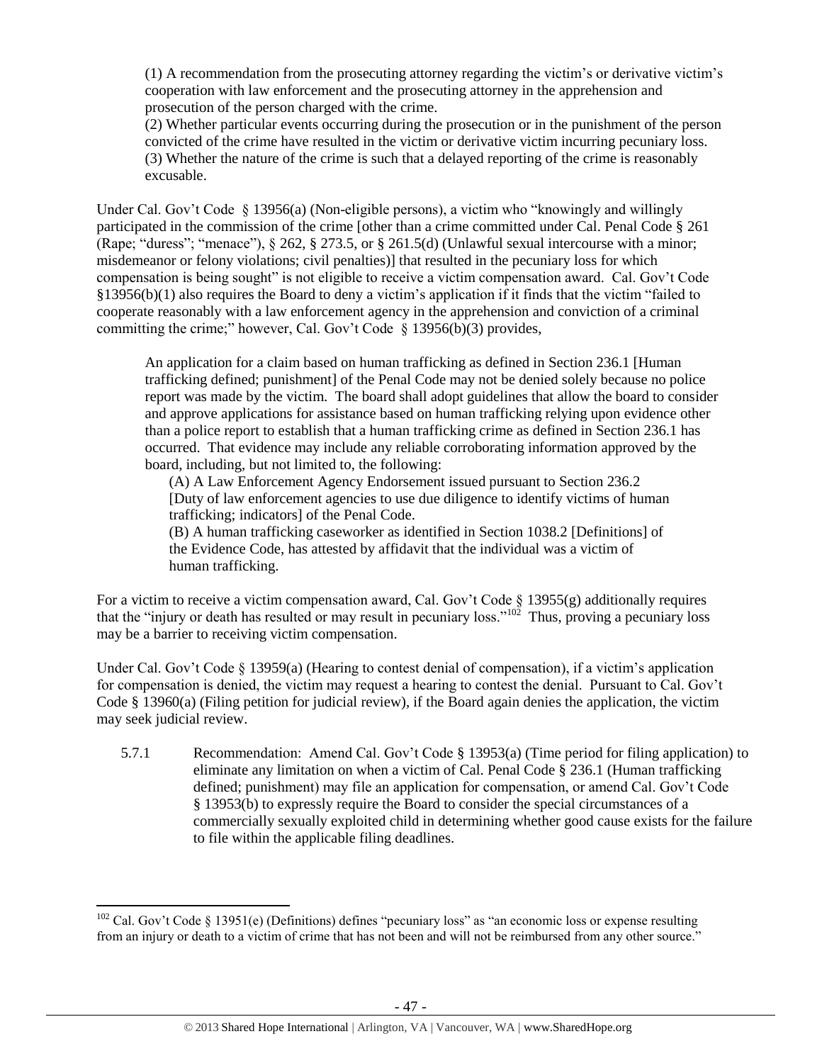(1) A recommendation from the prosecuting attorney regarding the victim's or derivative victim's cooperation with law enforcement and the prosecuting attorney in the apprehension and prosecution of the person charged with the crime.

(2) Whether particular events occurring during the prosecution or in the punishment of the person convicted of the crime have resulted in the victim or derivative victim incurring pecuniary loss.

(3) Whether the nature of the crime is such that a delayed reporting of the crime is reasonably excusable.

Under Cal. Gov't Code § 13956(a) (Non-eligible persons), a victim who "knowingly and willingly participated in the commission of the crime [other than a crime committed under Cal. Penal Code § 261 (Rape; "duress"; "menace"), § 262, § 273.5, or § 261.5(d) (Unlawful sexual intercourse with a minor; misdemeanor or felony violations; civil penalties)] that resulted in the pecuniary loss for which compensation is being sought" is not eligible to receive a victim compensation award. Cal. Gov't Code §13956(b)(1) also requires the Board to deny a victim's application if it finds that the victim "failed to cooperate reasonably with a law enforcement agency in the apprehension and conviction of a criminal committing the crime;" however, Cal. Gov't Code § 13956(b)(3) provides,

> An application for a claim based on human trafficking as defined in Section 236.1 [Human trafficking defined; punishment] of the Penal Code may not be denied solely because no police report was made by the victim. The board shall adopt guidelines that allow the board to consider and approve applications for assistance based on human trafficking relying upon evidence other than a police report to establish that a human trafficking crime as defined in Section 236.1 has occurred. That evidence may include any reliable corroborating information approved by the board, including, but not limited to, the following:
>
> (A) A Law Enforcement Agency Endorsement issued pursuant to Section 236.2 [Duty of law enforcement agencies to use due diligence to identify victims of human trafficking; indicators] of the Penal Code.
>
> (B) A human trafficking caseworker as identified in Section 1038.2 [Definitions] of the Evidence Code, has attested by affidavit that the individual was a victim of human trafficking.

For a victim to receive a victim compensation award, Cal. Gov't Code § 13955(g) additionally requires that the "injury or death has resulted or may result in pecuniary loss."[102] Thus, proving a pecuniary loss may be a barrier to receiving victim compensation.

Under Cal. Gov't Code § 13959(a) (Hearing to contest denial of compensation), if a victim's application for compensation is denied, the victim may request a hearing to contest the denial. Pursuant to Cal. Gov't Code § 13960(a) (Filing petition for judicial review), if the Board again denies the application, the victim may seek judicial review.

5.7.1 Recommendation: Amend Cal. Gov't Code § 13953(a) (Time period for filing application) to eliminate any limitation on when a victim of Cal. Penal Code § 236.1 (Human trafficking defined; punishment) may file an application for compensation, or amend Cal. Gov't Code § 13953(b) to expressly require the Board to consider the special circumstances of a commercially sexually exploited child in determining whether good cause exists for the failure to file within the applicable filing deadlines.

---

[102] Cal. Gov't Code § 13951(e) (Definitions) defines "pecuniary loss" as "an economic loss or expense resulting from an injury or death to a victim of crime that has not been and will not be reimbursed from any other source."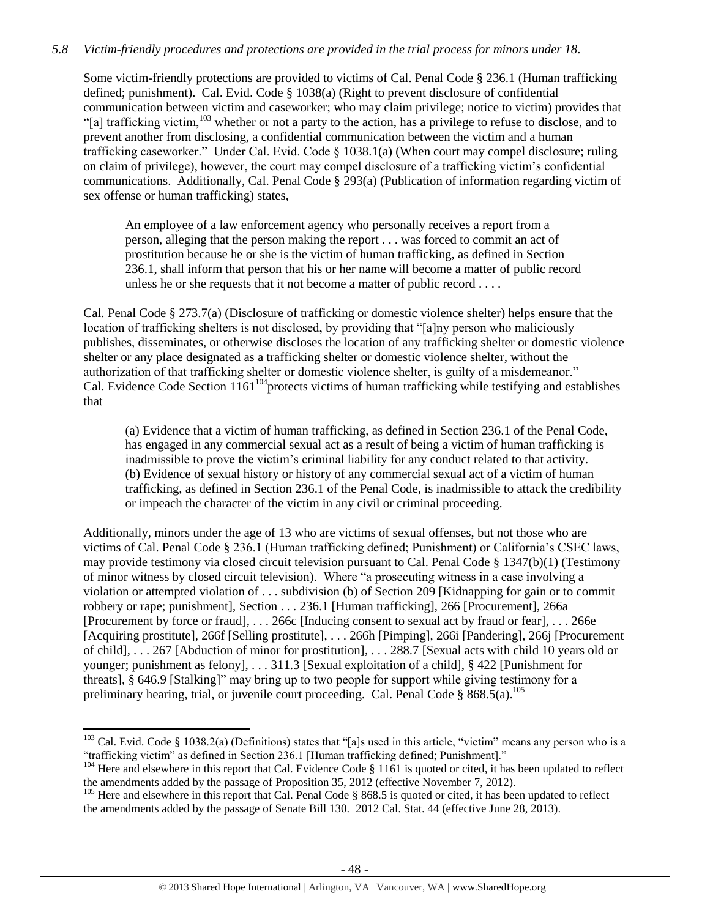*5.8 Victim-friendly procedures and protections are provided in the trial process for minors under 18.*

Some victim-friendly protections are provided to victims of Cal. Penal Code § 236.1 (Human trafficking defined; punishment). Cal. Evid. Code § 1038(a) (Right to prevent disclosure of confidential communication between victim and caseworker; who may claim privilege; notice to victim) provides that "[a] trafficking victim,[103] whether or not a party to the action, has a privilege to refuse to disclose, and to prevent another from disclosing, a confidential communication between the victim and a human trafficking caseworker." Under Cal. Evid. Code § 1038.1(a) (When court may compel disclosure; ruling on claim of privilege), however, the court may compel disclosure of a trafficking victim's confidential communications. Additionally, Cal. Penal Code § 293(a) (Publication of information regarding victim of sex offense or human trafficking) states,

> An employee of a law enforcement agency who personally receives a report from a person, alleging that the person making the report . . . was forced to commit an act of prostitution because he or she is the victim of human trafficking, as defined in Section 236.1, shall inform that person that his or her name will become a matter of public record unless he or she requests that it not become a matter of public record . . . .

Cal. Penal Code § 273.7(a) (Disclosure of trafficking or domestic violence shelter) helps ensure that the location of trafficking shelters is not disclosed, by providing that "[a]ny person who maliciously publishes, disseminates, or otherwise discloses the location of any trafficking shelter or domestic violence shelter or any place designated as a trafficking shelter or domestic violence shelter, without the authorization of that trafficking shelter or domestic violence shelter, is guilty of a misdemeanor." Cal. Evidence Code Section 1161[104] protects victims of human trafficking while testifying and establishes that

> (a) Evidence that a victim of human trafficking, as defined in Section 236.1 of the Penal Code, has engaged in any commercial sexual act as a result of being a victim of human trafficking is inadmissible to prove the victim's criminal liability for any conduct related to that activity.
> (b) Evidence of sexual history or history of any commercial sexual act of a victim of human trafficking, as defined in Section 236.1 of the Penal Code, is inadmissible to attack the credibility or impeach the character of the victim in any civil or criminal proceeding.

Additionally, minors under the age of 13 who are victims of sexual offenses, but not those who are victims of Cal. Penal Code § 236.1 (Human trafficking defined; Punishment) or California's CSEC laws, may provide testimony via closed circuit television pursuant to Cal. Penal Code § 1347(b)(1) (Testimony of minor witness by closed circuit television). Where "a prosecuting witness in a case involving a violation or attempted violation of . . . subdivision (b) of Section 209 [Kidnapping for gain or to commit robbery or rape; punishment], Section . . . 236.1 [Human trafficking], 266 [Procurement], 266a [Procurement by force or fraud], . . . 266c [Inducing consent to sexual act by fraud or fear], . . . 266e [Acquiring prostitute], 266f [Selling prostitute], . . . 266h [Pimping], 266i [Pandering], 266j [Procurement of child], . . . 267 [Abduction of minor for prostitution], . . . 288.7 [Sexual acts with child 10 years old or younger; punishment as felony], . . . 311.3 [Sexual exploitation of a child], § 422 [Punishment for threats], § 646.9 [Stalking]" may bring up to two people for support while giving testimony for a preliminary hearing, trial, or juvenile court proceeding. Cal. Penal Code § 868.5(a).[105]

---

[103] Cal. Evid. Code § 1038.2(a) (Definitions) states that "[a]s used in this article, "victim" means any person who is a "trafficking victim" as defined in Section 236.1 [Human trafficking defined; Punishment]."

[104] Here and elsewhere in this report that Cal. Evidence Code § 1161 is quoted or cited, it has been updated to reflect the amendments added by the passage of Proposition 35, 2012 (effective November 7, 2012).

[105] Here and elsewhere in this report that Cal. Penal Code § 868.5 is quoted or cited, it has been updated to reflect the amendments added by the passage of Senate Bill 130. 2012 Cal. Stat. 44 (effective June 28, 2013).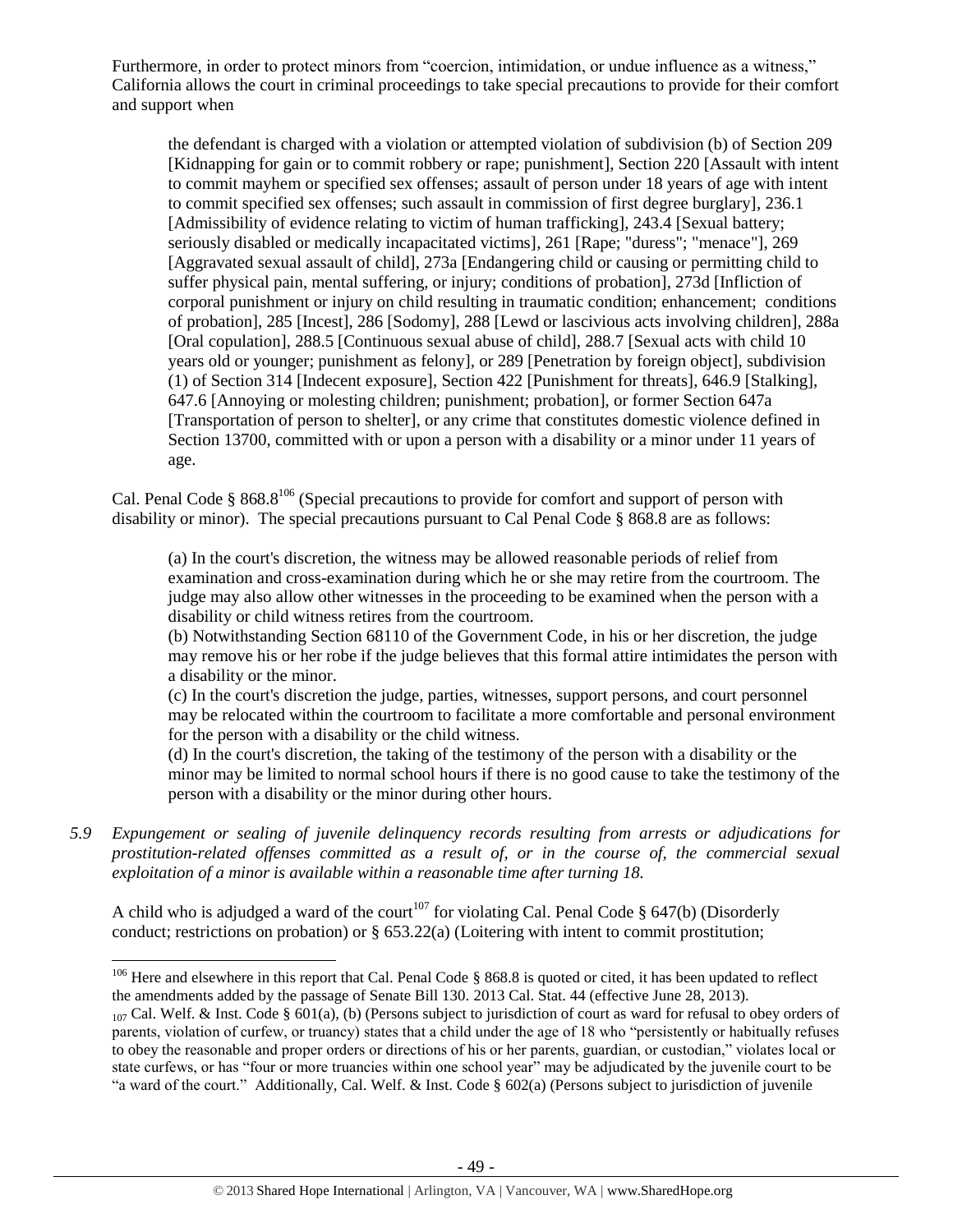Furthermore, in order to protect minors from "coercion, intimidation, or undue influence as a witness," California allows the court in criminal proceedings to take special precautions to provide for their comfort and support when

> the defendant is charged with a violation or attempted violation of subdivision (b) of Section 209 [Kidnapping for gain or to commit robbery or rape; punishment], Section 220 [Assault with intent to commit mayhem or specified sex offenses; assault of person under 18 years of age with intent to commit specified sex offenses; such assault in commission of first degree burglary], 236.1 [Admissibility of evidence relating to victim of human trafficking], 243.4 [Sexual battery; seriously disabled or medically incapacitated victims], 261 [Rape; "duress"; "menace"], 269 [Aggravated sexual assault of child], 273a [Endangering child or causing or permitting child to suffer physical pain, mental suffering, or injury; conditions of probation], 273d [Infliction of corporal punishment or injury on child resulting in traumatic condition; enhancement; conditions of probation], 285 [Incest], 286 [Sodomy], 288 [Lewd or lascivious acts involving children], 288a [Oral copulation], 288.5 [Continuous sexual abuse of child], 288.7 [Sexual acts with child 10 years old or younger; punishment as felony], or 289 [Penetration by foreign object], subdivision (1) of Section 314 [Indecent exposure], Section 422 [Punishment for threats], 646.9 [Stalking], 647.6 [Annoying or molesting children; punishment; probation], or former Section 647a [Transportation of person to shelter], or any crime that constitutes domestic violence defined in Section 13700, committed with or upon a person with a disability or a minor under 11 years of age.

Cal. Penal Code § 868.8[106] (Special precautions to provide for comfort and support of person with disability or minor). The special precautions pursuant to Cal Penal Code § 868.8 are as follows:

> (a) In the court's discretion, the witness may be allowed reasonable periods of relief from examination and cross-examination during which he or she may retire from the courtroom. The judge may also allow other witnesses in the proceeding to be examined when the person with a disability or child witness retires from the courtroom.
> (b) Notwithstanding Section 68110 of the Government Code, in his or her discretion, the judge may remove his or her robe if the judge believes that this formal attire intimidates the person with a disability or the minor.
> (c) In the court's discretion the judge, parties, witnesses, support persons, and court personnel may be relocated within the courtroom to facilitate a more comfortable and personal environment for the person with a disability or the child witness.
> (d) In the court's discretion, the taking of the testimony of the person with a disability or the minor may be limited to normal school hours if there is no good cause to take the testimony of the person with a disability or the minor during other hours.

*5.9 Expungement or sealing of juvenile delinquency records resulting from arrests or adjudications for prostitution-related offenses committed as a result of, or in the course of, the commercial sexual exploitation of a minor is available within a reasonable time after turning 18.*

A child who is adjudged a ward of the court[107] for violating Cal. Penal Code § 647(b) (Disorderly conduct; restrictions on probation) or § 653.22(a) (Loitering with intent to commit prostitution;

---

[106] Here and elsewhere in this report that Cal. Penal Code § 868.8 is quoted or cited, it has been updated to reflect the amendments added by the passage of Senate Bill 130. 2013 Cal. Stat. 44 (effective June 28, 2013).

[107] Cal. Welf. & Inst. Code § 601(a), (b) (Persons subject to jurisdiction of court as ward for refusal to obey orders of parents, violation of curfew, or truancy) states that a child under the age of 18 who "persistently or habitually refuses to obey the reasonable and proper orders or directions of his or her parents, guardian, or custodian," violates local or state curfews, or has "four or more truancies within one school year" may be adjudicated by the juvenile court to be "a ward of the court." Additionally, Cal. Welf. & Inst. Code § 602(a) (Persons subject to jurisdiction of juvenile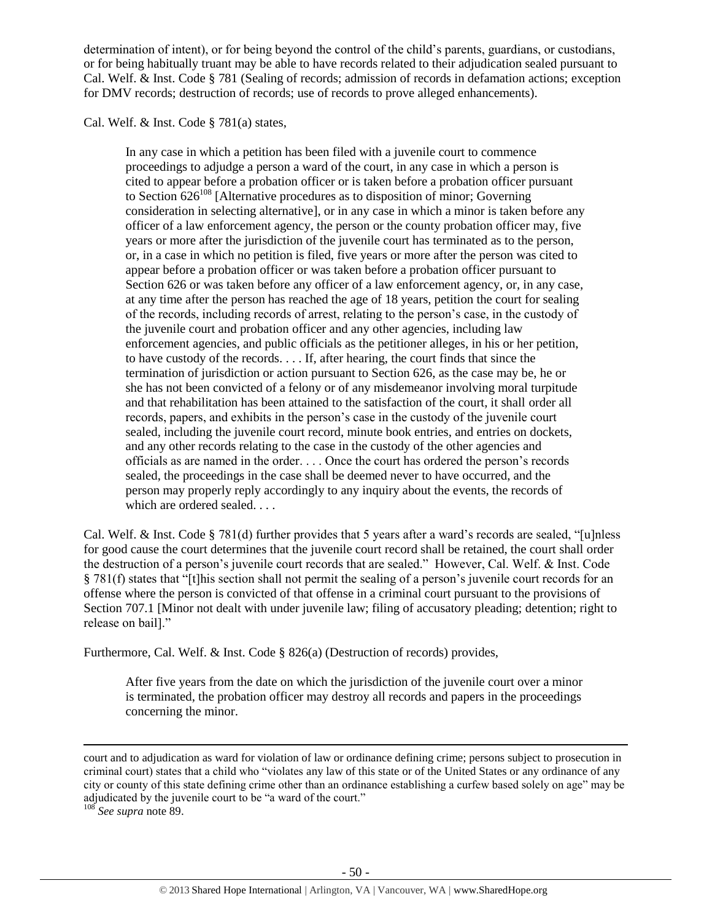determination of intent), or for being beyond the control of the child's parents, guardians, or custodians, or for being habitually truant may be able to have records related to their adjudication sealed pursuant to Cal. Welf. & Inst. Code § 781 (Sealing of records; admission of records in defamation actions; exception for DMV records; destruction of records; use of records to prove alleged enhancements).

Cal. Welf. & Inst. Code § 781(a) states,

> In any case in which a petition has been filed with a juvenile court to commence proceedings to adjudge a person a ward of the court, in any case in which a person is cited to appear before a probation officer or is taken before a probation officer pursuant to Section 626[108] [Alternative procedures as to disposition of minor; Governing consideration in selecting alternative], or in any case in which a minor is taken before any officer of a law enforcement agency, the person or the county probation officer may, five years or more after the jurisdiction of the juvenile court has terminated as to the person, or, in a case in which no petition is filed, five years or more after the person was cited to appear before a probation officer or was taken before a probation officer pursuant to Section 626 or was taken before any officer of a law enforcement agency, or, in any case, at any time after the person has reached the age of 18 years, petition the court for sealing of the records, including records of arrest, relating to the person's case, in the custody of the juvenile court and probation officer and any other agencies, including law enforcement agencies, and public officials as the petitioner alleges, in his or her petition, to have custody of the records. . . . If, after hearing, the court finds that since the termination of jurisdiction or action pursuant to Section 626, as the case may be, he or she has not been convicted of a felony or of any misdemeanor involving moral turpitude and that rehabilitation has been attained to the satisfaction of the court, it shall order all records, papers, and exhibits in the person's case in the custody of the juvenile court sealed, including the juvenile court record, minute book entries, and entries on dockets, and any other records relating to the case in the custody of the other agencies and officials as are named in the order. . . . Once the court has ordered the person's records sealed, the proceedings in the case shall be deemed never to have occurred, and the person may properly reply accordingly to any inquiry about the events, the records of which are ordered sealed. . . .

Cal. Welf. & Inst. Code § 781(d) further provides that 5 years after a ward's records are sealed, "[u]nless for good cause the court determines that the juvenile court record shall be retained, the court shall order the destruction of a person's juvenile court records that are sealed." However, Cal. Welf. & Inst. Code § 781(f) states that "[t]his section shall not permit the sealing of a person's juvenile court records for an offense where the person is convicted of that offense in a criminal court pursuant to the provisions of Section 707.1 [Minor not dealt with under juvenile law; filing of accusatory pleading; detention; right to release on bail]."

Furthermore, Cal. Welf. & Inst. Code § 826(a) (Destruction of records) provides,

> After five years from the date on which the jurisdiction of the juvenile court over a minor is terminated, the probation officer may destroy all records and papers in the proceedings concerning the minor.

---

court and to adjudication as ward for violation of law or ordinance defining crime; persons subject to prosecution in criminal court) states that a child who "violates any law of this state or of the United States or any ordinance of any city or county of this state defining crime other than an ordinance establishing a curfew based solely on age" may be adjudicated by the juvenile court to be "a ward of the court."

[108] *See supra* note 89.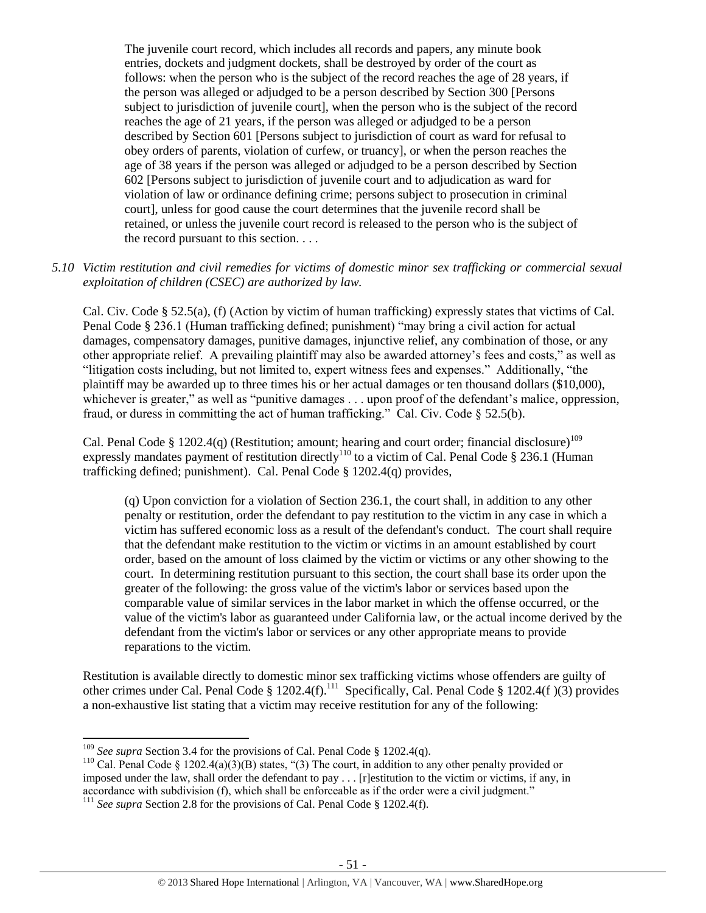> The juvenile court record, which includes all records and papers, any minute book entries, dockets and judgment dockets, shall be destroyed by order of the court as follows: when the person who is the subject of the record reaches the age of 28 years, if the person was alleged or adjudged to be a person described by Section 300 [Persons subject to jurisdiction of juvenile court], when the person who is the subject of the record reaches the age of 21 years, if the person was alleged or adjudged to be a person described by Section 601 [Persons subject to jurisdiction of court as ward for refusal to obey orders of parents, violation of curfew, or truancy], or when the person reaches the age of 38 years if the person was alleged or adjudged to be a person described by Section 602 [Persons subject to jurisdiction of juvenile court and to adjudication as ward for violation of law or ordinance defining crime; persons subject to prosecution in criminal court], unless for good cause the court determines that the juvenile record shall be retained, or unless the juvenile court record is released to the person who is the subject of the record pursuant to this section. . . .

*5.10 Victim restitution and civil remedies for victims of domestic minor sex trafficking or commercial sexual exploitation of children (CSEC) are authorized by law.*

Cal. Civ. Code § 52.5(a), (f) (Action by victim of human trafficking) expressly states that victims of Cal. Penal Code § 236.1 (Human trafficking defined; punishment) "may bring a civil action for actual damages, compensatory damages, punitive damages, injunctive relief, any combination of those, or any other appropriate relief. A prevailing plaintiff may also be awarded attorney's fees and costs," as well as "litigation costs including, but not limited to, expert witness fees and expenses." Additionally, "the plaintiff may be awarded up to three times his or her actual damages or ten thousand dollars ($10,000), whichever is greater," as well as "punitive damages . . . upon proof of the defendant's malice, oppression, fraud, or duress in committing the act of human trafficking." Cal. Civ. Code § 52.5(b).

Cal. Penal Code § 1202.4(q) (Restitution; amount; hearing and court order; financial disclosure)[109] expressly mandates payment of restitution directly[110] to a victim of Cal. Penal Code § 236.1 (Human trafficking defined; punishment). Cal. Penal Code § 1202.4(q) provides,

> (q) Upon conviction for a violation of Section 236.1, the court shall, in addition to any other penalty or restitution, order the defendant to pay restitution to the victim in any case in which a victim has suffered economic loss as a result of the defendant's conduct. The court shall require that the defendant make restitution to the victim or victims in an amount established by court order, based on the amount of loss claimed by the victim or victims or any other showing to the court. In determining restitution pursuant to this section, the court shall base its order upon the greater of the following: the gross value of the victim's labor or services based upon the comparable value of similar services in the labor market in which the offense occurred, or the value of the victim's labor as guaranteed under California law, or the actual income derived by the defendant from the victim's labor or services or any other appropriate means to provide reparations to the victim.

Restitution is available directly to domestic minor sex trafficking victims whose offenders are guilty of other crimes under Cal. Penal Code § 1202.4(f).[111] Specifically, Cal. Penal Code § 1202.4(f )(3) provides a non-exhaustive list stating that a victim may receive restitution for any of the following:

---

[109] *See supra* Section 3.4 for the provisions of Cal. Penal Code § 1202.4(q).

[110] Cal. Penal Code § 1202.4(a)(3)(B) states, "(3) The court, in addition to any other penalty provided or imposed under the law, shall order the defendant to pay . . . [r]estitution to the victim or victims, if any, in accordance with subdivision (f), which shall be enforceable as if the order were a civil judgment."

[111] *See supra* Section 2.8 for the provisions of Cal. Penal Code § 1202.4(f).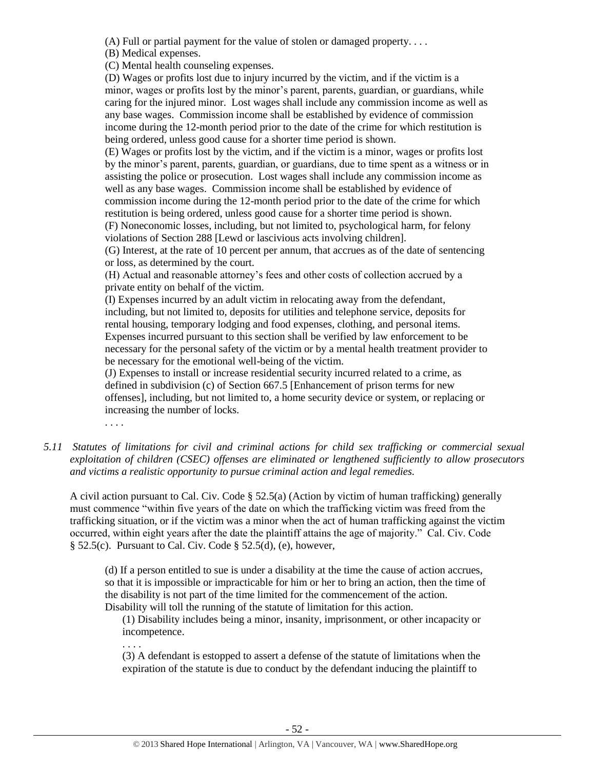(A) Full or partial payment for the value of stolen or damaged property. . . .

(B) Medical expenses.

(C) Mental health counseling expenses.

(D) Wages or profits lost due to injury incurred by the victim, and if the victim is a minor, wages or profits lost by the minor's parent, parents, guardian, or guardians, while caring for the injured minor. Lost wages shall include any commission income as well as any base wages. Commission income shall be established by evidence of commission income during the 12-month period prior to the date of the crime for which restitution is being ordered, unless good cause for a shorter time period is shown.

(E) Wages or profits lost by the victim, and if the victim is a minor, wages or profits lost by the minor's parent, parents, guardian, or guardians, due to time spent as a witness or in assisting the police or prosecution. Lost wages shall include any commission income as well as any base wages. Commission income shall be established by evidence of commission income during the 12-month period prior to the date of the crime for which restitution is being ordered, unless good cause for a shorter time period is shown.

(F) Noneconomic losses, including, but not limited to, psychological harm, for felony violations of Section 288 [Lewd or lascivious acts involving children].

(G) Interest, at the rate of 10 percent per annum, that accrues as of the date of sentencing or loss, as determined by the court.

(H) Actual and reasonable attorney's fees and other costs of collection accrued by a private entity on behalf of the victim.

(I) Expenses incurred by an adult victim in relocating away from the defendant, including, but not limited to, deposits for utilities and telephone service, deposits for rental housing, temporary lodging and food expenses, clothing, and personal items. Expenses incurred pursuant to this section shall be verified by law enforcement to be necessary for the personal safety of the victim or by a mental health treatment provider to be necessary for the emotional well-being of the victim.

(J) Expenses to install or increase residential security incurred related to a crime, as defined in subdivision (c) of Section 667.5 [Enhancement of prison terms for new offenses], including, but not limited to, a home security device or system, or replacing or increasing the number of locks.

. . . .

*5.11 Statutes of limitations for civil and criminal actions for child sex trafficking or commercial sexual exploitation of children (CSEC) offenses are eliminated or lengthened sufficiently to allow prosecutors and victims a realistic opportunity to pursue criminal action and legal remedies.*

A civil action pursuant to Cal. Civ. Code § 52.5(a) (Action by victim of human trafficking) generally must commence "within five years of the date on which the trafficking victim was freed from the trafficking situation, or if the victim was a minor when the act of human trafficking against the victim occurred, within eight years after the date the plaintiff attains the age of majority." Cal. Civ. Code § 52.5(c). Pursuant to Cal. Civ. Code § 52.5(d), (e), however,

> (d) If a person entitled to sue is under a disability at the time the cause of action accrues, so that it is impossible or impracticable for him or her to bring an action, then the time of the disability is not part of the time limited for the commencement of the action. Disability will toll the running of the statute of limitation for this action.
>
> (1) Disability includes being a minor, insanity, imprisonment, or other incapacity or incompetence.
>
> . . . .
>
> (3) A defendant is estopped to assert a defense of the statute of limitations when the expiration of the statute is due to conduct by the defendant inducing the plaintiff to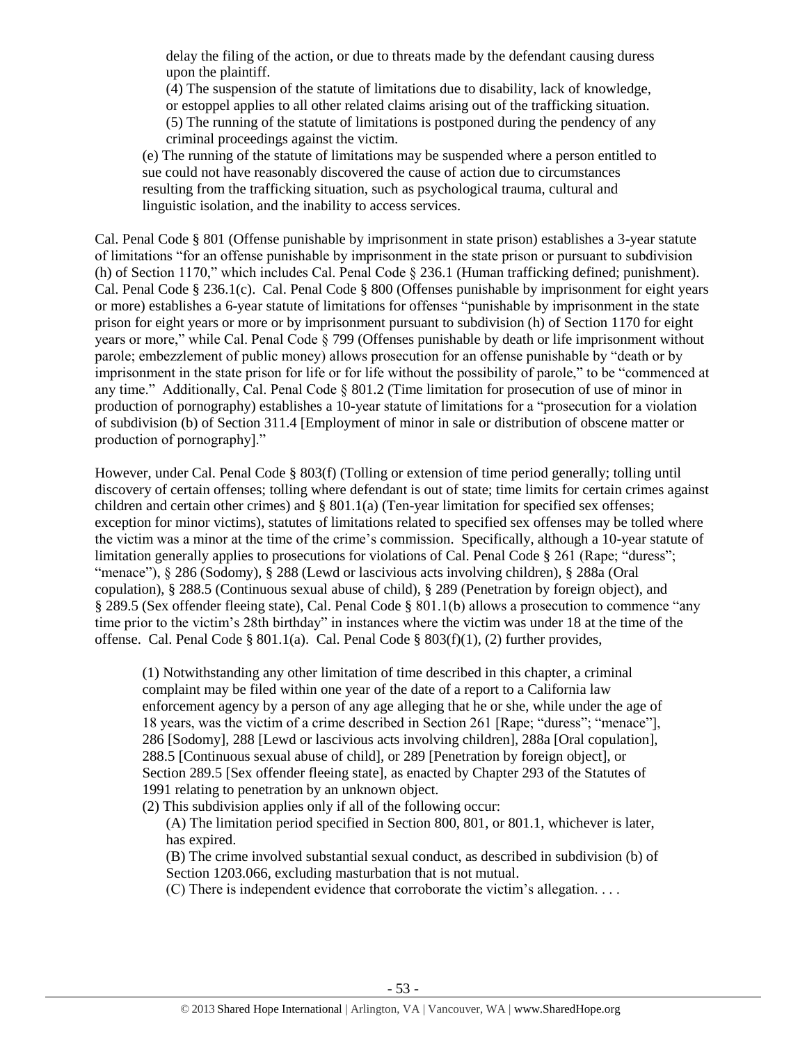delay the filing of the action, or due to threats made by the defendant causing duress upon the plaintiff.
(4) The suspension of the statute of limitations due to disability, lack of knowledge, or estoppel applies to all other related claims arising out of the trafficking situation.
(5) The running of the statute of limitations is postponed during the pendency of any criminal proceedings against the victim.

(e) The running of the statute of limitations may be suspended where a person entitled to sue could not have reasonably discovered the cause of action due to circumstances resulting from the trafficking situation, such as psychological trauma, cultural and linguistic isolation, and the inability to access services.

Cal. Penal Code § 801 (Offense punishable by imprisonment in state prison) establishes a 3-year statute of limitations "for an offense punishable by imprisonment in the state prison or pursuant to subdivision (h) of Section 1170," which includes Cal. Penal Code § 236.1 (Human trafficking defined; punishment). Cal. Penal Code § 236.1(c). Cal. Penal Code § 800 (Offenses punishable by imprisonment for eight years or more) establishes a 6-year statute of limitations for offenses "punishable by imprisonment in the state prison for eight years or more or by imprisonment pursuant to subdivision (h) of Section 1170 for eight years or more," while Cal. Penal Code § 799 (Offenses punishable by death or life imprisonment without parole; embezzlement of public money) allows prosecution for an offense punishable by "death or by imprisonment in the state prison for life or for life without the possibility of parole," to be "commenced at any time." Additionally, Cal. Penal Code § 801.2 (Time limitation for prosecution of use of minor in production of pornography) establishes a 10-year statute of limitations for a "prosecution for a violation of subdivision (b) of Section 311.4 [Employment of minor in sale or distribution of obscene matter or production of pornography]."

However, under Cal. Penal Code § 803(f) (Tolling or extension of time period generally; tolling until discovery of certain offenses; tolling where defendant is out of state; time limits for certain crimes against children and certain other crimes) and § 801.1(a) (Ten-year limitation for specified sex offenses; exception for minor victims), statutes of limitations related to specified sex offenses may be tolled where the victim was a minor at the time of the crime's commission. Specifically, although a 10-year statute of limitation generally applies to prosecutions for violations of Cal. Penal Code § 261 (Rape; "duress"; "menace"), § 286 (Sodomy), § 288 (Lewd or lascivious acts involving children), § 288a (Oral copulation), § 288.5 (Continuous sexual abuse of child), § 289 (Penetration by foreign object), and § 289.5 (Sex offender fleeing state), Cal. Penal Code § 801.1(b) allows a prosecution to commence "any time prior to the victim's 28th birthday" in instances where the victim was under 18 at the time of the offense. Cal. Penal Code § 801.1(a). Cal. Penal Code § 803(f)(1), (2) further provides,

(1) Notwithstanding any other limitation of time described in this chapter, a criminal complaint may be filed within one year of the date of a report to a California law enforcement agency by a person of any age alleging that he or she, while under the age of 18 years, was the victim of a crime described in Section 261 [Rape; "duress"; "menace"], 286 [Sodomy], 288 [Lewd or lascivious acts involving children], 288a [Oral copulation], 288.5 [Continuous sexual abuse of child], or 289 [Penetration by foreign object], or Section 289.5 [Sex offender fleeing state], as enacted by Chapter 293 of the Statutes of 1991 relating to penetration by an unknown object.
(2) This subdivision applies only if all of the following occur:
(A) The limitation period specified in Section 800, 801, or 801.1, whichever is later, has expired.
(B) The crime involved substantial sexual conduct, as described in subdivision (b) of Section 1203.066, excluding masturbation that is not mutual.
(C) There is independent evidence that corroborate the victim's allegation. . . .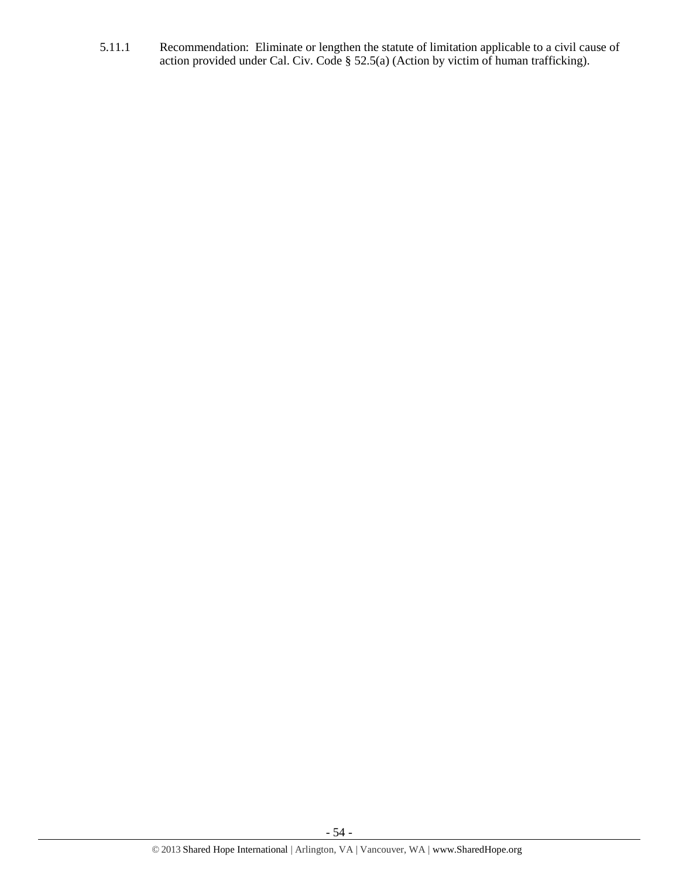5.11.1 Recommendation: Eliminate or lengthen the statute of limitation applicable to a civil cause of action provided under Cal. Civ. Code § 52.5(a) (Action by victim of human trafficking).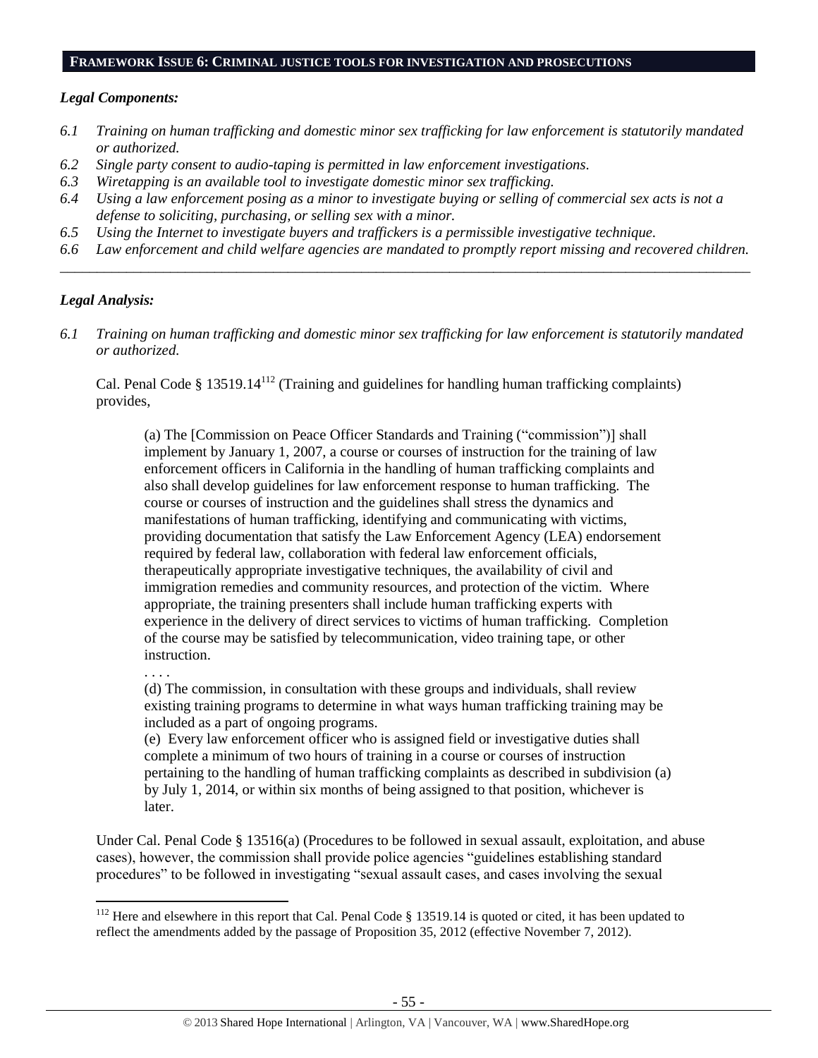## FRAMEWORK ISSUE 6: CRIMINAL JUSTICE TOOLS FOR INVESTIGATION AND PROSECUTIONS

### *Legal Components:*

*6.1 Training on human trafficking and domestic minor sex trafficking for law enforcement is statutorily mandated or authorized.*

*6.2 Single party consent to audio-taping is permitted in law enforcement investigations.*

*6.3 Wiretapping is an available tool to investigate domestic minor sex trafficking.*

*6.4 Using a law enforcement posing as a minor to investigate buying or selling of commercial sex acts is not a defense to soliciting, purchasing, or selling sex with a minor.*

*6.5 Using the Internet to investigate buyers and traffickers is a permissible investigative technique.*

*6.6 Law enforcement and child welfare agencies are mandated to promptly report missing and recovered children.*

---

### *Legal Analysis:*

*6.1 Training on human trafficking and domestic minor sex trafficking for law enforcement is statutorily mandated or authorized.*

Cal. Penal Code § 13519.14[112] (Training and guidelines for handling human trafficking complaints) provides,

> (a) The [Commission on Peace Officer Standards and Training ("commission")] shall implement by January 1, 2007, a course or courses of instruction for the training of law enforcement officers in California in the handling of human trafficking complaints and also shall develop guidelines for law enforcement response to human trafficking. The course or courses of instruction and the guidelines shall stress the dynamics and manifestations of human trafficking, identifying and communicating with victims, providing documentation that satisfy the Law Enforcement Agency (LEA) endorsement required by federal law, collaboration with federal law enforcement officials, therapeutically appropriate investigative techniques, the availability of civil and immigration remedies and community resources, and protection of the victim. Where appropriate, the training presenters shall include human trafficking experts with experience in the delivery of direct services to victims of human trafficking. Completion of the course may be satisfied by telecommunication, video training tape, or other instruction.
>
> . . . .
>
> (d) The commission, in consultation with these groups and individuals, shall review existing training programs to determine in what ways human trafficking training may be included as a part of ongoing programs.
>
> (e) Every law enforcement officer who is assigned field or investigative duties shall complete a minimum of two hours of training in a course or courses of instruction pertaining to the handling of human trafficking complaints as described in subdivision (a) by July 1, 2014, or within six months of being assigned to that position, whichever is later.

Under Cal. Penal Code § 13516(a) (Procedures to be followed in sexual assault, exploitation, and abuse cases), however, the commission shall provide police agencies "guidelines establishing standard procedures" to be followed in investigating "sexual assault cases, and cases involving the sexual

---

[112] Here and elsewhere in this report that Cal. Penal Code § 13519.14 is quoted or cited, it has been updated to reflect the amendments added by the passage of Proposition 35, 2012 (effective November 7, 2012).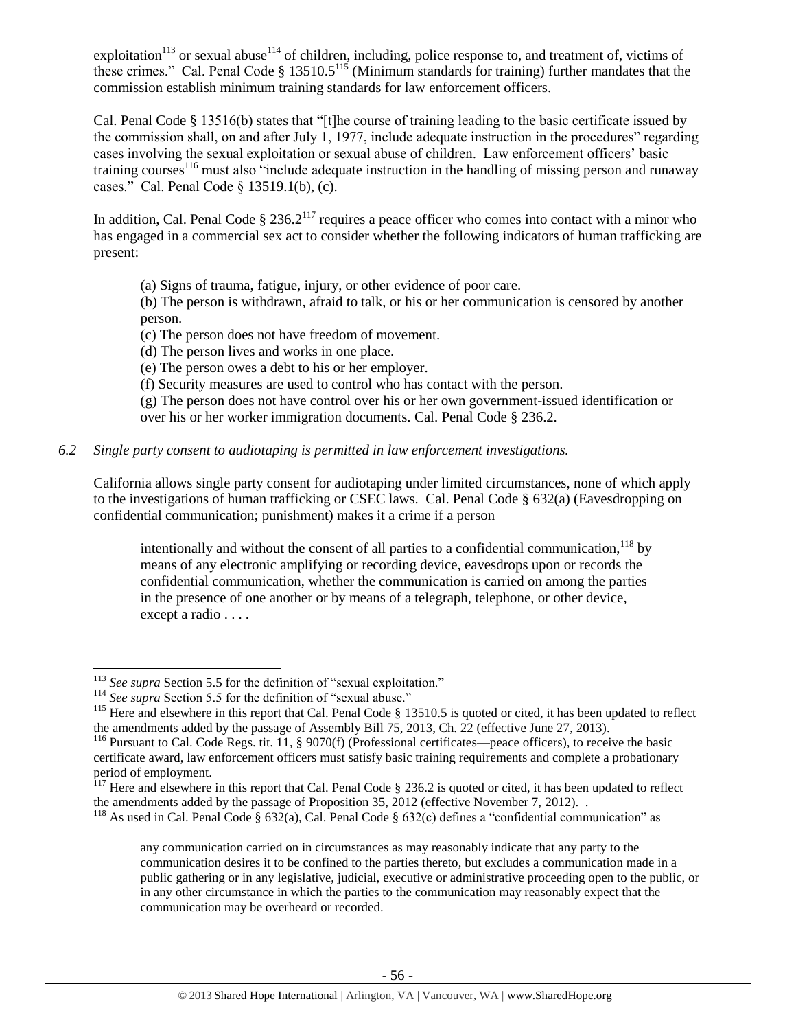exploitation[113] or sexual abuse[114] of children, including, police response to, and treatment of, victims of these crimes." Cal. Penal Code § 13510.5[115] (Minimum standards for training) further mandates that the commission establish minimum training standards for law enforcement officers.

Cal. Penal Code § 13516(b) states that "[t]he course of training leading to the basic certificate issued by the commission shall, on and after July 1, 1977, include adequate instruction in the procedures" regarding cases involving the sexual exploitation or sexual abuse of children. Law enforcement officers' basic training courses[116] must also "include adequate instruction in the handling of missing person and runaway cases." Cal. Penal Code § 13519.1(b), (c).

In addition, Cal. Penal Code § 236.2[117] requires a peace officer who comes into contact with a minor who has engaged in a commercial sex act to consider whether the following indicators of human trafficking are present:

> (a) Signs of trauma, fatigue, injury, or other evidence of poor care.
> (b) The person is withdrawn, afraid to talk, or his or her communication is censored by another person.
> (c) The person does not have freedom of movement.
> (d) The person lives and works in one place.
> (e) The person owes a debt to his or her employer.
> (f) Security measures are used to control who has contact with the person.
> (g) The person does not have control over his or her own government-issued identification or over his or her worker immigration documents. Cal. Penal Code § 236.2.

*6.2 Single party consent to audiotaping is permitted in law enforcement investigations.*

California allows single party consent for audiotaping under limited circumstances, none of which apply to the investigations of human trafficking or CSEC laws. Cal. Penal Code § 632(a) (Eavesdropping on confidential communication; punishment) makes it a crime if a person

> intentionally and without the consent of all parties to a confidential communication,[118] by means of any electronic amplifying or recording device, eavesdrops upon or records the confidential communication, whether the communication is carried on among the parties in the presence of one another or by means of a telegraph, telephone, or other device, except a radio . . . .

---

[113] *See supra* Section 5.5 for the definition of "sexual exploitation."

[114] *See supra* Section 5.5 for the definition of "sexual abuse."

[115] Here and elsewhere in this report that Cal. Penal Code § 13510.5 is quoted or cited, it has been updated to reflect the amendments added by the passage of Assembly Bill 75, 2013, Ch. 22 (effective June 27, 2013).

[116] Pursuant to Cal. Code Regs. tit. 11, § 9070(f) (Professional certificates—peace officers), to receive the basic certificate award, law enforcement officers must satisfy basic training requirements and complete a probationary period of employment.

[117] Here and elsewhere in this report that Cal. Penal Code § 236.2 is quoted or cited, it has been updated to reflect the amendments added by the passage of Proposition 35, 2012 (effective November 7, 2012). .

[118] As used in Cal. Penal Code § 632(a), Cal. Penal Code § 632(c) defines a "confidential communication" as

> any communication carried on in circumstances as may reasonably indicate that any party to the communication desires it to be confined to the parties thereto, but excludes a communication made in a public gathering or in any legislative, judicial, executive or administrative proceeding open to the public, or in any other circumstance in which the parties to the communication may reasonably expect that the communication may be overheard or recorded.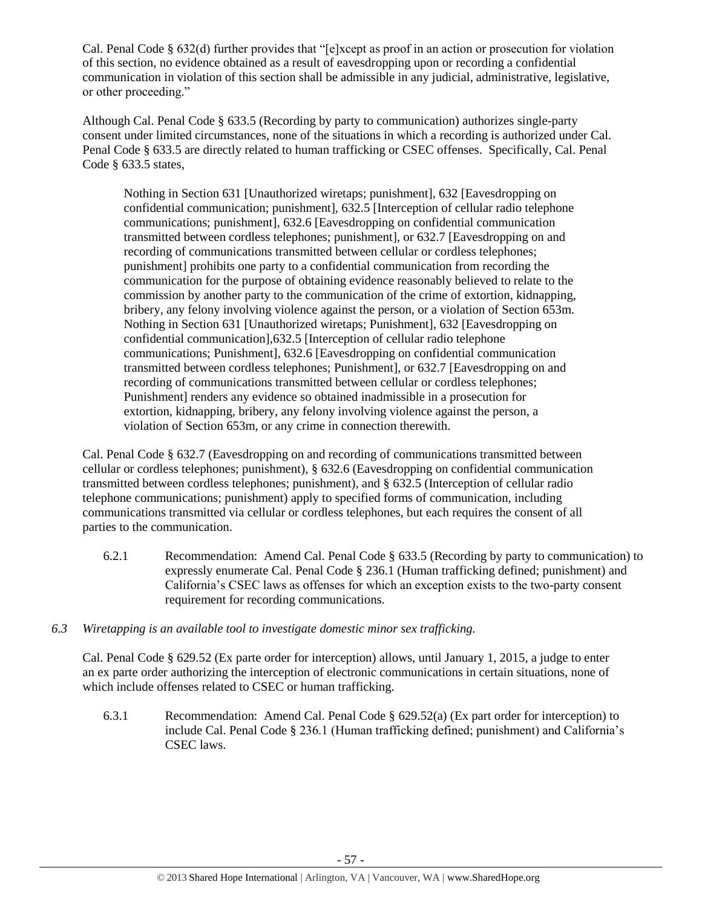Cal. Penal Code § 632(d) further provides that "[e]xcept as proof in an action or prosecution for violation of this section, no evidence obtained as a result of eavesdropping upon or recording a confidential communication in violation of this section shall be admissible in any judicial, administrative, legislative, or other proceeding."

Although Cal. Penal Code § 633.5 (Recording by party to communication) authorizes single-party consent under limited circumstances, none of the situations in which a recording is authorized under Cal. Penal Code § 633.5 are directly related to human trafficking or CSEC offenses. Specifically, Cal. Penal Code § 633.5 states,

> Nothing in Section 631 [Unauthorized wiretaps; punishment], 632 [Eavesdropping on confidential communication; punishment], 632.5 [Interception of cellular radio telephone communications; punishment], 632.6 [Eavesdropping on confidential communication transmitted between cordless telephones; punishment], or 632.7 [Eavesdropping on and recording of communications transmitted between cellular or cordless telephones; punishment] prohibits one party to a confidential communication from recording the communication for the purpose of obtaining evidence reasonably believed to relate to the commission by another party to the communication of the crime of extortion, kidnapping, bribery, any felony involving violence against the person, or a violation of Section 653m. Nothing in Section 631 [Unauthorized wiretaps; Punishment], 632 [Eavesdropping on confidential communication],632.5 [Interception of cellular radio telephone communications; Punishment], 632.6 [Eavesdropping on confidential communication transmitted between cordless telephones; Punishment], or 632.7 [Eavesdropping on and recording of communications transmitted between cellular or cordless telephones; Punishment] renders any evidence so obtained inadmissible in a prosecution for extortion, kidnapping, bribery, any felony involving violence against the person, a violation of Section 653m, or any crime in connection therewith.

Cal. Penal Code § 632.7 (Eavesdropping on and recording of communications transmitted between cellular or cordless telephones; punishment), § 632.6 (Eavesdropping on confidential communication transmitted between cordless telephones; punishment), and § 632.5 (Interception of cellular radio telephone communications; punishment) apply to specified forms of communication, including communications transmitted via cellular or cordless telephones, but each requires the consent of all parties to the communication.

6.2.1 Recommendation: Amend Cal. Penal Code § 633.5 (Recording by party to communication) to expressly enumerate Cal. Penal Code § 236.1 (Human trafficking defined; punishment) and California's CSEC laws as offenses for which an exception exists to the two-party consent requirement for recording communications.

*6.3 Wiretapping is an available tool to investigate domestic minor sex trafficking.*

Cal. Penal Code § 629.52 (Ex parte order for interception) allows, until January 1, 2015, a judge to enter an ex parte order authorizing the interception of electronic communications in certain situations, none of which include offenses related to CSEC or human trafficking.

6.3.1 Recommendation: Amend Cal. Penal Code § 629.52(a) (Ex part order for interception) to include Cal. Penal Code § 236.1 (Human trafficking defined; punishment) and California's CSEC laws.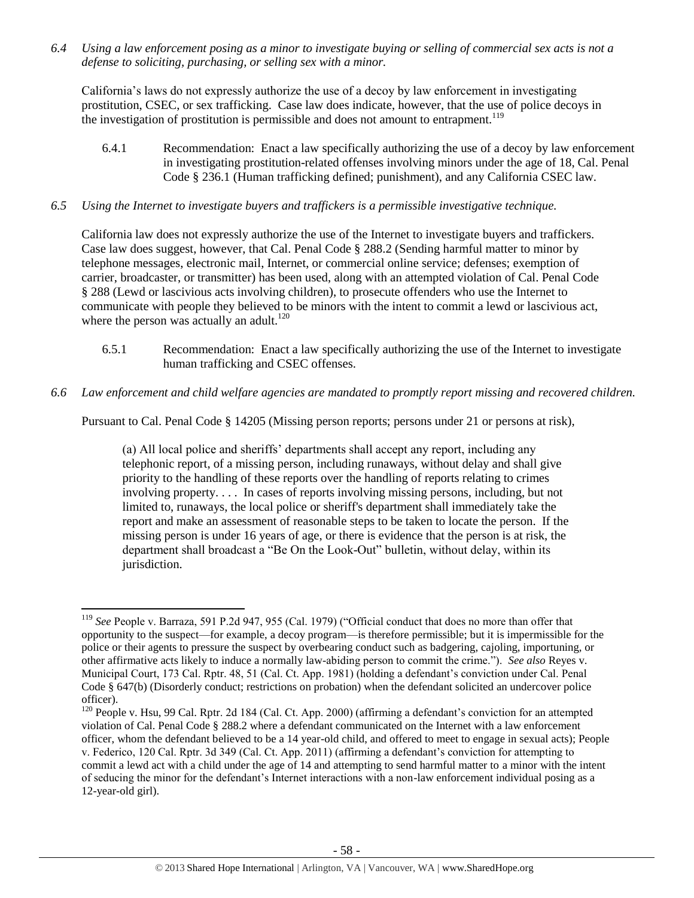*6.4 Using a law enforcement posing as a minor to investigate buying or selling of commercial sex acts is not a defense to soliciting, purchasing, or selling sex with a minor.*

California's laws do not expressly authorize the use of a decoy by law enforcement in investigating prostitution, CSEC, or sex trafficking. Case law does indicate, however, that the use of police decoys in the investigation of prostitution is permissible and does not amount to entrapment.[119]

6.4.1 Recommendation: Enact a law specifically authorizing the use of a decoy by law enforcement in investigating prostitution-related offenses involving minors under the age of 18, Cal. Penal Code § 236.1 (Human trafficking defined; punishment), and any California CSEC law.

*6.5 Using the Internet to investigate buyers and traffickers is a permissible investigative technique.*

California law does not expressly authorize the use of the Internet to investigate buyers and traffickers. Case law does suggest, however, that Cal. Penal Code § 288.2 (Sending harmful matter to minor by telephone messages, electronic mail, Internet, or commercial online service; defenses; exemption of carrier, broadcaster, or transmitter) has been used, along with an attempted violation of Cal. Penal Code § 288 (Lewd or lascivious acts involving children), to prosecute offenders who use the Internet to communicate with people they believed to be minors with the intent to commit a lewd or lascivious act, where the person was actually an adult.[120]

6.5.1 Recommendation: Enact a law specifically authorizing the use of the Internet to investigate human trafficking and CSEC offenses.

*6.6 Law enforcement and child welfare agencies are mandated to promptly report missing and recovered children.*

Pursuant to Cal. Penal Code § 14205 (Missing person reports; persons under 21 or persons at risk),

> (a) All local police and sheriffs' departments shall accept any report, including any telephonic report, of a missing person, including runaways, without delay and shall give priority to the handling of these reports over the handling of reports relating to crimes involving property. . . . In cases of reports involving missing persons, including, but not limited to, runaways, the local police or sheriff's department shall immediately take the report and make an assessment of reasonable steps to be taken to locate the person. If the missing person is under 16 years of age, or there is evidence that the person is at risk, the department shall broadcast a "Be On the Look-Out" bulletin, without delay, within its jurisdiction.

---

[119] *See* People v. Barraza, 591 P.2d 947, 955 (Cal. 1979) ("Official conduct that does no more than offer that opportunity to the suspect—for example, a decoy program—is therefore permissible; but it is impermissible for the police or their agents to pressure the suspect by overbearing conduct such as badgering, cajoling, importuning, or other affirmative acts likely to induce a normally law-abiding person to commit the crime."). *See also* Reyes v. Municipal Court, 173 Cal. Rptr. 48, 51 (Cal. Ct. App. 1981) (holding a defendant's conviction under Cal. Penal Code § 647(b) (Disorderly conduct; restrictions on probation) when the defendant solicited an undercover police officer).

[120] People v. Hsu, 99 Cal. Rptr. 2d 184 (Cal. Ct. App. 2000) (affirming a defendant's conviction for an attempted violation of Cal. Penal Code § 288.2 where a defendant communicated on the Internet with a law enforcement officer, whom the defendant believed to be a 14 year-old child, and offered to meet to engage in sexual acts); People v. Federico, 120 Cal. Rptr. 3d 349 (Cal. Ct. App. 2011) (affirming a defendant's conviction for attempting to commit a lewd act with a child under the age of 14 and attempting to send harmful matter to a minor with the intent of seducing the minor for the defendant's Internet interactions with a non-law enforcement individual posing as a 12-year-old girl).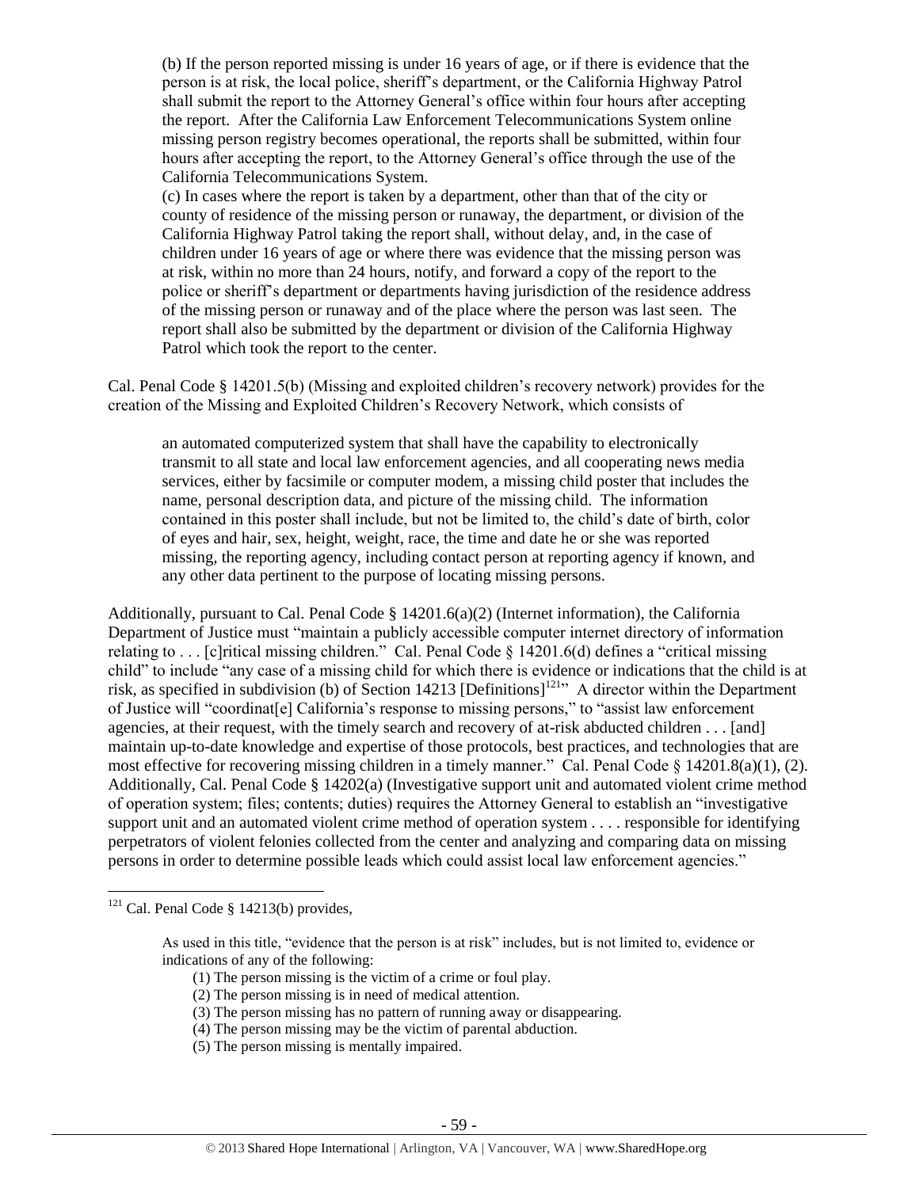> (b) If the person reported missing is under 16 years of age, or if there is evidence that the person is at risk, the local police, sheriff's department, or the California Highway Patrol shall submit the report to the Attorney General's office within four hours after accepting the report. After the California Law Enforcement Telecommunications System online missing person registry becomes operational, the reports shall be submitted, within four hours after accepting the report, to the Attorney General's office through the use of the California Telecommunications System.
>
> (c) In cases where the report is taken by a department, other than that of the city or county of residence of the missing person or runaway, the department, or division of the California Highway Patrol taking the report shall, without delay, and, in the case of children under 16 years of age or where there was evidence that the missing person was at risk, within no more than 24 hours, notify, and forward a copy of the report to the police or sheriff's department or departments having jurisdiction of the residence address of the missing person or runaway and of the place where the person was last seen. The report shall also be submitted by the department or division of the California Highway Patrol which took the report to the center.

Cal. Penal Code § 14201.5(b) (Missing and exploited children's recovery network) provides for the creation of the Missing and Exploited Children's Recovery Network, which consists of

> an automated computerized system that shall have the capability to electronically transmit to all state and local law enforcement agencies, and all cooperating news media services, either by facsimile or computer modem, a missing child poster that includes the name, personal description data, and picture of the missing child. The information contained in this poster shall include, but not be limited to, the child's date of birth, color of eyes and hair, sex, height, weight, race, the time and date he or she was reported missing, the reporting agency, including contact person at reporting agency if known, and any other data pertinent to the purpose of locating missing persons.

Additionally, pursuant to Cal. Penal Code § 14201.6(a)(2) (Internet information), the California Department of Justice must "maintain a publicly accessible computer internet directory of information relating to . . . [c]ritical missing children." Cal. Penal Code § 14201.6(d) defines a "critical missing child" to include "any case of a missing child for which there is evidence or indications that the child is at risk, as specified in subdivision (b) of Section 14213 [Definitions][121]" A director within the Department of Justice will "coordinat[e] California's response to missing persons," to "assist law enforcement agencies, at their request, with the timely search and recovery of at-risk abducted children . . . [and] maintain up-to-date knowledge and expertise of those protocols, best practices, and technologies that are most effective for recovering missing children in a timely manner." Cal. Penal Code § 14201.8(a)(1), (2). Additionally, Cal. Penal Code § 14202(a) (Investigative support unit and automated violent crime method of operation system; files; contents; duties) requires the Attorney General to establish an "investigative support unit and an automated violent crime method of operation system . . . . responsible for identifying perpetrators of violent felonies collected from the center and analyzing and comparing data on missing persons in order to determine possible leads which could assist local law enforcement agencies."

---

[121] Cal. Penal Code § 14213(b) provides,

> As used in this title, "evidence that the person is at risk" includes, but is not limited to, evidence or indications of any of the following:
>
> (1) The person missing is the victim of a crime or foul play.
> (2) The person missing is in need of medical attention.
> (3) The person missing has no pattern of running away or disappearing.
> (4) The person missing may be the victim of parental abduction.
> (5) The person missing is mentally impaired.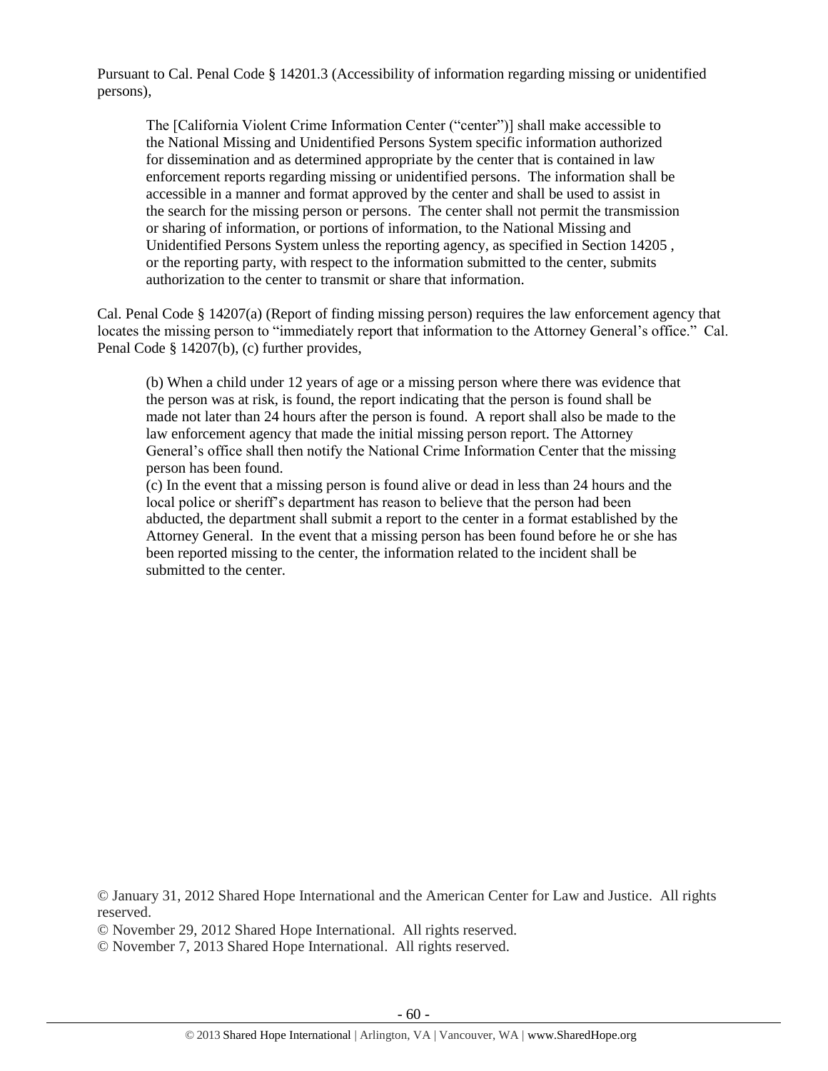Pursuant to Cal. Penal Code § 14201.3 (Accessibility of information regarding missing or unidentified persons),

> The [California Violent Crime Information Center ("center")] shall make accessible to the National Missing and Unidentified Persons System specific information authorized for dissemination and as determined appropriate by the center that is contained in law enforcement reports regarding missing or unidentified persons. The information shall be accessible in a manner and format approved by the center and shall be used to assist in the search for the missing person or persons. The center shall not permit the transmission or sharing of information, or portions of information, to the National Missing and Unidentified Persons System unless the reporting agency, as specified in Section 14205 , or the reporting party, with respect to the information submitted to the center, submits authorization to the center to transmit or share that information.

Cal. Penal Code § 14207(a) (Report of finding missing person) requires the law enforcement agency that locates the missing person to "immediately report that information to the Attorney General's office." Cal. Penal Code § 14207(b), (c) further provides,

> (b) When a child under 12 years of age or a missing person where there was evidence that the person was at risk, is found, the report indicating that the person is found shall be made not later than 24 hours after the person is found. A report shall also be made to the law enforcement agency that made the initial missing person report. The Attorney General's office shall then notify the National Crime Information Center that the missing person has been found.
> (c) In the event that a missing person is found alive or dead in less than 24 hours and the local police or sheriff's department has reason to believe that the person had been abducted, the department shall submit a report to the center in a format established by the Attorney General. In the event that a missing person has been found before he or she has been reported missing to the center, the information related to the incident shall be submitted to the center.

© January 31, 2012 Shared Hope International and the American Center for Law and Justice. All rights reserved.
© November 29, 2012 Shared Hope International. All rights reserved.
© November 7, 2013 Shared Hope International. All rights reserved.